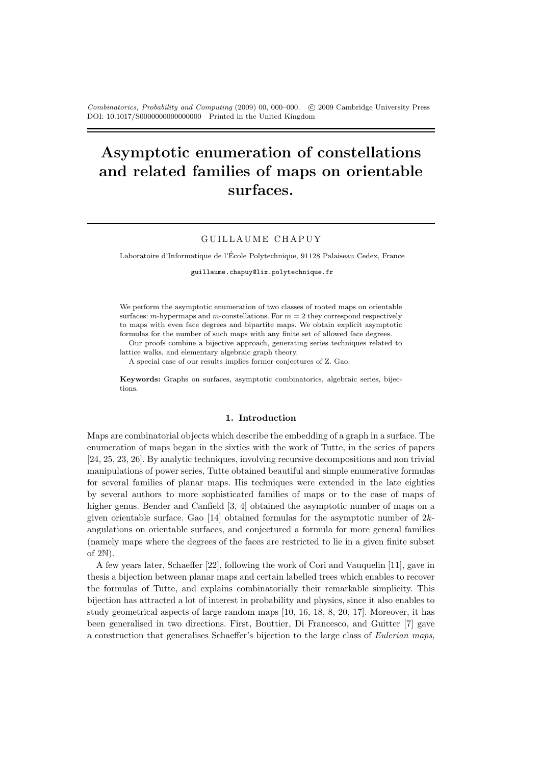# Asymptotic enumeration of constellations and related families of maps on orientable surfaces.

GUILLAUME CHAPUY

Laboratoire d'Informatique de l'École Polytechnique, 91128 Palaiseau Cedex, France

guillaume.chapuy@lix.polytechnique.fr

We perform the asymptotic enumeration of two classes of rooted maps on orientable surfaces: $m$-hypermaps and $m$-constellations. For $m = 2$ they correspond respectively to maps with even face degrees and bipartite maps. We obtain explicit asymptotic formulas for the number of such maps with any finite set of allowed face degrees.

Our proofs combine a bijective approach, generating series techniques related to lattice walks, and elementary algebraic graph theory.

A special case of our results implies former conjectures of Z. Gao.

**Keywords:** Graphs on surfaces, asymptotic combinatorics, algebraic series, bijections.

## 1. Introduction

Maps are combinatorial objects which describe the embedding of a graph in a surface. The enumeration of maps began in the sixties with the work of Tutte, in the series of papers [24, 25, 23, 26]. By analytic techniques, involving recursive decompositions and non trivial manipulations of power series, Tutte obtained beautiful and simple enumerative formulas for several families of planar maps. His techniques were extended in the late eighties by several authors to more sophisticated families of maps or to the case of maps of higher genus. Bender and Canfield [3, 4] obtained the asymptotic number of maps on a given orientable surface. Gao [14] obtained formulas for the asymptotic number of $2k$-angulations on orientable surfaces, and conjectured a formula for more general families (namely maps where the degrees of the faces are restricted to lie in a given finite subset of $2\mathbb{N}$).

A few years later, Schaeffer [22], following the work of Cori and Vauquelin [11], gave in thesis a bijection between planar maps and certain labelled trees which enables to recover the formulas of Tutte, and explains combinatorially their remarkable simplicity. This bijection has attracted a lot of interest in probability and physics, since it also enables to study geometrical aspects of large random maps [10, 16, 18, 8, 20, 17]. Moreover, it has been generalised in two directions. First, Bouttier, Di Francesco, and Guitter [7] gave a construction that generalises Schaeffer's bijection to the large class of *Eulerian maps*,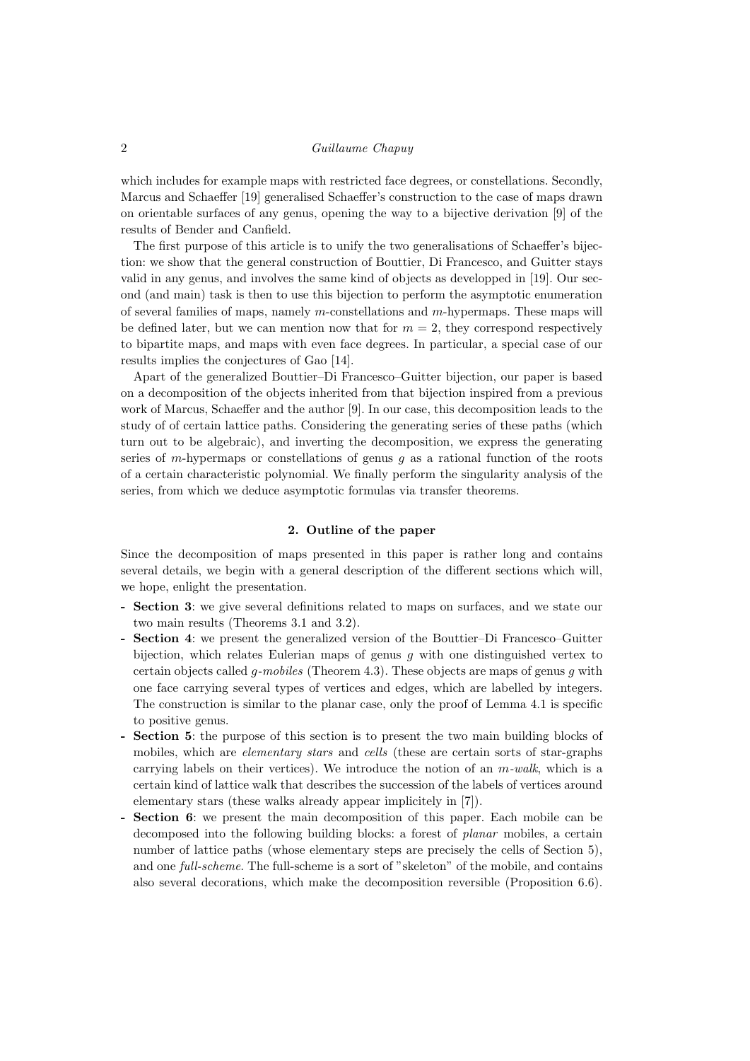which includes for example maps with restricted face degrees, or constellations. Secondly, Marcus and Schaeffer [19] generalised Schaeffer's construction to the case of maps drawn on orientable surfaces of any genus, opening the way to a bijective derivation [9] of the results of Bender and Canfield.

The first purpose of this article is to unify the two generalisations of Schaeffer's bijection: we show that the general construction of Bouttier, Di Francesco, and Guitter stays valid in any genus, and involves the same kind of objects as developped in [19]. Our second (and main) task is then to use this bijection to perform the asymptotic enumeration of several families of maps, namely $m$-constellations and $m$-hypermaps. These maps will be defined later, but we can mention now that for $m = 2$, they correspond respectively to bipartite maps, and maps with even face degrees. In particular, a special case of our results implies the conjectures of Gao [14].

Apart of the generalized Bouttier–Di Francesco–Guitter bijection, our paper is based on a decomposition of the objects inherited from that bijection inspired from a previous work of Marcus, Schaeffer and the author [9]. In our case, this decomposition leads to the study of of certain lattice paths. Considering the generating series of these paths (which turn out to be algebraic), and inverting the decomposition, we express the generating series of $m$-hypermaps or constellations of genus $g$ as a rational function of the roots of a certain characteristic polynomial. We finally perform the singularity analysis of the series, from which we deduce asymptotic formulas via transfer theorems.

## 2. Outline of the paper

Since the decomposition of maps presented in this paper is rather long and contains several details, we begin with a general description of the different sections which will, we hope, enlight the presentation.

- **Section 3**: we give several definitions related to maps on surfaces, and we state our two main results (Theorems 3.1 and 3.2).
- **Section 4**: we present the generalized version of the Bouttier–Di Francesco–Guitter bijection, which relates Eulerian maps of genus $g$ with one distinguished vertex to certain objects called *g-mobiles* (Theorem 4.3). These objects are maps of genus $g$ with one face carrying several types of vertices and edges, which are labelled by integers. The construction is similar to the planar case, only the proof of Lemma 4.1 is specific to positive genus.
- **Section 5**: the purpose of this section is to present the two main building blocks of mobiles, which are *elementary stars* and *cells* (these are certain sorts of star-graphs carrying labels on their vertices). We introduce the notion of an *m-walk*, which is a certain kind of lattice walk that describes the succession of the labels of vertices around elementary stars (these walks already appear implicitely in [7]).
- **Section 6**: we present the main decomposition of this paper. Each mobile can be decomposed into the following building blocks: a forest of *planar* mobiles, a certain number of lattice paths (whose elementary steps are precisely the cells of Section 5), and one *full-scheme*. The full-scheme is a sort of "skeleton" of the mobile, and contains also several decorations, which make the decomposition reversible (Proposition 6.6).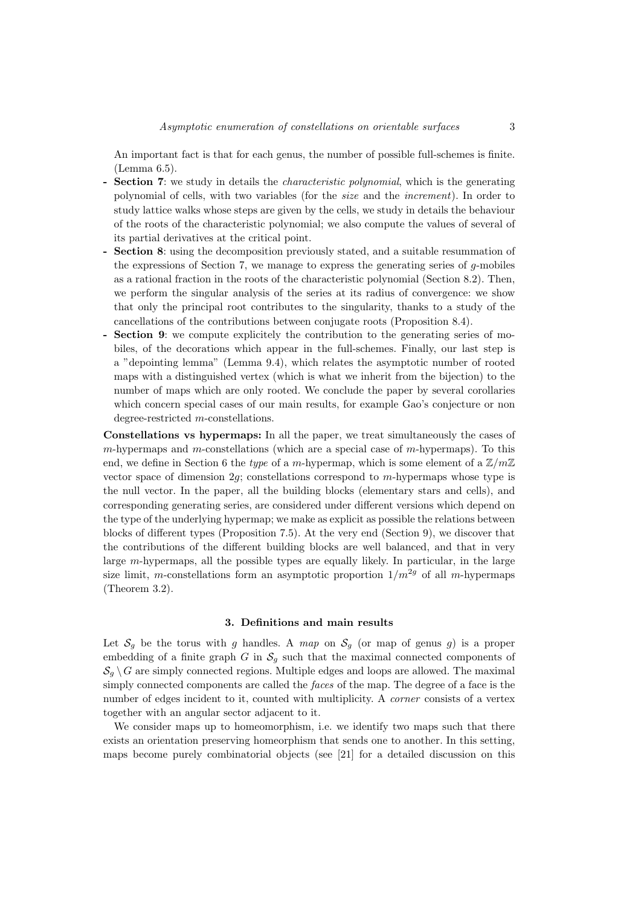An important fact is that for each genus, the number of possible full-schemes is finite. (Lemma 6.5).

- **Section 7**: we study in details the *characteristic polynomial*, which is the generating polynomial of cells, with two variables (for the *size* and the *increment*). In order to study lattice walks whose steps are given by the cells, we study in details the behaviour of the roots of the characteristic polynomial; we also compute the values of several of its partial derivatives at the critical point.
- **Section 8**: using the decomposition previously stated, and a suitable resummation of the expressions of Section 7, we manage to express the generating series of $g$-mobiles as a rational fraction in the roots of the characteristic polynomial (Section 8.2). Then, we perform the singular analysis of the series at its radius of convergence: we show that only the principal root contributes to the singularity, thanks to a study of the cancellations of the contributions between conjugate roots (Proposition 8.4).
- **Section 9**: we compute explicitely the contribution to the generating series of mobiles, of the decorations which appear in the full-schemes. Finally, our last step is a "depointing lemma" (Lemma 9.4), which relates the asymptotic number of rooted maps with a distinguished vertex (which is what we inherit from the bijection) to the number of maps which are only rooted. We conclude the paper by several corollaries which concern special cases of our main results, for example Gao's conjecture or non degree-restricted $m$-constellations.

**Constellations vs hypermaps:** In all the paper, we treat simultaneously the cases of $m$-hypermaps and $m$-constellations (which are a special case of $m$-hypermaps). To this end, we define in Section 6 the *type* of a $m$-hypermap, which is some element of a $\mathbb{Z}/m\mathbb{Z}$ vector space of dimension $2g$; constellations correspond to $m$-hypermaps whose type is the null vector. In the paper, all the building blocks (elementary stars and cells), and corresponding generating series, are considered under different versions which depend on the type of the underlying hypermap; we make as explicit as possible the relations between blocks of different types (Proposition 7.5). At the very end (Section 9), we discover that the contributions of the different building blocks are well balanced, and that in very large $m$-hypermaps, all the possible types are equally likely. In particular, in the large size limit, $m$-constellations form an asymptotic proportion $1/m^{2g}$ of all $m$-hypermaps (Theorem 3.2).

## 3. Definitions and main results

Let $\mathcal{S}_g$ be the torus with $g$ handles. A *map* on $\mathcal{S}_g$ (or map of genus $g$) is a proper embedding of a finite graph $G$ in $\mathcal{S}_g$ such that the maximal connected components of $\mathcal{S}_g \setminus G$ are simply connected regions. Multiple edges and loops are allowed. The maximal simply connected components are called the *faces* of the map. The degree of a face is the number of edges incident to it, counted with multiplicity. A *corner* consists of a vertex together with an angular sector adjacent to it.

We consider maps up to homeomorphism, i.e. we identify two maps such that there exists an orientation preserving homeomorphism that sends one to another. In this setting, maps become purely combinatorial objects (see [21] for a detailed discussion on this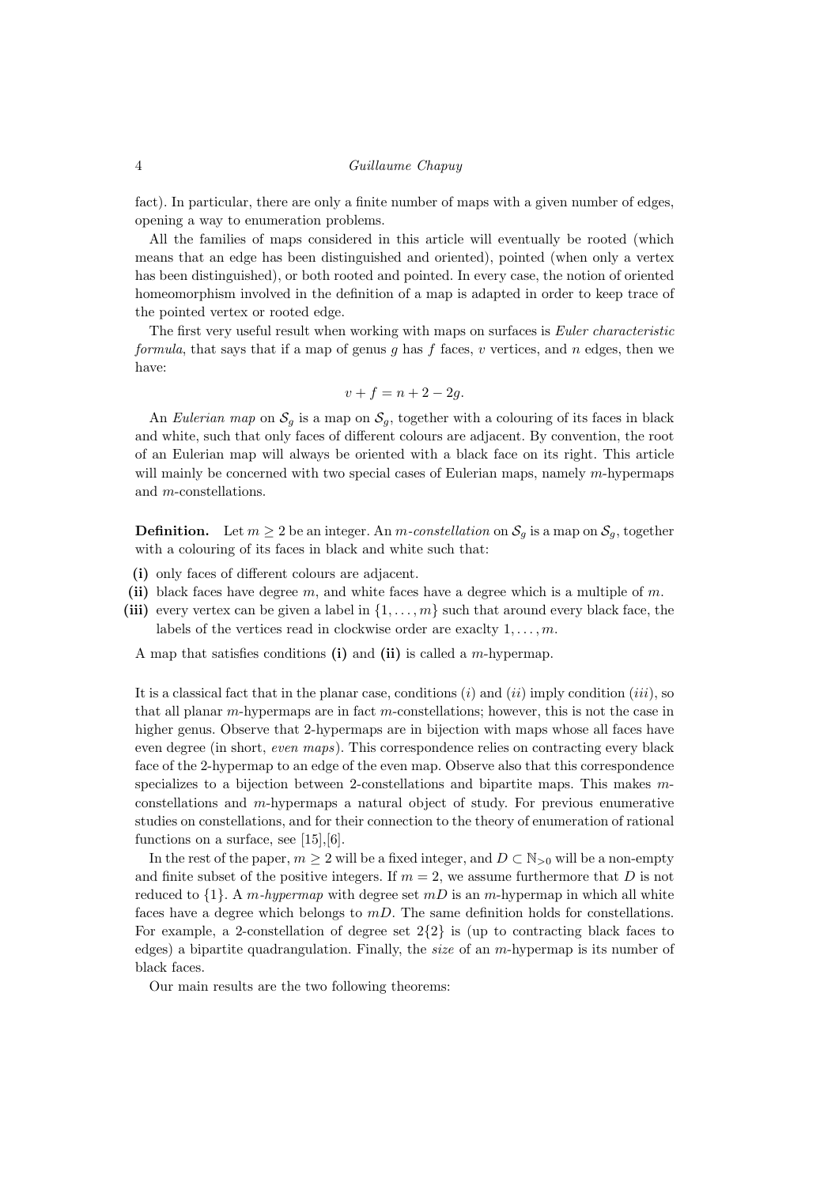fact). In particular, there are only a finite number of maps with a given number of edges, opening a way to enumeration problems.

All the families of maps considered in this article will eventually be rooted (which means that an edge has been distinguished and oriented), pointed (when only a vertex has been distinguished), or both rooted and pointed. In every case, the notion of oriented homeomorphism involved in the definition of a map is adapted in order to keep trace of the pointed vertex or rooted edge.

The first very useful result when working with maps on surfaces is *Euler characteristic formula*, that says that if a map of genus $g$ has $f$ faces, $v$ vertices, and $n$ edges, then we have:

$$v + f = n + 2 - 2g.$$

An *Eulerian map* on $\mathcal{S}_g$ is a map on $\mathcal{S}_g$, together with a colouring of its faces in black and white, such that only faces of different colours are adjacent. By convention, the root of an Eulerian map will always be oriented with a black face on its right. This article will mainly be concerned with two special cases of Eulerian maps, namely $m$-hypermaps and $m$-constellations.

**Definition.** Let $m \geq 2$ be an integer. An *$m$-constellation* on $\mathcal{S}_g$ is a map on $\mathcal{S}_g$, together with a colouring of its faces in black and white such that:

- **(i)** only faces of different colours are adjacent.
- **(ii)** black faces have degree $m$, and white faces have a degree which is a multiple of $m$.
- **(iii)** every vertex can be given a label in $\{1, \ldots, m\}$ such that around every black face, the labels of the vertices read in clockwise order are exaclty $1, \ldots, m$.

A map that satisfies conditions **(i)** and **(ii)** is called a $m$-hypermap.

It is a classical fact that in the planar case, conditions $(i)$ and $(ii)$ imply condition $(iii)$, so that all planar $m$-hypermaps are in fact $m$-constellations; however, this is not the case in higher genus. Observe that 2-hypermaps are in bijection with maps whose all faces have even degree (in short, *even maps*). This correspondence relies on contracting every black face of the 2-hypermap to an edge of the even map. Observe also that this correspondence specializes to a bijection between 2-constellations and bipartite maps. This makes $m$-constellations and $m$-hypermaps a natural object of study. For previous enumerative studies on constellations, and for their connection to the theory of enumeration of rational functions on a surface, see [15],[6].

In the rest of the paper, $m \geq 2$ will be a fixed integer, and $D \subset \mathbb{N}_{>0}$ will be a non-empty and finite subset of the positive integers. If $m = 2$, we assume furthermore that $D$ is not reduced to $\{1\}$. A *$m$-hypermap* with degree set $mD$ is an $m$-hypermap in which all white faces have a degree which belongs to $mD$. The same definition holds for constellations. For example, a 2-constellation of degree set $2\{2\}$ is (up to contracting black faces to edges) a bipartite quadrangulation. Finally, the *size* of an $m$-hypermap is its number of black faces.

Our main results are the two following theorems: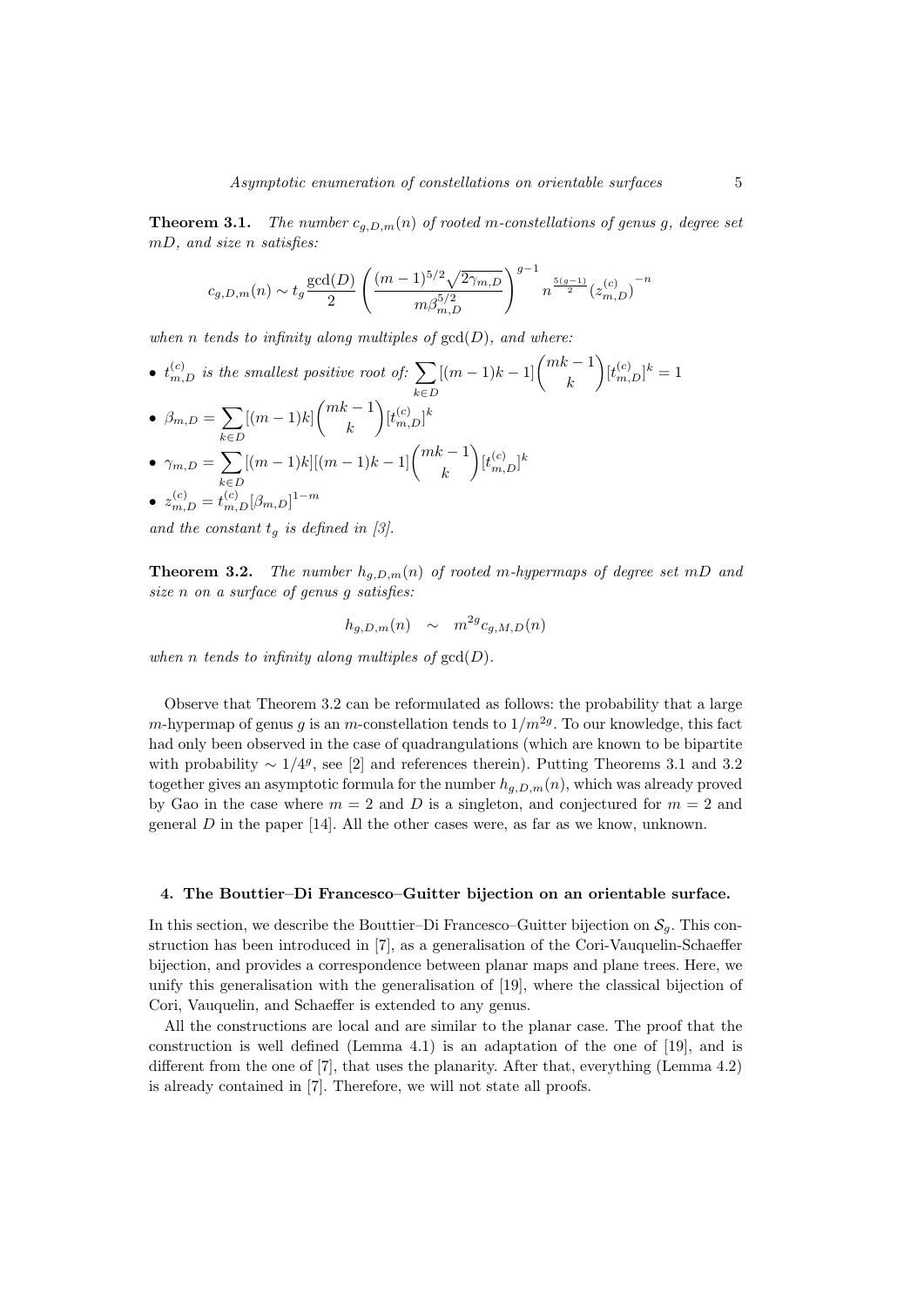**Theorem 3.1.** *The number $c_{g,D,m}(n)$ of rooted m-constellations of genus g, degree set mD, and size n satisfies:*

$$c_{g,D,m}(n) \sim t_g \frac{\gcd(D)}{2} \left( \frac{(m-1)^{5/2}\sqrt{2\gamma_{m,D}}}{m\beta_{m,D}^{5/2}} \right)^{g-1} n^{\frac{5(g-1)}{2}} (z_{m,D}^{(c)})^{-n}$$

*when n tends to infinity along multiples of* $\gcd(D)$*, and where:*

- $t_{m,D}^{(c)}$ *is the smallest positive root of:* $\sum_{k\in D} [(m-1)k-1] \binom{mk-1}{k} [t_{m,D}^{(c)}]^k = 1$
- $\beta_{m,D} = \sum_{k\in D} [(m-1)k] \binom{mk-1}{k} [t_{m,D}^{(c)}]^k$
- $\gamma_{m,D} = \sum_{k\in D} [(m-1)k][(m-1)k-1] \binom{mk-1}{k} [t_{m,D}^{(c)}]^k$
- $z_{m,D}^{(c)} = t_{m,D}^{(c)} [\beta_{m,D}]^{1-m}$

*and the constant $t_g$ is defined in [3].*

**Theorem 3.2.** *The number $h_{g,D,m}(n)$ of rooted m-hypermaps of degree set mD and size n on a surface of genus g satisfies:*

$$h_{g,D,m}(n) \quad \sim \quad m^{2g} c_{g,M,D}(n)$$

*when n tends to infinity along multiples of* $\gcd(D)$.

Observe that Theorem 3.2 can be reformulated as follows: the probability that a large $m$-hypermap of genus $g$ is an $m$-constellation tends to $1/m^{2g}$. To our knowledge, this fact had only been observed in the case of quadrangulations (which are known to be bipartite with probability $\sim 1/4^g$, see [2] and references therein). Putting Theorems 3.1 and 3.2 together gives an asymptotic formula for the number $h_{g,D,m}(n)$, which was already proved by Gao in the case where $m = 2$ and $D$ is a singleton, and conjectured for $m = 2$ and general $D$ in the paper [14]. All the other cases were, as far as we know, unknown.

## 4. The Bouttier–Di Francesco–Guitter bijection on an orientable surface.

In this section, we describe the Bouttier–Di Francesco–Guitter bijection on $\mathcal{S}_g$. This construction has been introduced in [7], as a generalisation of the Cori-Vauquelin-Schaeffer bijection, and provides a correspondence between planar maps and plane trees. Here, we unify this generalisation with the generalisation of [19], where the classical bijection of Cori, Vauquelin, and Schaeffer is extended to any genus.

All the constructions are local and are similar to the planar case. The proof that the construction is well defined (Lemma 4.1) is an adaptation of the one of [19], and is different from the one of [7], that uses the planarity. After that, everything (Lemma 4.2) is already contained in [7]. Therefore, we will not state all proofs.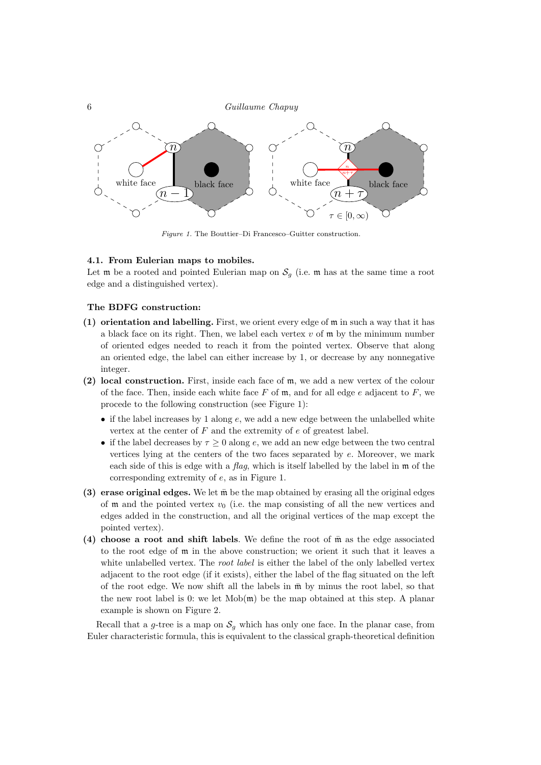*Figure 1.* The Bouttier–Di Francesco–Guitter construction.

### 4.1. From Eulerian maps to mobiles.

Let $\mathfrak{m}$ be a rooted and pointed Eulerian map on $\mathcal{S}_g$ (i.e. $\mathfrak{m}$ has at the same time a root edge and a distinguished vertex).

**The BDFG construction:**

**(1) orientation and labelling.** First, we orient every edge of $\mathfrak{m}$ in such a way that it has a black face on its right. Then, we label each vertex $v$ of $\mathfrak{m}$ by the minimum number of oriented edges needed to reach it from the pointed vertex. Observe that along an oriented edge, the label can either increase by 1, or decrease by any nonnegative integer.

**(2) local construction.** First, inside each face of $\mathfrak{m}$, we add a new vertex of the colour of the face. Then, inside each white face $F$ of $\mathfrak{m}$, and for all edge $e$ adjacent to $F$, we procede to the following construction (see Figure 1):

- if the label increases by 1 along $e$, we add a new edge between the unlabelled white vertex at the center of $F$ and the extremity of $e$ of greatest label.
- if the label decreases by $\tau \geq 0$ along $e$, we add an new edge between the two central vertices lying at the centers of the two faces separated by $e$. Moreover, we mark each side of this is edge with a *flag*, which is itself labelled by the label in $\mathfrak{m}$ of the corresponding extremity of $e$, as in Figure 1.

**(3) erase original edges.** We let $\bar{\mathfrak{m}}$ be the map obtained by erasing all the original edges of $\mathfrak{m}$ and the pointed vertex $v_0$ (i.e. the map consisting of all the new vertices and edges added in the construction, and all the original vertices of the map except the pointed vertex).

**(4) choose a root and shift labels**. We define the root of $\bar{\mathfrak{m}}$ as the edge associated to the root edge of $\mathfrak{m}$ in the above construction; we orient it such that it leaves a white unlabelled vertex. The *root label* is either the label of the only labelled vertex adjacent to the root edge (if it exists), either the label of the flag situated on the left of the root edge. We now shift all the labels in $\bar{\mathfrak{m}}$ by minus the root label, so that the new root label is 0: we let $\mathrm{Mob}(\mathfrak{m})$ be the map obtained at this step. A planar example is shown on Figure 2.

Recall that a $g$-tree is a map on $\mathcal{S}_g$ which has only one face. In the planar case, from Euler characteristic formula, this is equivalent to the classical graph-theoretical definition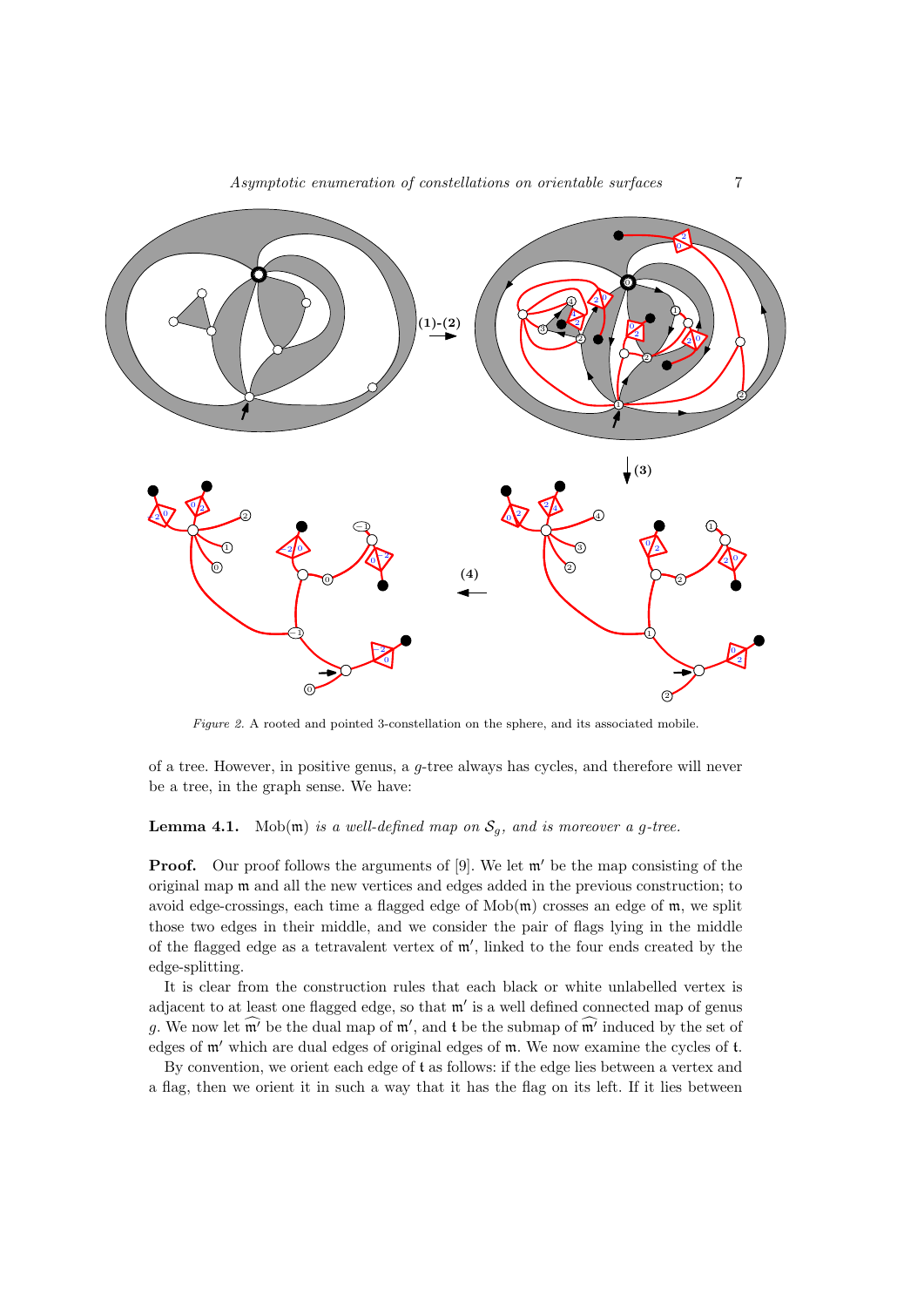*Figure 2.* A rooted and pointed 3-constellation on the sphere, and its associated mobile.

of a tree. However, in positive genus, a $g$-tree always has cycles, and therefore will never be a tree, in the graph sense. We have:

**Lemma 4.1.** $\mathrm{Mob}(\mathfrak{m})$ *is a well-defined map on* $\mathcal{S}_g$*, and is moreover a* $g$*-tree.*

**Proof.** Our proof follows the arguments of [9]. We let $\mathfrak{m}'$ be the map consisting of the original map $\mathfrak{m}$ and all the new vertices and edges added in the previous construction; to avoid edge-crossings, each time a flagged edge of $\mathrm{Mob}(\mathfrak{m})$ crosses an edge of $\mathfrak{m}$, we split those two edges in their middle, and we consider the pair of flags lying in the middle of the flagged edge as a tetravalent vertex of $\mathfrak{m}'$, linked to the four ends created by the edge-splitting.

It is clear from the construction rules that each black or white unlabelled vertex is adjacent to at least one flagged edge, so that $\mathfrak{m}'$ is a well defined connected map of genus $g$. We now let $\widehat{\mathfrak{m}'}$ be the dual map of $\mathfrak{m}'$, and $\mathfrak{t}$ be the submap of $\widehat{\mathfrak{m}'}$ induced by the set of edges of $\mathfrak{m}'$ which are dual edges of original edges of $\mathfrak{m}$. We now examine the cycles of $\mathfrak{t}$.

By convention, we orient each edge of $\mathfrak{t}$ as follows: if the edge lies between a vertex and a flag, then we orient it in such a way that it has the flag on its left. If it lies between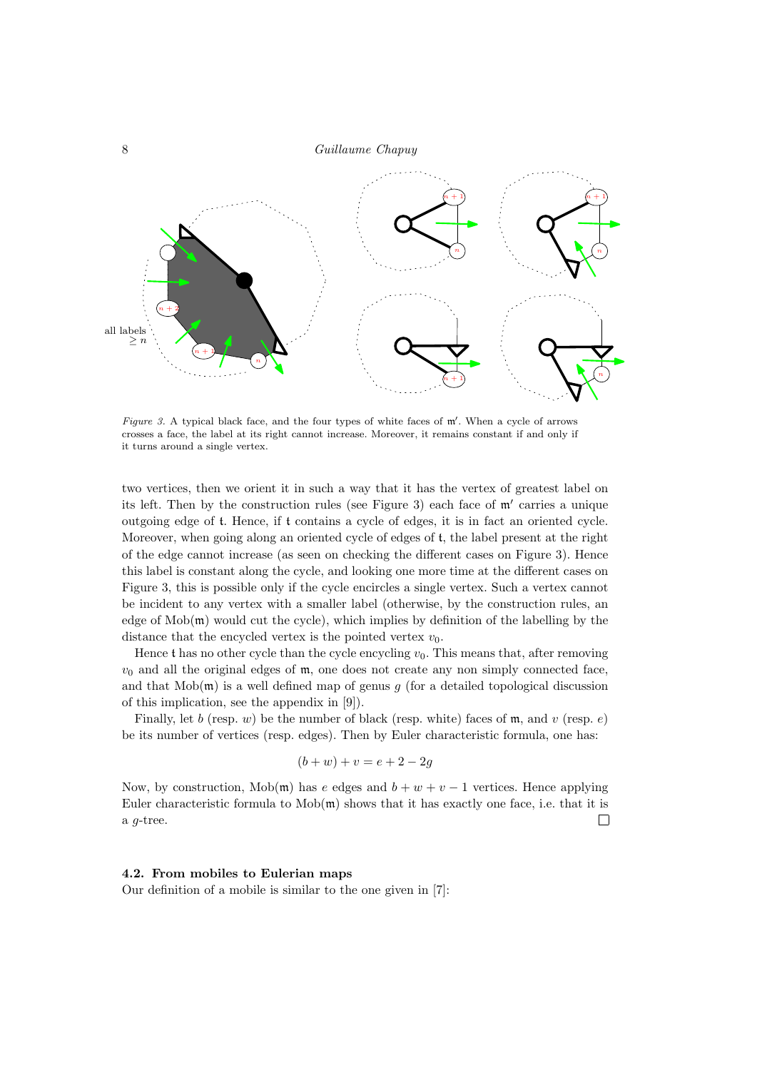*Figure 3.* A typical black face, and the four types of white faces of $\mathfrak{m}'$. When a cycle of arrows crosses a face, the label at its right cannot increase. Moreover, it remains constant if and only if it turns around a single vertex.

two vertices, then we orient it in such a way that it has the vertex of greatest label on its left. Then by the construction rules (see Figure 3) each face of $\mathfrak{m}'$ carries a unique outgoing edge of $\mathfrak{t}$. Hence, if $\mathfrak{t}$ contains a cycle of edges, it is in fact an oriented cycle. Moreover, when going along an oriented cycle of edges of $\mathfrak{t}$, the label present at the right of the edge cannot increase (as seen on checking the different cases on Figure 3). Hence this label is constant along the cycle, and looking one more time at the different cases on Figure 3, this is possible only if the cycle encircles a single vertex. Such a vertex cannot be incident to any vertex with a smaller label (otherwise, by the construction rules, an edge of $\mathrm{Mob}(\mathfrak{m})$ would cut the cycle), which implies by definition of the labelling by the distance that the encycled vertex is the pointed vertex $v_0$.

Hence $\mathfrak{t}$ has no other cycle than the cycle encycling $v_0$. This means that, after removing $v_0$ and all the original edges of $\mathfrak{m}$, one does not create any non simply connected face, and that $\mathrm{Mob}(\mathfrak{m})$ is a well defined map of genus $g$ (for a detailed topological discussion of this implication, see the appendix in [9]).

Finally, let $b$ (resp. $w$) be the number of black (resp. white) faces of $\mathfrak{m}$, and $v$ (resp. $e$) be its number of vertices (resp. edges). Then by Euler characteristic formula, one has:

$$(b + w) + v = e + 2 - 2g$$

Now, by construction, $\mathrm{Mob}(\mathfrak{m})$ has $e$ edges and $b + w + v - 1$ vertices. Hence applying Euler characteristic formula to $\mathrm{Mob}(\mathfrak{m})$ shows that it has exactly one face, i.e. that it is a $g$-tree. $\square$

### 4.2. From mobiles to Eulerian maps

Our definition of a mobile is similar to the one given in [7]: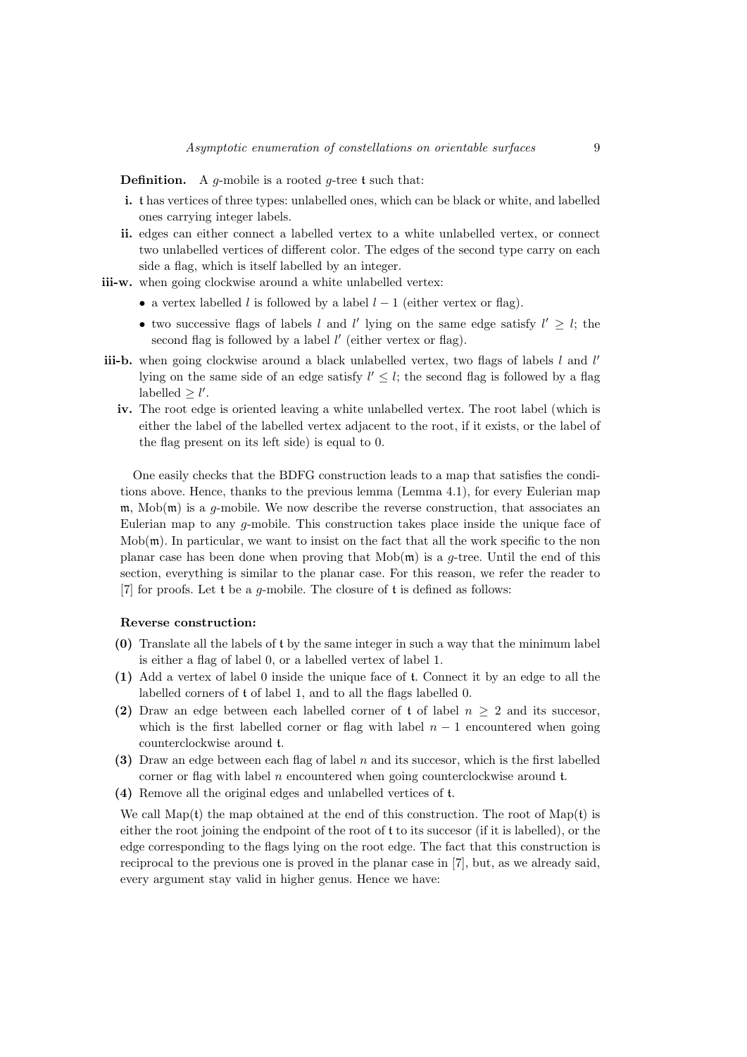**Definition.** A $g$-mobile is a rooted $g$-tree $\mathfrak{t}$ such that:

- **i.** $\mathfrak{t}$ has vertices of three types: unlabelled ones, which can be black or white, and labelled ones carrying integer labels.
- **ii.** edges can either connect a labelled vertex to a white unlabelled vertex, or connect two unlabelled vertices of different color. The edges of the second type carry on each side a flag, which is itself labelled by an integer.
- **iii-w.** when going clockwise around a white unlabelled vertex:
  - a vertex labelled $l$ is followed by a label $l-1$ (either vertex or flag).
  - two successive flags of labels $l$ and $l'$ lying on the same edge satisfy $l' \geq l$; the second flag is followed by a label $l'$ (either vertex or flag).
- **iii-b.** when going clockwise around a black unlabelled vertex, two flags of labels $l$ and $l'$ lying on the same side of an edge satisfy $l' \leq l$; the second flag is followed by a flag labelled $\geq l'$.
- **iv.** The root edge is oriented leaving a white unlabelled vertex. The root label (which is either the label of the labelled vertex adjacent to the root, if it exists, or the label of the flag present on its left side) is equal to 0.

One easily checks that the BDFG construction leads to a map that satisfies the conditions above. Hence, thanks to the previous lemma (Lemma 4.1), for every Eulerian map $\mathfrak{m}$, $\mathrm{Mob}(\mathfrak{m})$ is a $g$-mobile. We now describe the reverse construction, that associates an Eulerian map to any $g$-mobile. This construction takes place inside the unique face of $\mathrm{Mob}(\mathfrak{m})$. In particular, we want to insist on the fact that all the work specific to the non planar case has been done when proving that $\mathrm{Mob}(\mathfrak{m})$ is a $g$-tree. Until the end of this section, everything is similar to the planar case. For this reason, we refer the reader to [7] for proofs. Let $\mathfrak{t}$ be a $g$-mobile. The closure of $\mathfrak{t}$ is defined as follows:

**Reverse construction:**

- **(0)** Translate all the labels of $\mathfrak{t}$ by the same integer in such a way that the minimum label is either a flag of label 0, or a labelled vertex of label 1.
- **(1)** Add a vertex of label 0 inside the unique face of $\mathfrak{t}$. Connect it by an edge to all the labelled corners of $\mathfrak{t}$ of label 1, and to all the flags labelled 0.
- **(2)** Draw an edge between each labelled corner of $\mathfrak{t}$ of label $n \geq 2$ and its succesor, which is the first labelled corner or flag with label $n-1$ encountered when going counterclockwise around $\mathfrak{t}$.
- **(3)** Draw an edge between each flag of label $n$ and its succesor, which is the first labelled corner or flag with label $n$ encountered when going counterclockwise around $\mathfrak{t}$.
- **(4)** Remove all the original edges and unlabelled vertices of $\mathfrak{t}$.

We call $\mathrm{Map}(\mathfrak{t})$ the map obtained at the end of this construction. The root of $\mathrm{Map}(\mathfrak{t})$ is either the root joining the endpoint of the root of $\mathfrak{t}$ to its succesor (if it is labelled), or the edge corresponding to the flags lying on the root edge. The fact that this construction is reciprocal to the previous one is proved in the planar case in [7], but, as we already said, every argument stay valid in higher genus. Hence we have: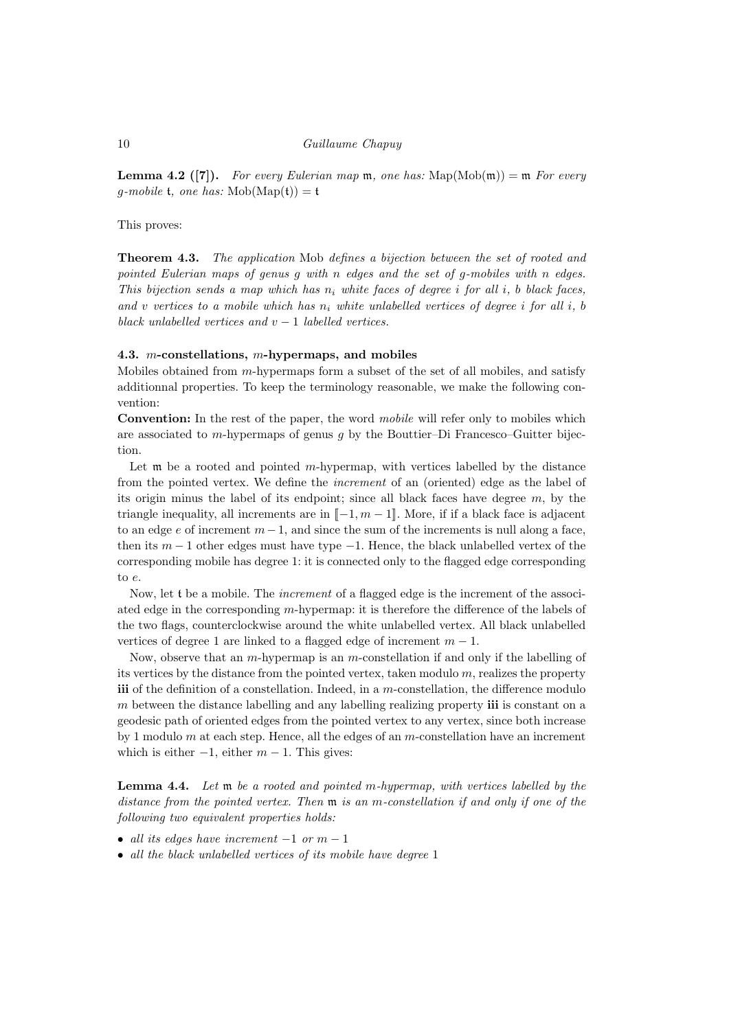**Lemma 4.2 ([7]).** *For every Eulerian map* $\mathfrak{m}$*, one has:* $\text{Map}(\text{Mob}(\mathfrak{m})) = \mathfrak{m}$ *For every* $g$*-mobile* $\mathfrak{t}$*, one has:* $\text{Mob}(\text{Map}(\mathfrak{t})) = \mathfrak{t}$

This proves:

**Theorem 4.3.** *The application* Mob *defines a bijection between the set of rooted and pointed Eulerian maps of genus* $g$ *with* $n$ *edges and the set of* $g$*-mobiles with* $n$ *edges. This bijection sends a map which has* $n_i$ *white faces of degree* $i$ *for all* $i$*,* $b$ *black faces, and* $v$ *vertices to a mobile which has* $n_i$ *white unlabelled vertices of degree* $i$ *for all* $i$*,* $b$ *black unlabelled vertices and* $v-1$ *labelled vertices.*

### 4.3. $m$-constellations, $m$-hypermaps, and mobiles

Mobiles obtained from $m$-hypermaps form a subset of the set of all mobiles, and satisfy additionnal properties. To keep the terminology reasonable, we make the following convention:

**Convention:** In the rest of the paper, the word *mobile* will refer only to mobiles which are associated to $m$-hypermaps of genus $g$ by the Bouttier–Di Francesco–Guitter bijection.

Let $\mathfrak{m}$ be a rooted and pointed $m$-hypermap, with vertices labelled by the distance from the pointed vertex. We define the *increment* of an (oriented) edge as the label of its origin minus the label of its endpoint; since all black faces have degree $m$, by the triangle inequality, all increments are in $[\![-1, m-1]\!]$. More, if if a black face is adjacent to an edge $e$ of increment $m-1$, and since the sum of the increments is null along a face, then its $m-1$ other edges must have type $-1$. Hence, the black unlabelled vertex of the corresponding mobile has degree 1: it is connected only to the flagged edge corresponding to $e$.

Now, let $\mathfrak{t}$ be a mobile. The *increment* of a flagged edge is the increment of the associated edge in the corresponding $m$-hypermap: it is therefore the difference of the labels of the two flags, counterclockwise around the white unlabelled vertex. All black unlabelled vertices of degree 1 are linked to a flagged edge of increment $m-1$.

Now, observe that an $m$-hypermap is an $m$-constellation if and only if the labelling of its vertices by the distance from the pointed vertex, taken modulo $m$, realizes the property **iii** of the definition of a constellation. Indeed, in a $m$-constellation, the difference modulo $m$ between the distance labelling and any labelling realizing property **iii** is constant on a geodesic path of oriented edges from the pointed vertex to any vertex, since both increase by 1 modulo $m$ at each step. Hence, all the edges of an $m$-constellation have an increment which is either $-1$, either $m-1$. This gives:

**Lemma 4.4.** *Let* $\mathfrak{m}$ *be a rooted and pointed* $m$*-hypermap, with vertices labelled by the distance from the pointed vertex. Then* $\mathfrak{m}$ *is an* $m$*-constellation if and only if one of the following two equivalent properties holds:*

- *all its edges have increment* $-1$ *or* $m-1$
- *all the black unlabelled vertices of its mobile have degree* 1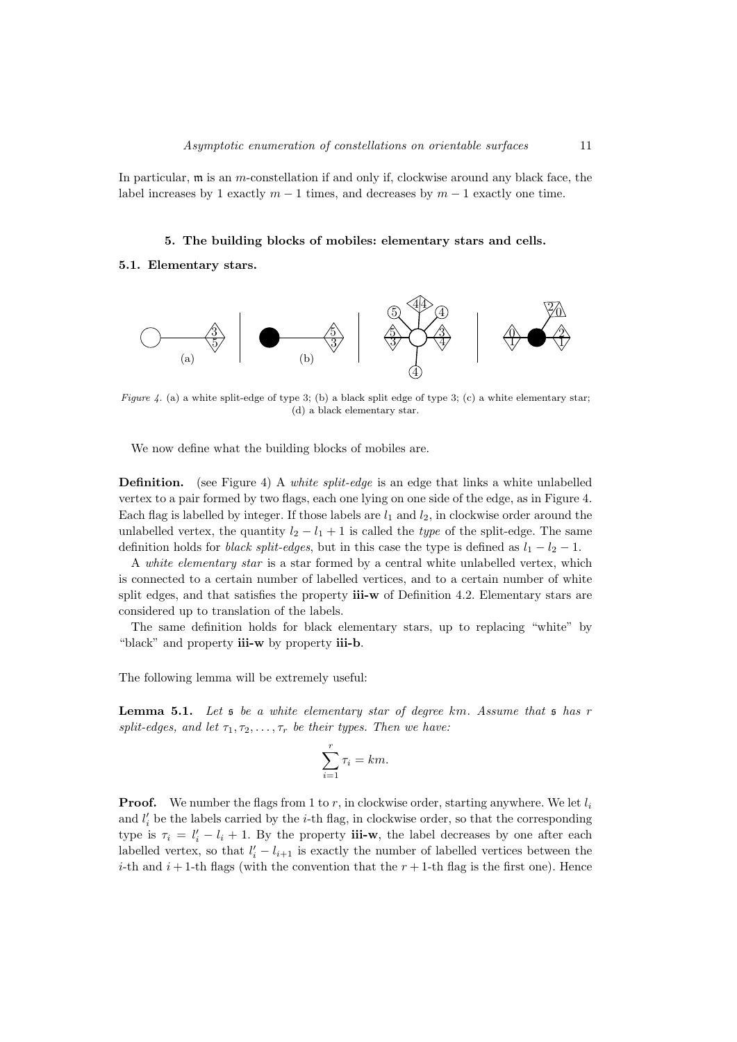In particular, $\mathfrak{m}$ is an $m$-constellation if and only if, clockwise around any black face, the label increases by 1 exactly $m-1$ times, and decreases by $m-1$ exactly one time.

## 5. The building blocks of mobiles: elementary stars and cells.

### 5.1. Elementary stars.

*Figure 4.* (a) a white split-edge of type 3; (b) a black split edge of type 3; (c) a white elementary star; (d) a black elementary star.

We now define what the building blocks of mobiles are.

**Definition.** (see Figure 4) A *white split-edge* is an edge that links a white unlabelled vertex to a pair formed by two flags, each one lying on one side of the edge, as in Figure 4. Each flag is labelled by integer. If those labels are $l_1$ and $l_2$, in clockwise order around the unlabelled vertex, the quantity $l_2 - l_1 + 1$ is called the *type* of the split-edge. The same definition holds for *black split-edges*, but in this case the type is defined as $l_1 - l_2 - 1$.

A *white elementary star* is a star formed by a central white unlabelled vertex, which is connected to a certain number of labelled vertices, and to a certain number of white split edges, and that satisfies the property **iii-w** of Definition 4.2. Elementary stars are considered up to translation of the labels.

The same definition holds for black elementary stars, up to replacing "white" by "black" and property **iii-w** by property **iii-b**.

The following lemma will be extremely useful:

**Lemma 5.1.** *Let $\mathfrak{s}$ be a white elementary star of degree $km$. Assume that $\mathfrak{s}$ has $r$ split-edges, and let $\tau_1, \tau_2, \ldots, \tau_r$ be their types. Then we have:*

$$\sum_{i=1}^{r} \tau_i = km.$$

**Proof.** We number the flags from 1 to $r$, in clockwise order, starting anywhere. We let $l_i$ and $l'_i$ be the labels carried by the $i$-th flag, in clockwise order, so that the corresponding type is $\tau_i = l'_i - l_i + 1$. By the property **iii-w**, the label decreases by one after each labelled vertex, so that $l'_i - l_{i+1}$ is exactly the number of labelled vertices between the $i$-th and $i+1$-th flags (with the convention that the $r+1$-th flag is the first one). Hence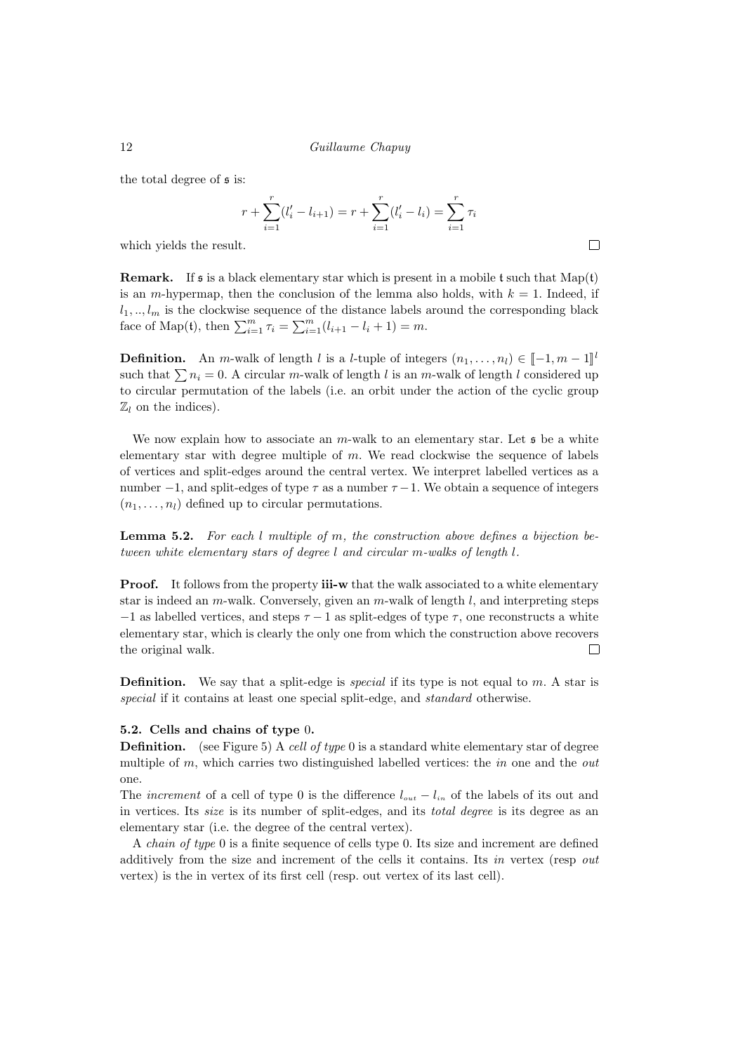the total degree of $\mathfrak{s}$ is:

$$r + \sum_{i=1}^{r}(l'_i - l_{i+1}) = r + \sum_{i=1}^{r}(l'_i - l_i) = \sum_{i=1}^{r}\tau_i$$

which yields the result. $\square$

**Remark.** If $\mathfrak{s}$ is a black elementary star which is present in a mobile $\mathfrak{t}$ such that $\mathrm{Map}(\mathfrak{t})$ is an $m$-hypermap, then the conclusion of the lemma also holds, with $k = 1$. Indeed, if $l_1, .., l_m$ is the clockwise sequence of the distance labels around the corresponding black face of $\mathrm{Map}(\mathfrak{t})$, then $\sum_{i=1}^{m}\tau_i = \sum_{i=1}^{m}(l_{i+1} - l_i + 1) = m$.

**Definition.** An $m$-walk of length $l$ is a $l$-tuple of integers $(n_1, \ldots, n_l) \in [\![-1, m-1]\!]^l$ such that $\sum n_i = 0$. A circular $m$-walk of length $l$ is an $m$-walk of length $l$ considered up to circular permutation of the labels (i.e. an orbit under the action of the cyclic group $\mathbb{Z}_l$ on the indices).

We now explain how to associate an $m$-walk to an elementary star. Let $\mathfrak{s}$ be a white elementary star with degree multiple of $m$. We read clockwise the sequence of labels of vertices and split-edges around the central vertex. We interpret labelled vertices as a number $-1$, and split-edges of type $\tau$ as a number $\tau - 1$. We obtain a sequence of integers $(n_1, \ldots, n_l)$ defined up to circular permutations.

**Lemma 5.2.** *For each $l$ multiple of $m$, the construction above defines a bijection between white elementary stars of degree $l$ and circular $m$-walks of length $l$.*

**Proof.** It follows from the property **iii-w** that the walk associated to a white elementary star is indeed an $m$-walk. Conversely, given an $m$-walk of length $l$, and interpreting steps $-1$ as labelled vertices, and steps $\tau - 1$ as split-edges of type $\tau$, one reconstructs a white elementary star, which is clearly the only one from which the construction above recovers the original walk. $\square$

**Definition.** We say that a split-edge is *special* if its type is not equal to $m$. A star is *special* if it contains at least one special split-edge, and *standard* otherwise.

### 5.2. Cells and chains of type 0.

**Definition.** (see Figure 5) A *cell of type* 0 is a standard white elementary star of degree multiple of $m$, which carries two distinguished labelled vertices: the *in* one and the *out* one.

The *increment* of a cell of type 0 is the difference $l_{out} - l_{in}$ of the labels of its out and in vertices. Its *size* is its number of split-edges, and its *total degree* is its degree as an elementary star (i.e. the degree of the central vertex).

A *chain of type* 0 is a finite sequence of cells type 0. Its size and increment are defined additively from the size and increment of the cells it contains. Its *in* vertex (resp *out* vertex) is the in vertex of its first cell (resp. out vertex of its last cell).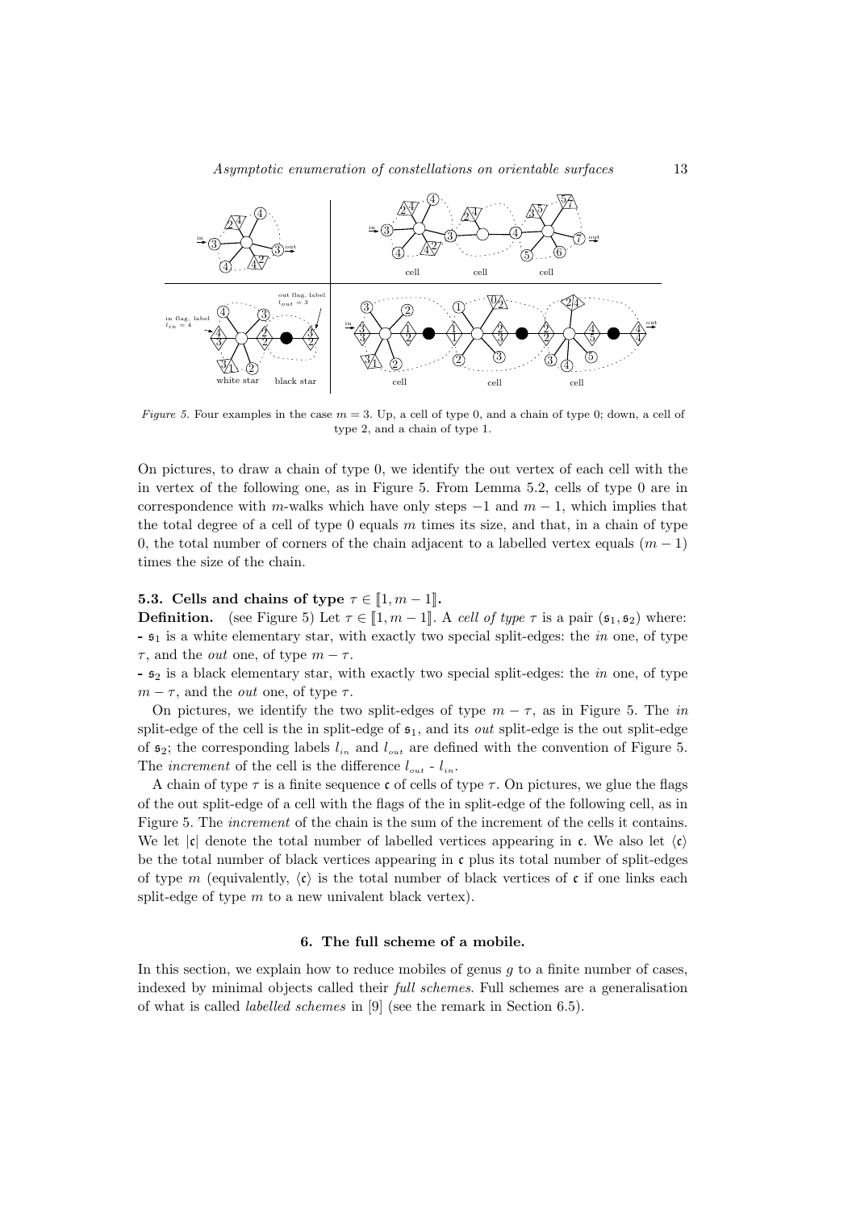*Figure 5.* Four examples in the case $m = 3$. Up, a cell of type 0, and a chain of type 0; down, a cell of type 2, and a chain of type 1.

On pictures, to draw a chain of type 0, we identify the out vertex of each cell with the in vertex of the following one, as in Figure 5. From Lemma 5.2, cells of type 0 are in correspondence with $m$-walks which have only steps $-1$ and $m-1$, which implies that the total degree of a cell of type 0 equals $m$ times its size, and that, in a chain of type 0, the total number of corners of the chain adjacent to a labelled vertex equals $(m-1)$ times the size of the chain.

### 5.3. Cells and chains of type $\tau \in [\![1, m-1]\!]$.

**Definition.** (see Figure 5) Let $\tau \in [\![1, m-1]\!]$. A *cell of type* $\tau$ is a pair $(\mathfrak{s}_1, \mathfrak{s}_2)$ where:
- $\mathfrak{s}_1$ is a white elementary star, with exactly two special split-edges: the *in* one, of type $\tau$, and the *out* one, of type $m - \tau$.
- $\mathfrak{s}_2$ is a black elementary star, with exactly two special split-edges: the *in* one, of type $m - \tau$, and the *out* one, of type $\tau$.

On pictures, we identify the two split-edges of type $m - \tau$, as in Figure 5. The *in* split-edge of the cell is the in split-edge of $\mathfrak{s}_1$, and its *out* split-edge is the out split-edge of $\mathfrak{s}_2$; the corresponding labels $l_{in}$ and $l_{out}$ are defined with the convention of Figure 5. The *increment* of the cell is the difference $l_{out}$ - $l_{in}$.

A chain of type $\tau$ is a finite sequence $\mathfrak{c}$ of cells of type $\tau$. On pictures, we glue the flags of the out split-edge of a cell with the flags of the in split-edge of the following cell, as in Figure 5. The *increment* of the chain is the sum of the increment of the cells it contains. We let $|\mathfrak{c}|$ denote the total number of labelled vertices appearing in $\mathfrak{c}$. We also let $\langle\mathfrak{c}\rangle$ be the total number of black vertices appearing in $\mathfrak{c}$ plus its total number of split-edges of type $m$ (equivalently, $\langle\mathfrak{c}\rangle$ is the total number of black vertices of $\mathfrak{c}$ if one links each split-edge of type $m$ to a new univalent black vertex).

## 6. The full scheme of a mobile.

In this section, we explain how to reduce mobiles of genus $g$ to a finite number of cases, indexed by minimal objects called their *full schemes*. Full schemes are a generalisation of what is called *labelled schemes* in [9] (see the remark in Section 6.5).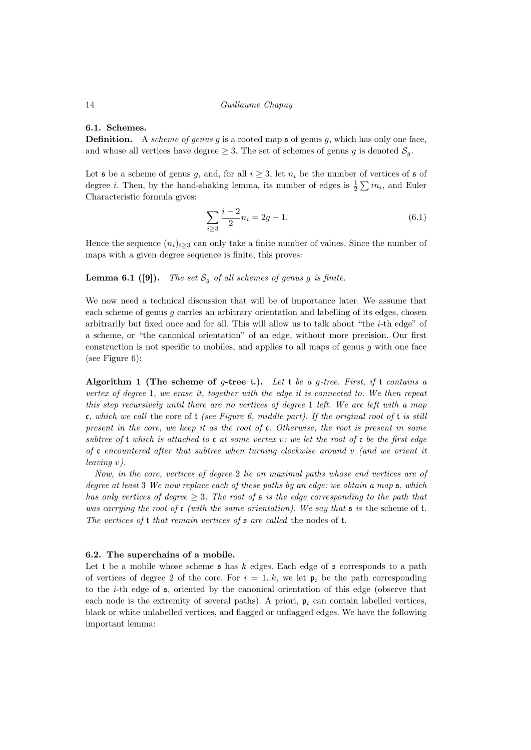### 6.1. Schemes.

**Definition.** A *scheme of genus g* is a rooted map $\mathfrak{s}$ of genus $g$, which has only one face, and whose all vertices have degree $\geq 3$. The set of schemes of genus $g$ is denoted $\mathcal{S}_g$.

Let $\mathfrak{s}$ be a scheme of genus $g$, and, for all $i \geq 3$, let $n_i$ be the number of vertices of $\mathfrak{s}$ of degree $i$. Then, by the hand-shaking lemma, its number of edges is $\frac{1}{2}\sum in_i$, and Euler Characteristic formula gives:

$$\sum_{i\geq 3} \frac{i-2}{2} n_i = 2g - 1. \tag{6.1}$$

Hence the sequence $(n_i)_{i\geq 3}$ can only take a finite number of values. Since the number of maps with a given degree sequence is finite, this proves:

**Lemma 6.1 ([9]).** *The set $\mathcal{S}_g$ of all schemes of genus $g$ is finite.*

We now need a technical discussion that will be of importance later. We assume that each scheme of genus $g$ carries an arbitrary orientation and labelling of its edges, chosen arbitrarily but fixed once and for all. This will allow us to talk about "the $i$-th edge" of a scheme, or "the canonical orientation" of an edge, without more precision. Our first construction is not specific to mobiles, and applies to all maps of genus $g$ with one face (see Figure 6):

**Algorithm 1 (The scheme of $g$-tree $\mathfrak{t}$.).** *Let $\mathfrak{t}$ be a $g$-tree. First, if $\mathfrak{t}$ contains a vertex of degree 1, we erase it, together with the edge it is connected to. We then repeat this step recursively until there are no vertices of degree 1 left. We are left with a map $\mathfrak{c}$, which we call* the core of $\mathfrak{t}$ *(see Figure 6, middle part). If the original root of $\mathfrak{t}$ is still present in the core, we keep it as the root of $\mathfrak{c}$. Otherwise, the root is present in some subtree of $\mathfrak{t}$ which is attached to $\mathfrak{c}$ at some vertex $v$: we let the root of $\mathfrak{c}$ be the first edge of $\mathfrak{c}$ encountered after that subtree when turning clockwise around $v$ (and we orient it leaving $v$).*

*Now, in the core, vertices of degree 2 lie on maximal paths whose end vertices are of degree at least 3 We now replace each of these paths by an edge: we obtain a map $\mathfrak{s}$, which has only vertices of degree $\geq 3$. The root of $\mathfrak{s}$ is the edge corresponding to the path that was carrying the root of $\mathfrak{c}$ (with the same orientation). We say that $\mathfrak{s}$ is* the scheme of $\mathfrak{t}$*. The vertices of $\mathfrak{t}$ that remain vertices of $\mathfrak{s}$ are called* the nodes of $\mathfrak{t}$.

### 6.2. The superchains of a mobile.

Let $\mathfrak{t}$ be a mobile whose scheme $\mathfrak{s}$ has $k$ edges. Each edge of $\mathfrak{s}$ corresponds to a path of vertices of degree 2 of the core. For $i = 1..k$, we let $\mathfrak{p}_i$ be the path corresponding to the $i$-th edge of $\mathfrak{s}$, oriented by the canonical orientation of this edge (observe that each node is the extremity of several paths). A priori, $\mathfrak{p}_i$ can contain labelled vertices, black or white unlabelled vertices, and flagged or unflagged edges. We have the following important lemma: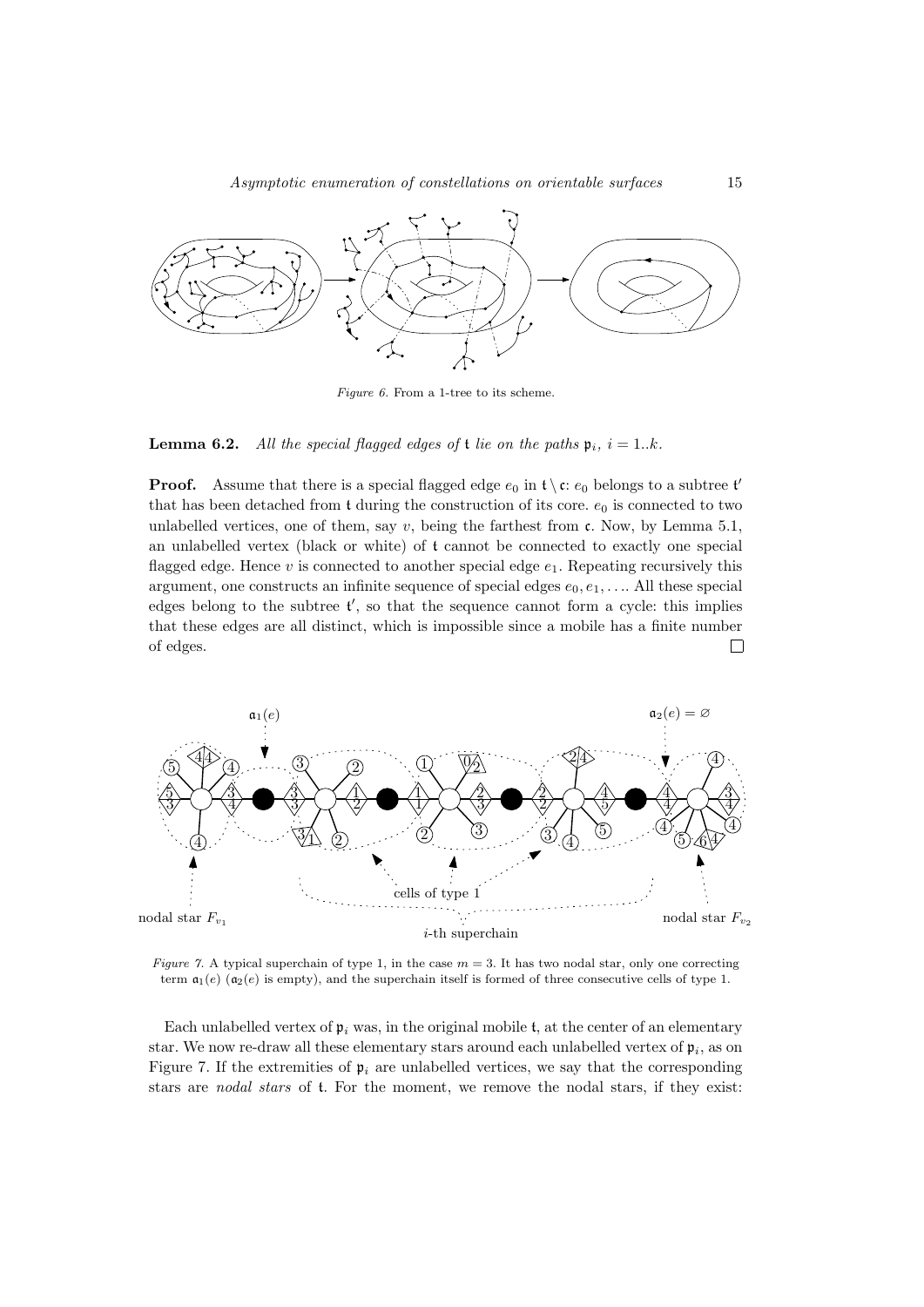*Figure 6.* From a 1-tree to its scheme.

**Lemma 6.2.** *All the special flagged edges of* $\mathfrak{t}$ *lie on the paths* $\mathfrak{p}_i$, $i = 1..k$.

**Proof.** Assume that there is a special flagged edge $e_0$ in $\mathfrak{t} \setminus \mathfrak{c}$: $e_0$ belongs to a subtree $\mathfrak{t}'$ that has been detached from $\mathfrak{t}$ during the construction of its core. $e_0$ is connected to two unlabelled vertices, one of them, say $v$, being the farthest from $\mathfrak{c}$. Now, by Lemma 5.1, an unlabelled vertex (black or white) of $\mathfrak{t}$ cannot be connected to exactly one special flagged edge. Hence $v$ is connected to another special edge $e_1$. Repeating recursively this argument, one constructs an infinite sequence of special edges $e_0, e_1, \ldots$. All these special edges belong to the subtree $\mathfrak{t}'$, so that the sequence cannot form a cycle: this implies that these edges are all distinct, which is impossible since a mobile has a finite number of edges. □

*Figure 7.* A typical superchain of type 1, in the case $m = 3$. It has two nodal star, only one correcting term $\mathfrak{a}_1(e)$ ($\mathfrak{a}_2(e)$ is empty), and the superchain itself is formed of three consecutive cells of type 1.

Each unlabelled vertex of $\mathfrak{p}_i$ was, in the original mobile $\mathfrak{t}$, at the center of an elementary star. We now re-draw all these elementary stars around each unlabelled vertex of $\mathfrak{p}_i$, as on Figure 7. If the extremities of $\mathfrak{p}_i$ are unlabelled vertices, we say that the corresponding stars are *nodal stars* of $\mathfrak{t}$. For the moment, we remove the nodal stars, if they exist: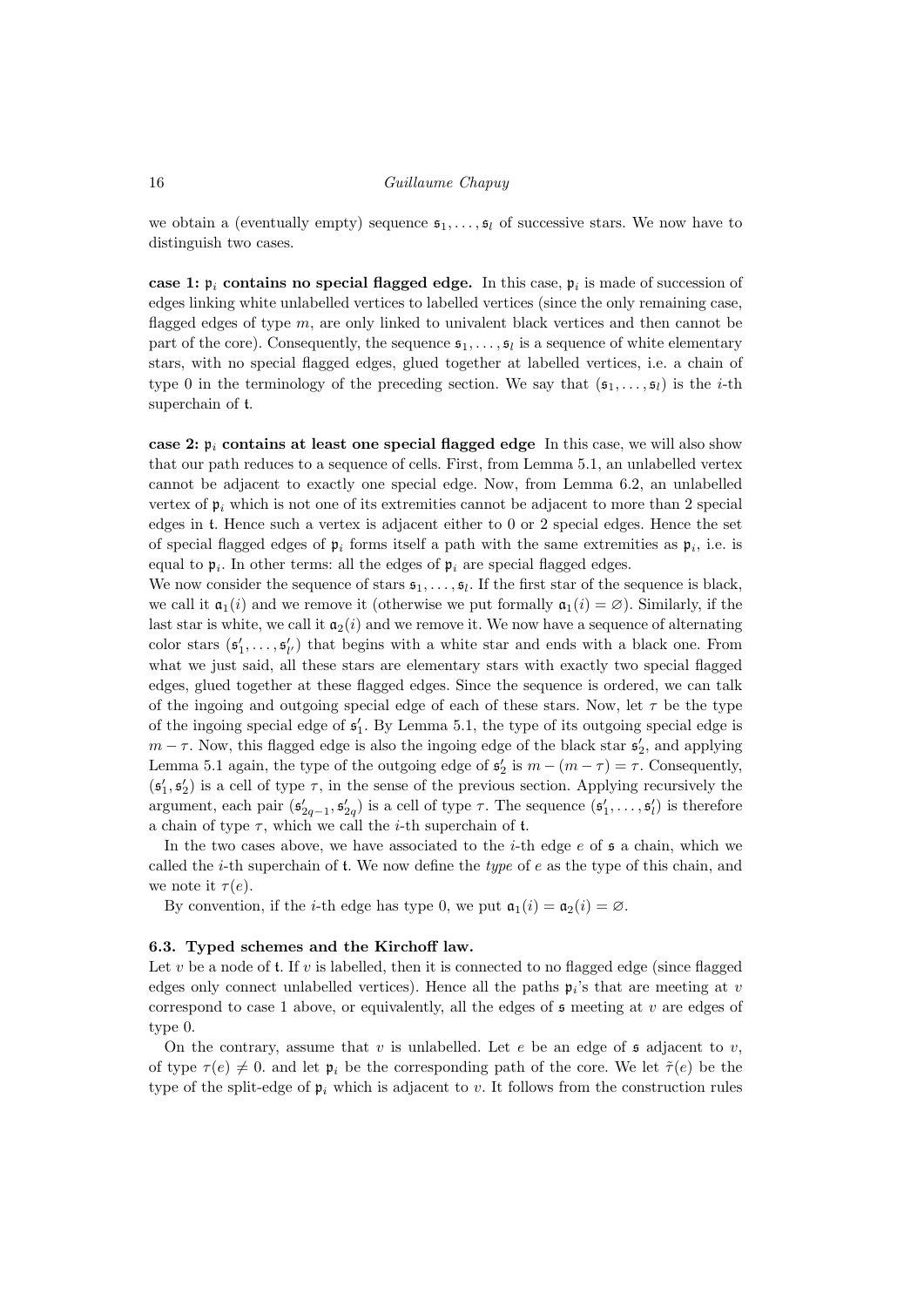we obtain a (eventually empty) sequence $\mathfrak{s}_1, \ldots, \mathfrak{s}_l$ of successive stars. We now have to distinguish two cases.

**case 1: $\mathfrak{p}_i$ contains no special flagged edge.** In this case, $\mathfrak{p}_i$ is made of succession of edges linking white unlabelled vertices to labelled vertices (since the only remaining case, flagged edges of type $m$, are only linked to univalent black vertices and then cannot be part of the core). Consequently, the sequence $\mathfrak{s}_1, \ldots, \mathfrak{s}_l$ is a sequence of white elementary stars, with no special flagged edges, glued together at labelled vertices, i.e. a chain of type 0 in the terminology of the preceding section. We say that $(\mathfrak{s}_1, \ldots, \mathfrak{s}_l)$ is the $i$-th superchain of $\mathfrak{t}$.

**case 2: $\mathfrak{p}_i$ contains at least one special flagged edge** In this case, we will also show that our path reduces to a sequence of cells. First, from Lemma 5.1, an unlabelled vertex cannot be adjacent to exactly one special edge. Now, from Lemma 6.2, an unlabelled vertex of $\mathfrak{p}_i$ which is not one of its extremities cannot be adjacent to more than 2 special edges in $\mathfrak{t}$. Hence such a vertex is adjacent either to 0 or 2 special edges. Hence the set of special flagged edges of $\mathfrak{p}_i$ forms itself a path with the same extremities as $\mathfrak{p}_i$, i.e. is equal to $\mathfrak{p}_i$. In other terms: all the edges of $\mathfrak{p}_i$ are special flagged edges.
We now consider the sequence of stars $\mathfrak{s}_1, \ldots, \mathfrak{s}_l$. If the first star of the sequence is black, we call it $\mathfrak{a}_1(i)$ and we remove it (otherwise we put formally $\mathfrak{a}_1(i) = \varnothing$). Similarly, if the last star is white, we call it $\mathfrak{a}_2(i)$ and we remove it. We now have a sequence of alternating color stars $(\mathfrak{s}'_1, \ldots, \mathfrak{s}'_{l'})$ that begins with a white star and ends with a black one. From what we just said, all these stars are elementary stars with exactly two special flagged edges, glued together at these flagged edges. Since the sequence is ordered, we can talk of the ingoing and outgoing special edge of each of these stars. Now, let $\tau$ be the type of the ingoing special edge of $\mathfrak{s}'_1$. By Lemma 5.1, the type of its outgoing special edge is $m - \tau$. Now, this flagged edge is also the ingoing edge of the black star $\mathfrak{s}'_2$, and applying Lemma 5.1 again, the type of the outgoing edge of $\mathfrak{s}'_2$ is $m - (m - \tau) = \tau$. Consequently, $(\mathfrak{s}'_1, \mathfrak{s}'_2)$ is a cell of type $\tau$, in the sense of the previous section. Applying recursively the argument, each pair $(\mathfrak{s}'_{2q-1}, \mathfrak{s}'_{2q})$ is a cell of type $\tau$. The sequence $(\mathfrak{s}'_1, \ldots, \mathfrak{s}'_l)$ is therefore a chain of type $\tau$, which we call the $i$-th superchain of $\mathfrak{t}$.

In the two cases above, we have associated to the $i$-th edge $e$ of $\mathfrak{s}$ a chain, which we called the $i$-th superchain of $\mathfrak{t}$. We now define the *type* of $e$ as the type of this chain, and we note it $\tau(e)$.

By convention, if the $i$-th edge has type 0, we put $\mathfrak{a}_1(i) = \mathfrak{a}_2(i) = \varnothing$.

### 6.3. Typed schemes and the Kirchoff law.

Let $v$ be a node of $\mathfrak{t}$. If $v$ is labelled, then it is connected to no flagged edge (since flagged edges only connect unlabelled vertices). Hence all the paths $\mathfrak{p}_i$'s that are meeting at $v$ correspond to case 1 above, or equivalently, all the edges of $\mathfrak{s}$ meeting at $v$ are edges of type 0.

On the contrary, assume that $v$ is unlabelled. Let $e$ be an edge of $\mathfrak{s}$ adjacent to $v$, of type $\tau(e) \neq 0$. and let $\mathfrak{p}_i$ be the corresponding path of the core. We let $\tilde{\tau}(e)$ be the type of the split-edge of $\mathfrak{p}_i$ which is adjacent to $v$. It follows from the construction rules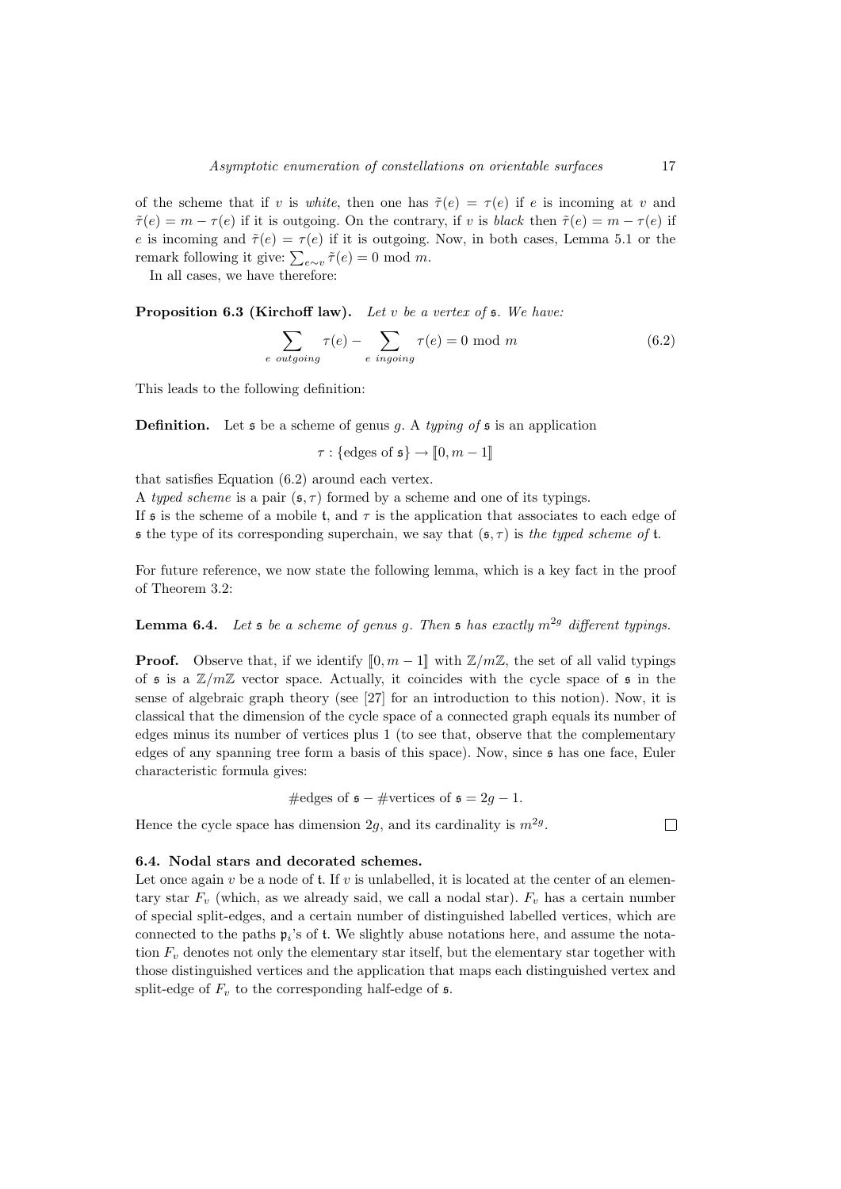of the scheme that if $v$ is *white*, then one has $\tilde{\tau}(e) = \tau(e)$ if $e$ is incoming at $v$ and $\tilde{\tau}(e) = m - \tau(e)$ if it is outgoing. On the contrary, if $v$ is *black* then $\tilde{\tau}(e) = m - \tau(e)$ if $e$ is incoming and $\tilde{\tau}(e) = \tau(e)$ if it is outgoing. Now, in both cases, Lemma 5.1 or the remark following it give: $\sum_{e\sim v} \tilde{\tau}(e) = 0 \bmod m$.

In all cases, we have therefore:

**Proposition 6.3 (Kirchoff law).** *Let $v$ be a vertex of $\mathfrak{s}$. We have:*

$$\sum_{e \text{ outgoing}} \tau(e) - \sum_{e \text{ ingoing}} \tau(e) = 0 \bmod m \tag{6.2}$$

This leads to the following definition:

**Definition.** Let $\mathfrak{s}$ be a scheme of genus $g$. A *typing of* $\mathfrak{s}$ is an application

$$\tau : \{\text{edges of } \mathfrak{s}\} \to [\![0, m-1]\!]$$

that satisfies Equation (6.2) around each vertex.

A *typed scheme* is a pair $(\mathfrak{s}, \tau)$ formed by a scheme and one of its typings.

If $\mathfrak{s}$ is the scheme of a mobile $\mathfrak{t}$, and $\tau$ is the application that associates to each edge of $\mathfrak{s}$ the type of its corresponding superchain, we say that $(\mathfrak{s}, \tau)$ is *the typed scheme of* $\mathfrak{t}$.

For future reference, we now state the following lemma, which is a key fact in the proof of Theorem 3.2:

**Lemma 6.4.** *Let $\mathfrak{s}$ be a scheme of genus $g$. Then $\mathfrak{s}$ has exactly $m^{2g}$ different typings.*

**Proof.** Observe that, if we identify $[\![0, m-1]\!]$ with $\mathbb{Z}/m\mathbb{Z}$, the set of all valid typings of $\mathfrak{s}$ is a $\mathbb{Z}/m\mathbb{Z}$ vector space. Actually, it coincides with the cycle space of $\mathfrak{s}$ in the sense of algebraic graph theory (see [27] for an introduction to this notion). Now, it is classical that the dimension of the cycle space of a connected graph equals its number of edges minus its number of vertices plus 1 (to see that, observe that the complementary edges of any spanning tree form a basis of this space). Now, since $\mathfrak{s}$ has one face, Euler characteristic formula gives:

$$\#\text{edges of } \mathfrak{s} - \#\text{vertices of } \mathfrak{s} = 2g - 1.$$

Hence the cycle space has dimension $2g$, and its cardinality is $m^{2g}$. $\square$

### 6.4. Nodal stars and decorated schemes.

Let once again $v$ be a node of $\mathfrak{t}$. If $v$ is unlabelled, it is located at the center of an elementary star $F_v$ (which, as we already said, we call a nodal star). $F_v$ has a certain number of special split-edges, and a certain number of distinguished labelled vertices, which are connected to the paths $\mathfrak{p}_i$'s of $\mathfrak{t}$. We slightly abuse notations here, and assume the notation $F_v$ denotes not only the elementary star itself, but the elementary star together with those distinguished vertices and the application that maps each distinguished vertex and split-edge of $F_v$ to the corresponding half-edge of $\mathfrak{s}$.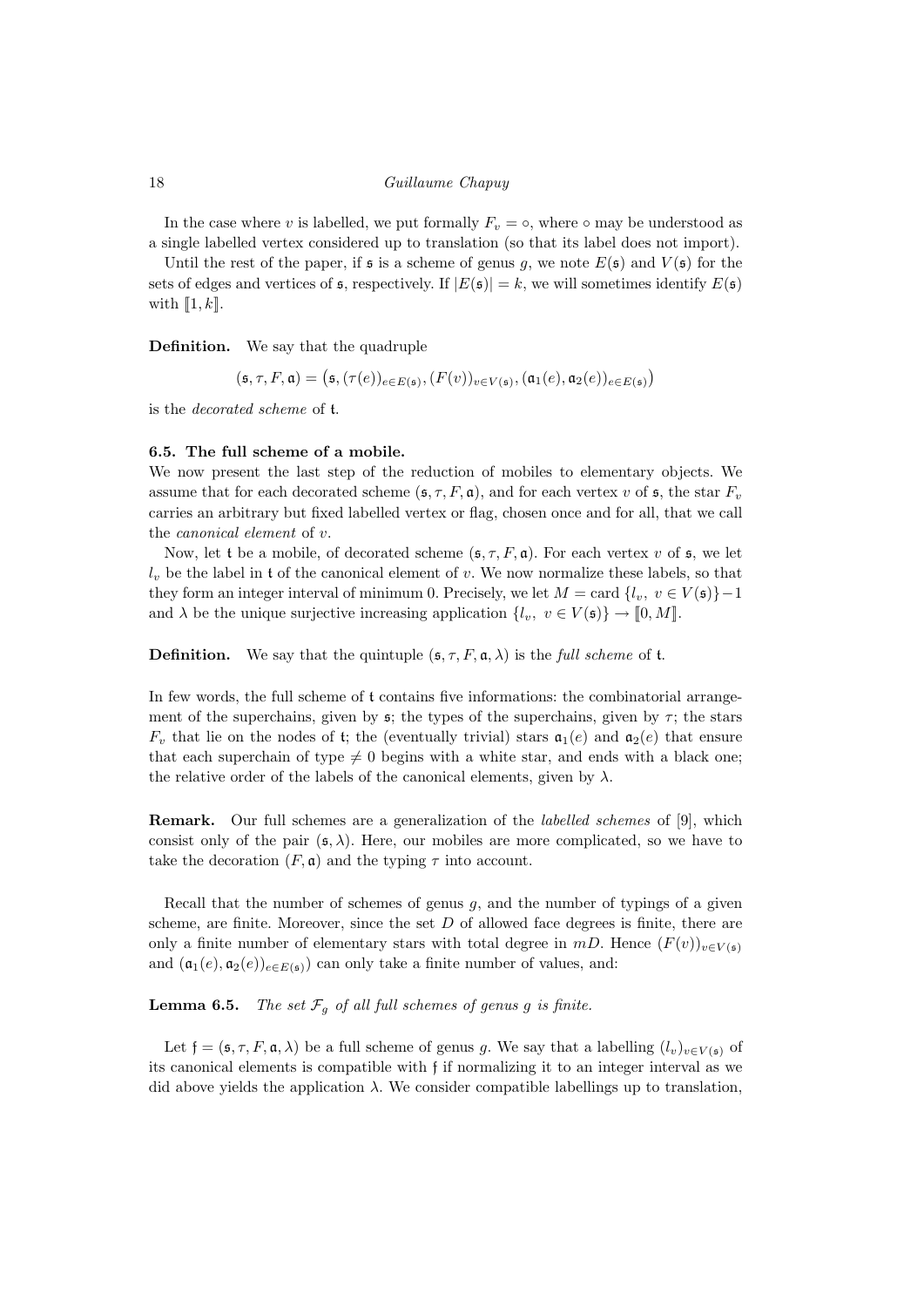In the case where $v$ is labelled, we put formally $F_v = \circ$, where $\circ$ may be understood as a single labelled vertex considered up to translation (so that its label does not import).

Until the rest of the paper, if $\mathfrak{s}$ is a scheme of genus $g$, we note $E(\mathfrak{s})$ and $V(\mathfrak{s})$ for the sets of edges and vertices of $\mathfrak{s}$, respectively. If $|E(\mathfrak{s})| = k$, we will sometimes identify $E(\mathfrak{s})$ with $[\![1, k]\!]$.

**Definition.** We say that the quadruple

$$(\mathfrak{s}, \tau, F, \mathfrak{a}) = \big(\mathfrak{s}, (\tau(e))_{e \in E(\mathfrak{s})}, (F(v))_{v \in V(\mathfrak{s})}, (\mathfrak{a}_1(e), \mathfrak{a}_2(e))_{e \in E(\mathfrak{s})}\big)$$

is the *decorated scheme* of $\mathfrak{t}$.

**6.5. The full scheme of a mobile.**

We now present the last step of the reduction of mobiles to elementary objects. We assume that for each decorated scheme $(\mathfrak{s}, \tau, F, \mathfrak{a})$, and for each vertex $v$ of $\mathfrak{s}$, the star $F_v$ carries an arbitrary but fixed labelled vertex or flag, chosen once and for all, that we call the *canonical element* of $v$.

Now, let $\mathfrak{t}$ be a mobile, of decorated scheme $(\mathfrak{s}, \tau, F, \mathfrak{a})$. For each vertex $v$ of $\mathfrak{s}$, we let $l_v$ be the label in $\mathfrak{t}$ of the canonical element of $v$. We now normalize these labels, so that they form an integer interval of minimum 0. Precisely, we let $M = \text{card}\,\{l_v,\ v \in V(\mathfrak{s})\} - 1$ and $\lambda$ be the unique surjective increasing application $\{l_v,\ v \in V(\mathfrak{s})\} \to [\![0, M]\!]$.

**Definition.** We say that the quintuple $(\mathfrak{s}, \tau, F, \mathfrak{a}, \lambda)$ is the *full scheme* of $\mathfrak{t}$.

In few words, the full scheme of $\mathfrak{t}$ contains five informations: the combinatorial arrangement of the superchains, given by $\mathfrak{s}$; the types of the superchains, given by $\tau$; the stars $F_v$ that lie on the nodes of $\mathfrak{t}$; the (eventually trivial) stars $\mathfrak{a}_1(e)$ and $\mathfrak{a}_2(e)$ that ensure that each superchain of type $\neq 0$ begins with a white star, and ends with a black one; the relative order of the labels of the canonical elements, given by $\lambda$.

**Remark.** Our full schemes are a generalization of the *labelled schemes* of [9], which consist only of the pair $(\mathfrak{s}, \lambda)$. Here, our mobiles are more complicated, so we have to take the decoration $(F, \mathfrak{a})$ and the typing $\tau$ into account.

Recall that the number of schemes of genus $g$, and the number of typings of a given scheme, are finite. Moreover, since the set $D$ of allowed face degrees is finite, there are only a finite number of elementary stars with total degree in $mD$. Hence $(F(v))_{v \in V(\mathfrak{s})}$ and $(\mathfrak{a}_1(e), \mathfrak{a}_2(e))_{e \in E(\mathfrak{s})})$ can only take a finite number of values, and:

**Lemma 6.5.** *The set $\mathcal{F}_g$ of all full schemes of genus $g$ is finite.*

Let $\mathfrak{f} = (\mathfrak{s}, \tau, F, \mathfrak{a}, \lambda)$ be a full scheme of genus $g$. We say that a labelling $(l_v)_{v \in V(\mathfrak{s})}$ of its canonical elements is compatible with $\mathfrak{f}$ if normalizing it to an integer interval as we did above yields the application $\lambda$. We consider compatible labellings up to translation,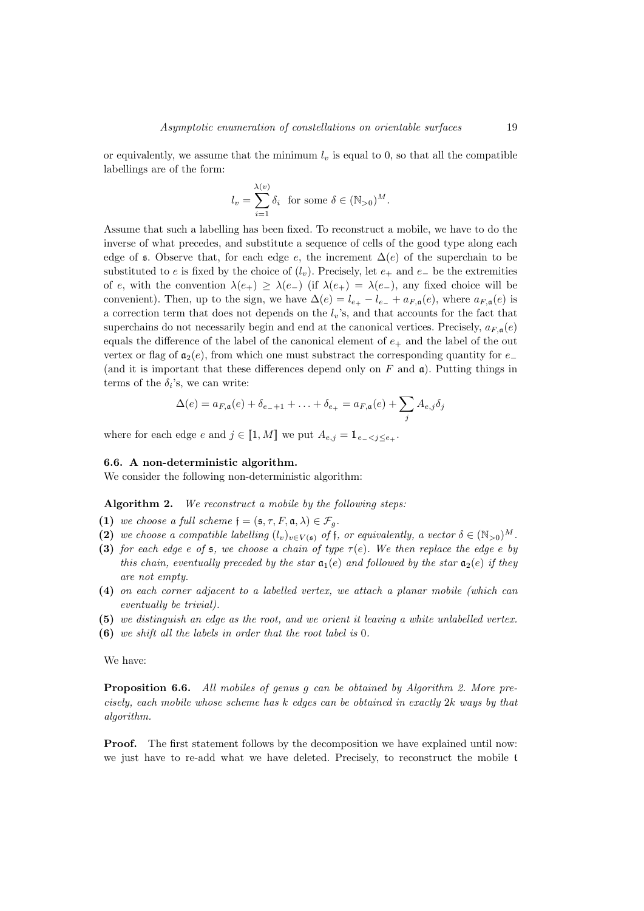or equivalently, we assume that the minimum $l_v$ is equal to 0, so that all the compatible labellings are of the form:

$$l_v = \sum_{i=1}^{\lambda(v)} \delta_i \quad \text{for some } \delta \in (\mathbb{N}_{>0})^M.$$

Assume that such a labelling has been fixed. To reconstruct a mobile, we have to do the inverse of what precedes, and substitute a sequence of cells of the good type along each edge of $\mathfrak{s}$. Observe that, for each edge $e$, the increment $\Delta(e)$ of the superchain to be substituted to $e$ is fixed by the choice of $(l_v)$. Precisely, let $e_+$ and $e_-$ be the extremities of $e$, with the convention $\lambda(e_+) \geq \lambda(e_-)$ (if $\lambda(e_+) = \lambda(e_-)$, any fixed choice will be convenient). Then, up to the sign, we have $\Delta(e) = l_{e_+} - l_{e_-} + a_{F,\mathfrak{a}}(e)$, where $a_{F,\mathfrak{a}}(e)$ is a correction term that does not depends on the $l_v$'s, and that accounts for the fact that superchains do not necessarily begin and end at the canonical vertices. Precisely, $a_{F,\mathfrak{a}}(e)$ equals the difference of the label of the canonical element of $e_+$ and the label of the out vertex or flag of $\mathfrak{a}_2(e)$, from which one must substract the corresponding quantity for $e_-$ (and it is important that these differences depend only on $F$ and $\mathfrak{a}$). Putting things in terms of the $\delta_i$'s, we can write:

$$\Delta(e) = a_{F,\mathfrak{a}}(e) + \delta_{e_-+1} + \ldots + \delta_{e_+} = a_{F,\mathfrak{a}}(e) + \sum_j A_{e,j}\delta_j$$

where for each edge $e$ and $j \in [\![1, M]\!]$ we put $A_{e,j} = \mathbb{1}_{e_- < j \leq e_+}$.

### 6.6. A non-deterministic algorithm.

We consider the following non-deterministic algorithm:

**Algorithm 2.** *We reconstruct a mobile by the following steps:*

**(1)** *we choose a full scheme* $\mathfrak{f} = (\mathfrak{s}, \tau, F, \mathfrak{a}, \lambda) \in \mathcal{F}_g$.

**(2)** *we choose a compatible labelling* $(l_v)_{v \in V(\mathfrak{s})}$ *of* $\mathfrak{f}$*, or equivalently, a vector* $\delta \in (\mathbb{N}_{>0})^M$.

**(3)** *for each edge* $e$ *of* $\mathfrak{s}$*, we choose a chain of type* $\tau(e)$*. We then replace the edge* $e$ *by this chain, eventually preceded by the star* $\mathfrak{a}_1(e)$ *and followed by the star* $\mathfrak{a}_2(e)$ *if they are not empty.*

**(4)** *on each corner adjacent to a labelled vertex, we attach a planar mobile (which can eventually be trivial).*

**(5)** *we distinguish an edge as the root, and we orient it leaving a white unlabelled vertex.*

**(6)** *we shift all the labels in order that the root label is* 0.

We have:

**Proposition 6.6.** *All mobiles of genus* $g$ *can be obtained by Algorithm 2. More precisely, each mobile whose scheme has* $k$ *edges can be obtained in exactly* $2k$ *ways by that algorithm.*

**Proof.** The first statement follows by the decomposition we have explained until now: we just have to re-add what we have deleted. Precisely, to reconstruct the mobile $\mathfrak{t}$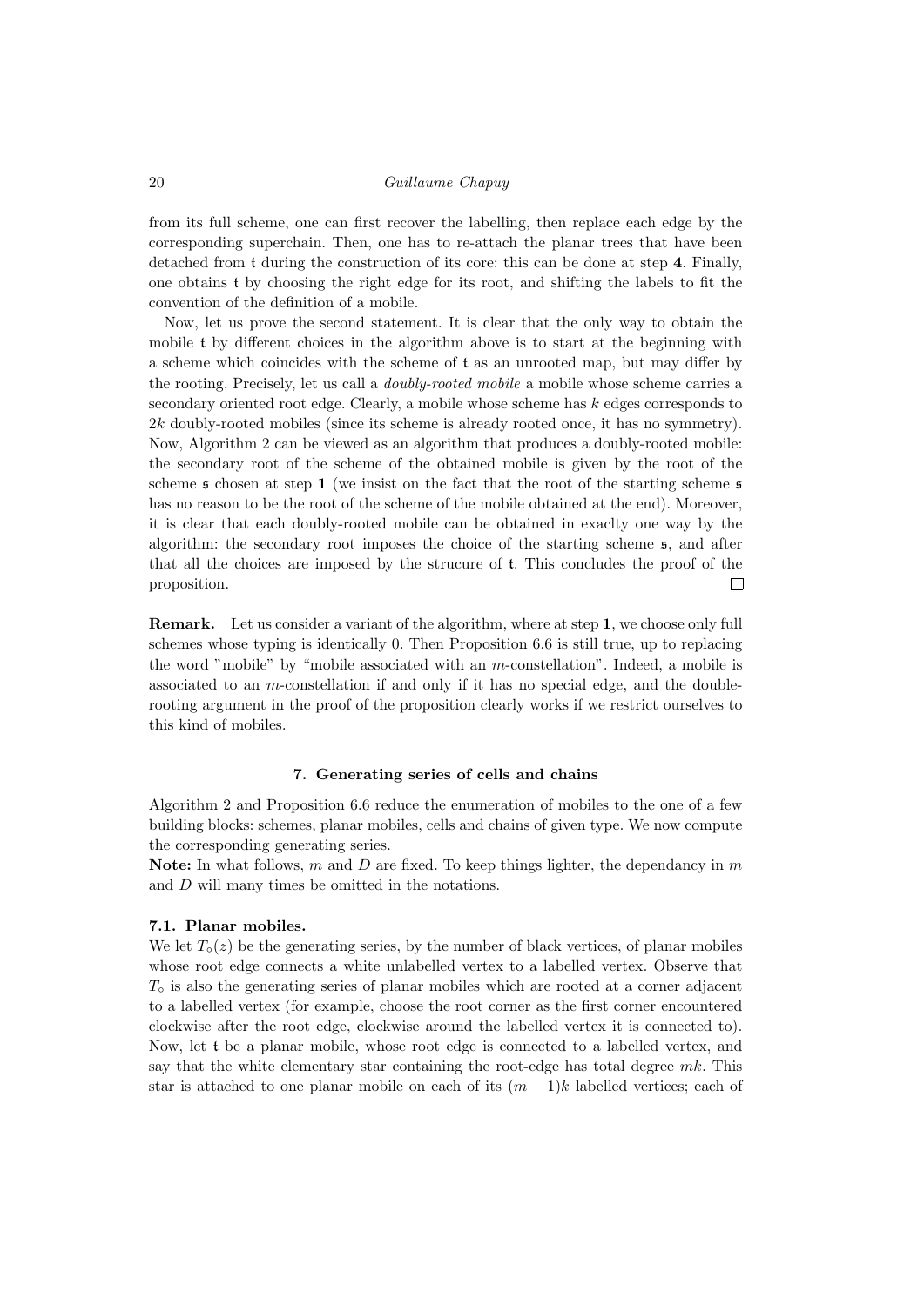from its full scheme, one can first recover the labelling, then replace each edge by the corresponding superchain. Then, one has to re-attach the planar trees that have been detached from $\mathfrak{t}$ during the construction of its core: this can be done at step **4**. Finally, one obtains $\mathfrak{t}$ by choosing the right edge for its root, and shifting the labels to fit the convention of the definition of a mobile.

Now, let us prove the second statement. It is clear that the only way to obtain the mobile $\mathfrak{t}$ by different choices in the algorithm above is to start at the beginning with a scheme which coincides with the scheme of $\mathfrak{t}$ as an unrooted map, but may differ by the rooting. Precisely, let us call a *doubly-rooted mobile* a mobile whose scheme carries a secondary oriented root edge. Clearly, a mobile whose scheme has $k$ edges corresponds to $2k$ doubly-rooted mobiles (since its scheme is already rooted once, it has no symmetry). Now, Algorithm 2 can be viewed as an algorithm that produces a doubly-rooted mobile: the secondary root of the scheme of the obtained mobile is given by the root of the scheme $\mathfrak{s}$ chosen at step **1** (we insist on the fact that the root of the starting scheme $\mathfrak{s}$ has no reason to be the root of the scheme of the mobile obtained at the end). Moreover, it is clear that each doubly-rooted mobile can be obtained in exaclty one way by the algorithm: the secondary root imposes the choice of the starting scheme $\mathfrak{s}$, and after that all the choices are imposed by the strucure of $\mathfrak{t}$. This concludes the proof of the proposition. $\square$

**Remark.** Let us consider a variant of the algorithm, where at step **1**, we choose only full schemes whose typing is identically 0. Then Proposition 6.6 is still true, up to replacing the word "mobile" by "mobile associated with an $m$-constellation". Indeed, a mobile is associated to an $m$-constellation if and only if it has no special edge, and the double-rooting argument in the proof of the proposition clearly works if we restrict ourselves to this kind of mobiles.

## 7. Generating series of cells and chains

Algorithm 2 and Proposition 6.6 reduce the enumeration of mobiles to the one of a few building blocks: schemes, planar mobiles, cells and chains of given type. We now compute the corresponding generating series.

**Note:** In what follows, $m$ and $D$ are fixed. To keep things lighter, the dependancy in $m$ and $D$ will many times be omitted in the notations.

### 7.1. Planar mobiles.

We let $T_\circ(z)$ be the generating series, by the number of black vertices, of planar mobiles whose root edge connects a white unlabelled vertex to a labelled vertex. Observe that $T_\circ$ is also the generating series of planar mobiles which are rooted at a corner adjacent to a labelled vertex (for example, choose the root corner as the first corner encountered clockwise after the root edge, clockwise around the labelled vertex it is connected to). Now, let $\mathfrak{t}$ be a planar mobile, whose root edge is connected to a labelled vertex, and say that the white elementary star containing the root-edge has total degree $mk$. This star is attached to one planar mobile on each of its $(m-1)k$ labelled vertices; each of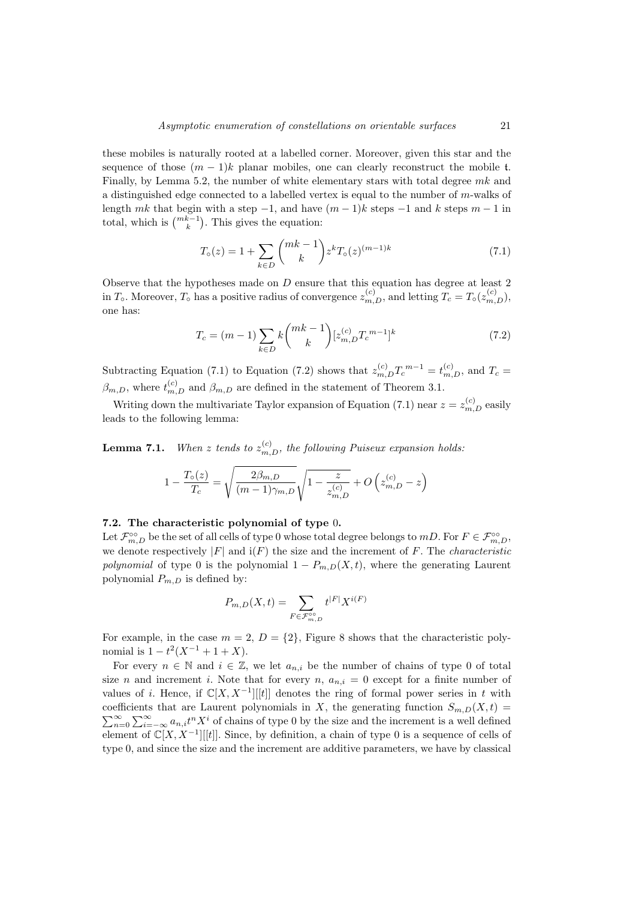these mobiles is naturally rooted at a labelled corner. Moreover, given this star and the sequence of those $(m-1)k$ planar mobiles, one can clearly reconstruct the mobile $\mathfrak{t}$. Finally, by Lemma 5.2, the number of white elementary stars with total degree $mk$ and a distinguished edge connected to a labelled vertex is equal to the number of $m$-walks of length $mk$ that begin with a step $-1$, and have $(m-1)k$ steps $-1$ and $k$ steps $m-1$ in total, which is $\binom{mk-1}{k}$. This gives the equation:

$$T_\circ(z) = 1 + \sum_{k\in D} \binom{mk-1}{k} z^k T_\circ(z)^{(m-1)k} \tag{7.1}$$

Observe that the hypotheses made on $D$ ensure that this equation has degree at least 2 in $T_\circ$. Moreover, $T_\circ$ has a positive radius of convergence $z^{(c)}_{m,D}$, and letting $T_c = T_\circ(z^{(c)}_{m,D})$, one has:

$$T_c = (m-1)\sum_{k\in D} k\binom{mk-1}{k}[z^{(c)}_{m,D} {T_c}^{m-1}]^k \tag{7.2}$$

Subtracting Equation (7.1) to Equation (7.2) shows that $z^{(c)}_{m,D} {T_c}^{m-1} = t^{(c)}_{m,D}$, and $T_c = \beta_{m,D}$, where $t^{(c)}_{m,D}$ and $\beta_{m,D}$ are defined in the statement of Theorem 3.1.

Writing down the multivariate Taylor expansion of Equation (7.1) near $z = z^{(c)}_{m,D}$ easily leads to the following lemma:

**Lemma 7.1.** *When $z$ tends to $z^{(c)}_{m,D}$, the following Puiseux expansion holds:*

$$1 - \frac{T_\circ(z)}{T_c} = \sqrt{\frac{2\beta_{m,D}}{(m-1)\gamma_{m,D}}}\sqrt{1-\frac{z}{z^{(c)}_{m,D}}} + O\left(z^{(c)}_{m,D} - z\right)$$

### 7.2. The characteristic polynomial of type 0.

Let $\mathcal{F}^{\circ\circ}_{m,D}$ be the set of all cells of type 0 whose total degree belongs to $mD$. For $F \in \mathcal{F}^{\circ\circ}_{m,D}$, we denote respectively $|F|$ and $\mathrm{i}(F)$ the size and the increment of $F$. The *characteristic polynomial* of type 0 is the polynomial $1 - P_{m,D}(X,t)$, where the generating Laurent polynomial $P_{m,D}$ is defined by:

$$P_{m,D}(X,t) = \sum_{F\in\mathcal{F}^{\circ\circ}_{m,D}} t^{|F|} X^{i(F)}$$

For example, in the case $m=2$, $D=\{2\}$, Figure 8 shows that the characteristic polynomial is $1 - t^2(X^{-1} + 1 + X)$.

For every $n \in \mathbb{N}$ and $i \in \mathbb{Z}$, we let $a_{n,i}$ be the number of chains of type 0 of total size $n$ and increment $i$. Note that for every $n$, $a_{n,i} = 0$ except for a finite number of values of $i$. Hence, if $\mathbb{C}[X,X^{-1}][[t]]$ denotes the ring of formal power series in $t$ with coefficients that are Laurent polynomials in $X$, the generating function $S_{m,D}(X,t) = \sum_{n=0}^{\infty}\sum_{i=-\infty}^{\infty} a_{n,i} t^n X^i$ of chains of type 0 by the size and the increment is a well defined element of $\mathbb{C}[X,X^{-1}][[t]]$. Since, by definition, a chain of type 0 is a sequence of cells of type 0, and since the size and the increment are additive parameters, we have by classical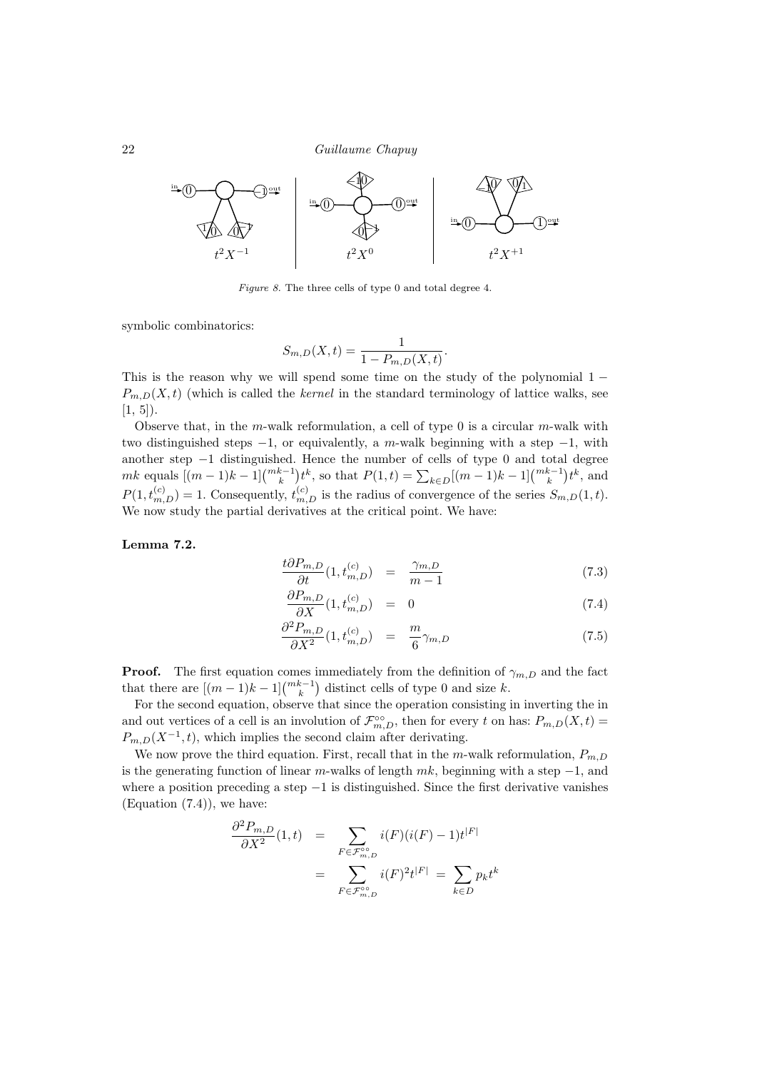*Figure 8.* The three cells of type 0 and total degree 4.

symbolic combinatorics:

$$S_{m,D}(X,t) = \frac{1}{1 - P_{m,D}(X,t)}.$$

This is the reason why we will spend some time on the study of the polynomial $1 - P_{m,D}(X,t)$ (which is called the *kernel* in the standard terminology of lattice walks, see [1, 5]).

Observe that, in the $m$-walk reformulation, a cell of type 0 is a circular $m$-walk with two distinguished steps $-1$, or equivalently, a $m$-walk beginning with a step $-1$, with another step $-1$ distinguished. Hence the number of cells of type 0 and total degree $mk$ equals $[(m-1)k-1]\binom{mk-1}{k}t^k$, so that $P(1,t) = \sum_{k\in D}[(m-1)k-1]\binom{mk-1}{k}t^k$, and $P(1, t^{(c)}_{m,D}) = 1$. Consequently, $t^{(c)}_{m,D}$ is the radius of convergence of the series $S_{m,D}(1,t)$. We now study the partial derivatives at the critical point. We have:

**Lemma 7.2.**

$$\frac{t\partial P_{m,D}}{\partial t}(1, t^{(c)}_{m,D}) = \frac{\gamma_{m,D}}{m-1} \tag{7.3}$$

$$\frac{\partial P_{m,D}}{\partial X}(1, t^{(c)}_{m,D}) = 0 \tag{7.4}$$

$$\frac{\partial^2 P_{m,D}}{\partial X^2}(1, t^{(c)}_{m,D}) = \frac{m}{6}\gamma_{m,D} \tag{7.5}$$

**Proof.** The first equation comes immediately from the definition of $\gamma_{m,D}$ and the fact that there are $[(m-1)k-1]\binom{mk-1}{k}$ distinct cells of type 0 and size $k$.

For the second equation, observe that since the operation consisting in inverting the in and out vertices of a cell is an involution of $\mathcal{F}^{\circ\circ}_{m,D}$, then for every $t$ on has: $P_{m,D}(X,t) = P_{m,D}(X^{-1},t)$, which implies the second claim after derivating.

We now prove the third equation. First, recall that in the $m$-walk reformulation, $P_{m,D}$ is the generating function of linear $m$-walks of length $mk$, beginning with a step $-1$, and where a position preceding a step $-1$ is distinguished. Since the first derivative vanishes (Equation (7.4)), we have:

$$\begin{aligned}
\frac{\partial^2 P_{m,D}}{\partial X^2}(1,t) &= \sum_{F\in\mathcal{F}^{\circ\circ}_{m,D}} i(F)(i(F)-1)t^{|F|} \\
&= \sum_{F\in\mathcal{F}^{\circ\circ}_{m,D}} i(F)^2 t^{|F|} = \sum_{k\in D} p_k t^k
\end{aligned}$$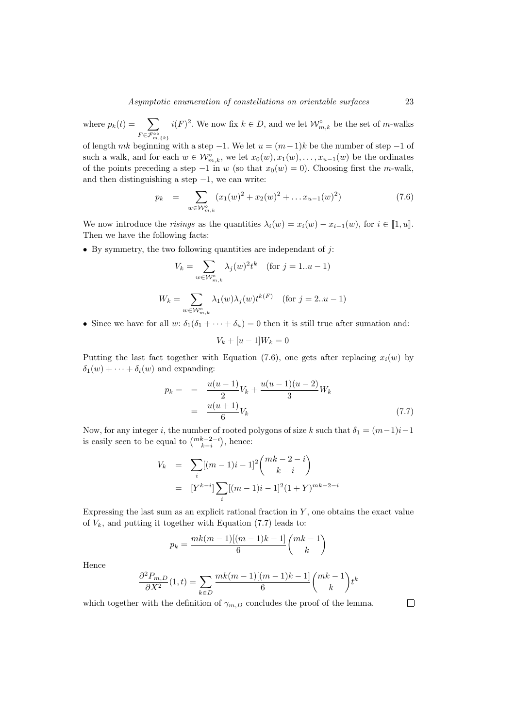where $p_k(t) = \sum_{F \in \mathcal{F}^{\circ\circ}_{m,\{k\}}} i(F)^2$. We now fix $k \in D$, and we let $\mathcal{W}^{\circ}_{m,k}$ be the set of $m$-walks of length $mk$ beginning with a step $-1$. We let $u = (m-1)k$ be the number of step $-1$ of such a walk, and for each $w \in \mathcal{W}^{\circ}_{m,k}$, we let $x_0(w), x_1(w), \ldots, x_{u-1}(w)$ be the ordinates of the points preceding a step $-1$ in $w$ (so that $x_0(w) = 0$). Choosing first the $m$-walk, and then distinguishing a step $-1$, we can write:

$$p_k \quad = \sum_{w \in \mathcal{W}^{\circ}_{m,k}} (x_1(w)^2 + x_2(w)^2 + \ldots x_{u-1}(w)^2) \tag{7.6}$$

We now introduce the *risings* as the quantities $\lambda_i(w) = x_i(w) - x_{i-1}(w)$, for $i \in [\![1, u]\!]$. Then we have the following facts:

- By symmetry, the two following quantities are independant of $j$:

$$V_k = \sum_{w \in \mathcal{W}^{\circ}_{m,k}} \lambda_j(w)^2 t^k \quad (\text{for } j = 1..u-1)$$

$$W_k = \sum_{w \in \mathcal{W}^{\circ}_{m,k}} \lambda_1(w)\lambda_j(w) t^{k(F)} \quad (\text{for } j = 2..u-1)$$

- Since we have for all $w$: $\delta_1(\delta_1 + \cdots + \delta_u) = 0$ then it is still true after sumation and:

$$V_k + [u-1]W_k = 0$$

Putting the last fact together with Equation (7.6), one gets after replacing $x_i(w)$ by $\delta_1(w) + \cdots + \delta_i(w)$ and expanding:

$$\begin{aligned} p_k = \quad &= \quad \frac{u(u-1)}{2} V_k + \frac{u(u-1)(u-2)}{3} W_k \\ &= \quad \frac{u(u+1)}{6} V_k \end{aligned} \tag{7.7}$$

Now, for any integer $i$, the number of rooted polygons of size $k$ such that $\delta_1 = (m-1)i - 1$ is easily seen to be equal to $\binom{mk-2-i}{k-i}$, hence:

$$\begin{aligned} V_k \quad &= \quad \sum_i [(m-1)i - 1]^2 \binom{mk-2-i}{k-i} \\ &= \quad [Y^{k-i}] \sum_i [(m-1)i - 1]^2 (1+Y)^{mk-2-i} \end{aligned}$$

Expressing the last sum as an explicit rational fraction in $Y$, one obtains the exact value of $V_k$, and putting it together with Equation (7.7) leads to:

$$p_k = \frac{mk(m-1)[(m-1)k-1]}{6} \binom{mk-1}{k}$$

Hence

$$\frac{\partial^2 P_{m,D}}{\partial X^2}(1,t) = \sum_{k \in D} \frac{mk(m-1)[(m-1)k-1]}{6} \binom{mk-1}{k} t^k$$

which together with the definition of $\gamma_{m,D}$ concludes the proof of the lemma. $\square$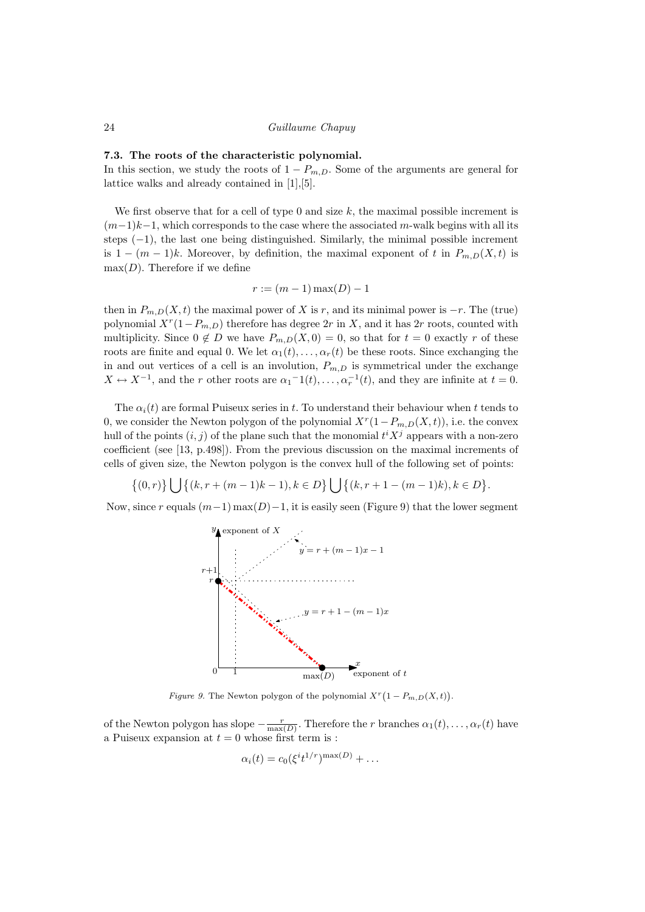### 7.3. The roots of the characteristic polynomial.

In this section, we study the roots of $1 - P_{m,D}$. Some of the arguments are general for lattice walks and already contained in [1],[5].

We first observe that for a cell of type 0 and size $k$, the maximal possible increment is $(m-1)k-1$, which corresponds to the case where the associated $m$-walk begins with all its steps $(-1)$, the last one being distinguished. Similarly, the minimal possible increment is $1-(m-1)k$. Moreover, by definition, the maximal exponent of $t$ in $P_{m,D}(X,t)$ is $\max(D)$. Therefore if we define

$$r := (m-1)\max(D) - 1$$

then in $P_{m,D}(X,t)$ the maximal power of $X$ is $r$, and its minimal power is $-r$. The (true) polynomial $X^r(1-P_{m,D})$ therefore has degree $2r$ in $X$, and it has $2r$ roots, counted with multiplicity. Since $0 \notin D$ we have $P_{m,D}(X,0) = 0$, so that for $t = 0$ exactly $r$ of these roots are finite and equal 0. We let $\alpha_1(t), \ldots, \alpha_r(t)$ be these roots. Since exchanging the in and out vertices of a cell is an involution, $P_{m,D}$ is symmetrical under the exchange $X \leftrightarrow X^{-1}$, and the $r$ other roots are $\alpha_1{}^{-1}(t), \ldots, \alpha_r^{-1}(t)$, and they are infinite at $t = 0$.

The $\alpha_i(t)$ are formal Puiseux series in $t$. To understand their behaviour when $t$ tends to 0, we consider the Newton polygon of the polynomial $X^r(1-P_{m,D}(X,t))$, i.e. the convex hull of the points $(i,j)$ of the plane such that the monomial $t^iX^j$ appears with a non-zero coefficient (see [13, p.498]). From the previous discussion on the maximal increments of cells of given size, the Newton polygon is the convex hull of the following set of points:

$$\big\{(0,r)\big\} \bigcup \big\{(k, r+(m-1)k-1), k \in D\big\} \bigcup \big\{(k, r+1-(m-1)k), k \in D\big\}.$$

Now, since $r$ equals $(m-1)\max(D)-1$, it is easily seen (Figure 9) that the lower segment

*Figure 9.* The Newton polygon of the polynomial $X^r\big(1 - P_{m,D}(X,t)\big)$.

of the Newton polygon has slope $-\frac{r}{\max(D)}$. Therefore the $r$ branches $\alpha_1(t), \ldots, \alpha_r(t)$ have a Puiseux expansion at $t = 0$ whose first term is :

$$\alpha_i(t) = c_0(\xi^i t^{1/r})^{\max(D)} + \ldots$$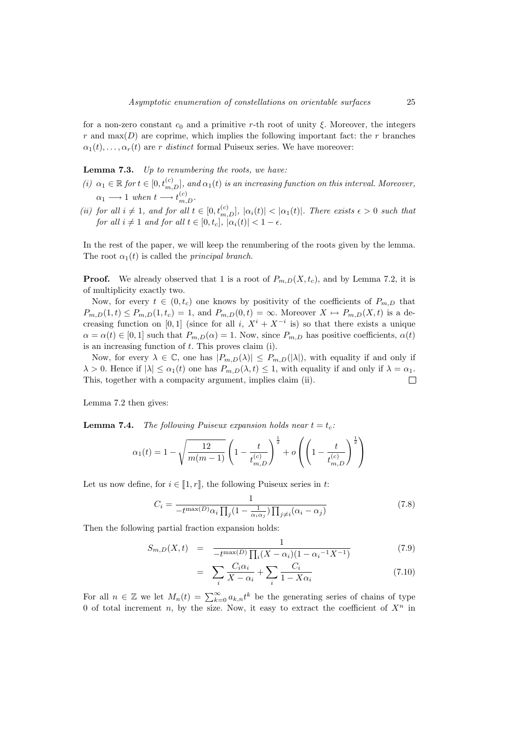for a non-zero constant $c_0$ and a primitive $r$-th root of unity $\xi$. Moreover, the integers $r$ and $\max(D)$ are coprime, which implies the following important fact: the $r$ branches $\alpha_1(t), \dots, \alpha_r(t)$ are $r$ *distinct* formal Puiseux series. We have moreover:

**Lemma 7.3.** *Up to renumbering the roots, we have:*

*(i)* $\alpha_1 \in \mathbb{R}$ *for* $t \in [0, t^{(c)}_{m,D}]$*, and* $\alpha_1(t)$ *is an increasing function on this interval. Moreover,* $\alpha_1 \longrightarrow 1$ *when* $t \longrightarrow t^{(c)}_{m,D}$*.*

*(ii) for all* $i \neq 1$*, and for all* $t \in [0, t^{(c)}_{m,D}]$*,* $|\alpha_i(t)| < |\alpha_1(t)|$*. There exists* $\epsilon > 0$ *such that for all* $i \neq 1$ *and for all* $t \in [0, t_c]$*,* $|\alpha_i(t)| < 1 - \epsilon$*.*

In the rest of the paper, we will keep the renumbering of the roots given by the lemma. The root $\alpha_1(t)$ is called the *principal branch*.

**Proof.** We already observed that 1 is a root of $P_{m,D}(X, t_c)$, and by Lemma 7.2, it is of multiplicity exactly two.

Now, for every $t \in (0, t_c)$ one knows by positivity of the coefficients of $P_{m,D}$ that $P_{m,D}(1, t) \leq P_{m,D}(1, t_c) = 1$, and $P_{m,D}(0, t) = \infty$. Moreover $X \mapsto P_{m,D}(X, t)$ is a decreasing function on $[0, 1]$ (since for all $i$, $X^i + X^{-i}$ is) so that there exists a unique $\alpha = \alpha(t) \in [0, 1]$ such that $P_{m,D}(\alpha) = 1$. Now, since $P_{m,D}$ has positive coefficients, $\alpha(t)$ is an increasing function of $t$. This proves claim (i).

Now, for every $\lambda \in \mathbb{C}$, one has $|P_{m,D}(\lambda)| \leq P_{m,D}(|\lambda|)$, with equality if and only if $\lambda > 0$. Hence if $|\lambda| \leq \alpha_1(t)$ one has $P_{m,D}(\lambda, t) \leq 1$, with equality if and only if $\lambda = \alpha_1$. This, together with a compacity argument, implies claim (ii). $\square$

Lemma 7.2 then gives:

**Lemma 7.4.** *The following Puiseux expansion holds near* $t = t_c$*:*

$$\alpha_1(t) = 1 - \sqrt{\frac{12}{m(m-1)}} \left(1 - \frac{t}{t^{(c)}_{m,D}}\right)^{\frac{1}{2}} + o\left(\left(1 - \frac{t}{t^{(c)}_{m,D}}\right)^{\frac{1}{2}}\right)$$

Let us now define, for $i \in [\![1, r]\!]$, the following Puiseux series in $t$:

$$C_i = \frac{1}{-t^{\max(D)} \alpha_i \prod_j (1 - \frac{1}{\alpha_i \alpha_j}) \prod_{j \neq i} (\alpha_i - \alpha_j)} \tag{7.8}$$

Then the following partial fraction expansion holds:

$$\begin{aligned} S_{m,D}(X, t) &= \frac{1}{-t^{\max(D)} \prod_i (X - \alpha_i)(1 - {\alpha_i}^{-1} X^{-1})} &(7.9)\\ &= \sum_i \frac{C_i \alpha_i}{X - \alpha_i} + \sum_i \frac{C_i}{1 - X\alpha_i} &(7.10)\end{aligned}$$

For all $n \in \mathbb{Z}$ we let $M_n(t) = \sum_{k=0}^{\infty} a_{k,n} t^k$ be the generating series of chains of type 0 of total increment $n$, by the size. Now, it easy to extract the coefficient of $X^n$ in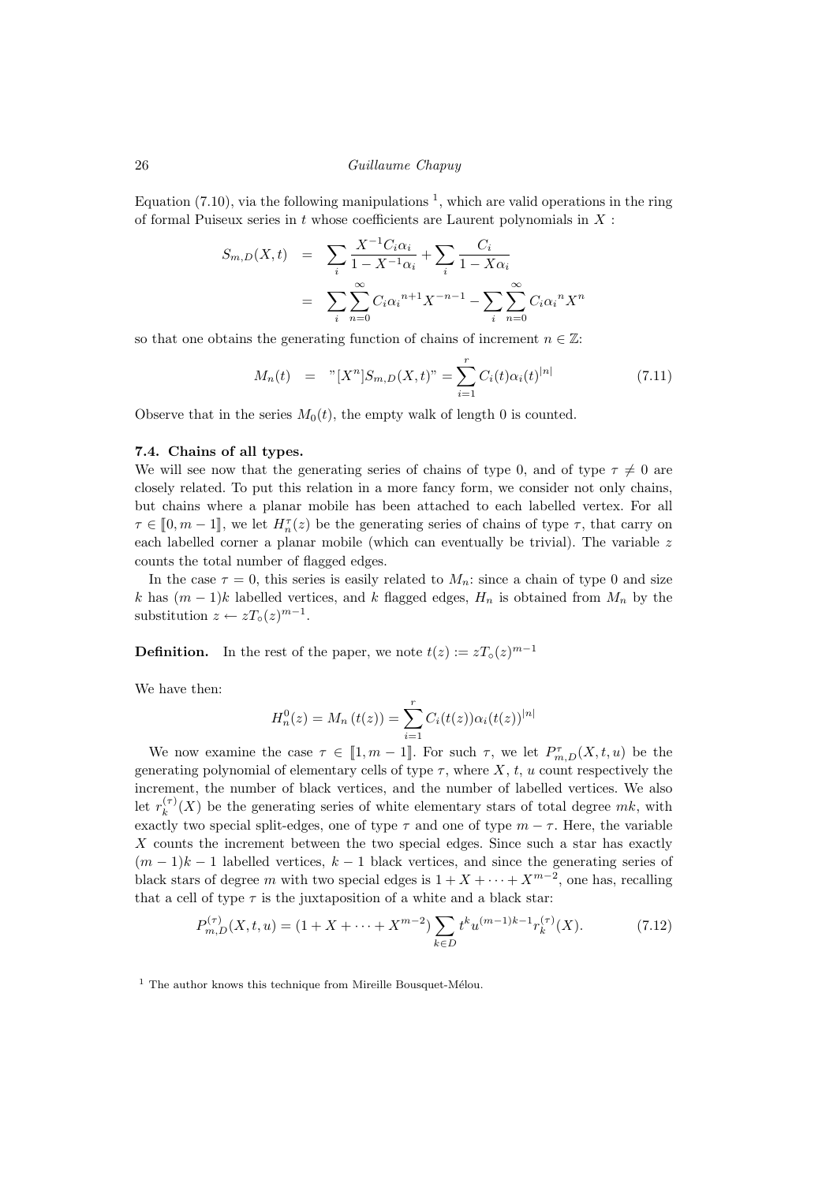Equation (7.10), via the following manipulations [1], which are valid operations in the ring of formal Puiseux series in $t$ whose coefficients are Laurent polynomials in $X$ :

$$
\begin{aligned}
S_{m,D}(X,t) &= \sum_i \frac{X^{-1}C_i\alpha_i}{1-X^{-1}\alpha_i} + \sum_i \frac{C_i}{1-X\alpha_i} \\
&= \sum_i \sum_{n=0}^{\infty} C_i {\alpha_i}^{n+1} X^{-n-1} - \sum_i \sum_{n=0}^{\infty} C_i {\alpha_i}^{n} X^{n}
\end{aligned}
$$

so that one obtains the generating function of chains of increment $n \in \mathbb{Z}$:

$$
M_n(t) \;=\; \text{"}[X^n]S_{m,D}(X,t)\text{"} = \sum_{i=1}^{r} C_i(t)\alpha_i(t)^{|n|} \tag{7.11}
$$

Observe that in the series $M_0(t)$, the empty walk of length 0 is counted.

### 7.4. Chains of all types.

We will see now that the generating series of chains of type 0, and of type $\tau \neq 0$ are closely related. To put this relation in a more fancy form, we consider not only chains, but chains where a planar mobile has been attached to each labelled vertex. For all $\tau \in [\![0, m-1]\!]$, we let $H_n^\tau(z)$ be the generating series of chains of type $\tau$, that carry on each labelled corner a planar mobile (which can eventually be trivial). The variable $z$ counts the total number of flagged edges.

In the case $\tau = 0$, this series is easily related to $M_n$: since a chain of type 0 and size $k$ has $(m-1)k$ labelled vertices, and $k$ flagged edges, $H_n$ is obtained from $M_n$ by the substitution $z \leftarrow zT_\circ(z)^{m-1}$.

**Definition.** In the rest of the paper, we note $t(z) := zT_\circ(z)^{m-1}$

We have then:

$$
H_n^0(z) = M_n\left(t(z)\right) = \sum_{i=1}^{r} C_i(t(z))\alpha_i(t(z))^{|n|}
$$

We now examine the case $\tau \in [\![1, m-1]\!]$. For such $\tau$, we let $P_{m,D}^\tau(X,t,u)$ be the generating polynomial of elementary cells of type $\tau$, where $X$, $t$, $u$ count respectively the increment, the number of black vertices, and the number of labelled vertices. We also let $r_k^{(\tau)}(X)$ be the generating series of white elementary stars of total degree $mk$, with exactly two special split-edges, one of type $\tau$ and one of type $m-\tau$. Here, the variable $X$ counts the increment between the two special edges. Since such a star has exactly $(m-1)k-1$ labelled vertices, $k-1$ black vertices, and since the generating series of black stars of degree $m$ with two special edges is $1 + X + \cdots + X^{m-2}$, one has, recalling that a cell of type $\tau$ is the juxtaposition of a white and a black star:

$$
P_{m,D}^{(\tau)}(X,t,u) = (1 + X + \cdots + X^{m-2}) \sum_{k\in D} t^k u^{(m-1)k-1} r_k^{(\tau)}(X). \tag{7.12}
$$

[1] The author knows this technique from Mireille Bousquet-Mélou.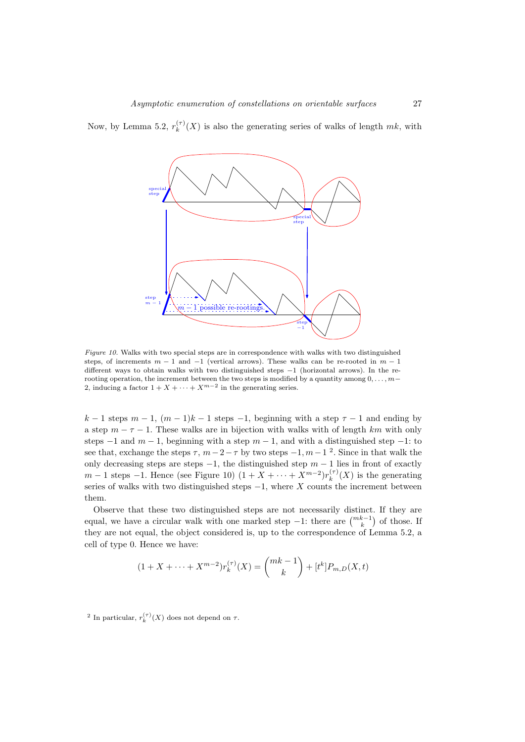Now, by Lemma 5.2, $r_k^{(\tau)}(X)$ is also the generating series of walks of length $mk$, with

*Figure 10.* Walks with two special steps are in correspondence with walks with two distinguished steps, of increments $m-1$ and $-1$ (vertical arrows). These walks can be re-rooted in $m-1$ different ways to obtain walks with two distinguished steps $-1$ (horizontal arrows). In the re-rooting operation, the increment between the two steps is modified by a quantity among $0,\dots,m-2$, inducing a factor $1+X+\dots+X^{m-2}$ in the generating series.

$k-1$ steps $m-1$, $(m-1)k-1$ steps $-1$, beginning with a step $\tau-1$ and ending by a step $m-\tau-1$. These walks are in bijection with walks with of length $km$ with only steps $-1$ and $m-1$, beginning with a step $m-1$, and with a distinguished step $-1$: to see that, exchange the steps $\tau$, $m-2-\tau$ by two steps $-1, m-1$ [2]. Since in that walk the only decreasing steps are steps $-1$, the distinguished step $m-1$ lies in front of exactly $m-1$ steps $-1$. Hence (see Figure 10) $(1+X+\dots+X^{m-2})r_k^{(\tau)}(X)$ is the generating series of walks with two distinguished steps $-1$, where $X$ counts the increment between them.

Observe that these two distinguished steps are not necessarily distinct. If they are equal, we have a circular walk with one marked step $-1$: there are $\binom{mk-1}{k}$ of those. If they are not equal, the object considered is, up to the correspondence of Lemma 5.2, a cell of type 0. Hence we have:

$$(1+X+\dots+X^{m-2})r_k^{(\tau)}(X) = \binom{mk-1}{k} + [t^k]P_{m,D}(X,t)$$

[2] In particular, $r_k^{(\tau)}(X)$ does not depend on $\tau$.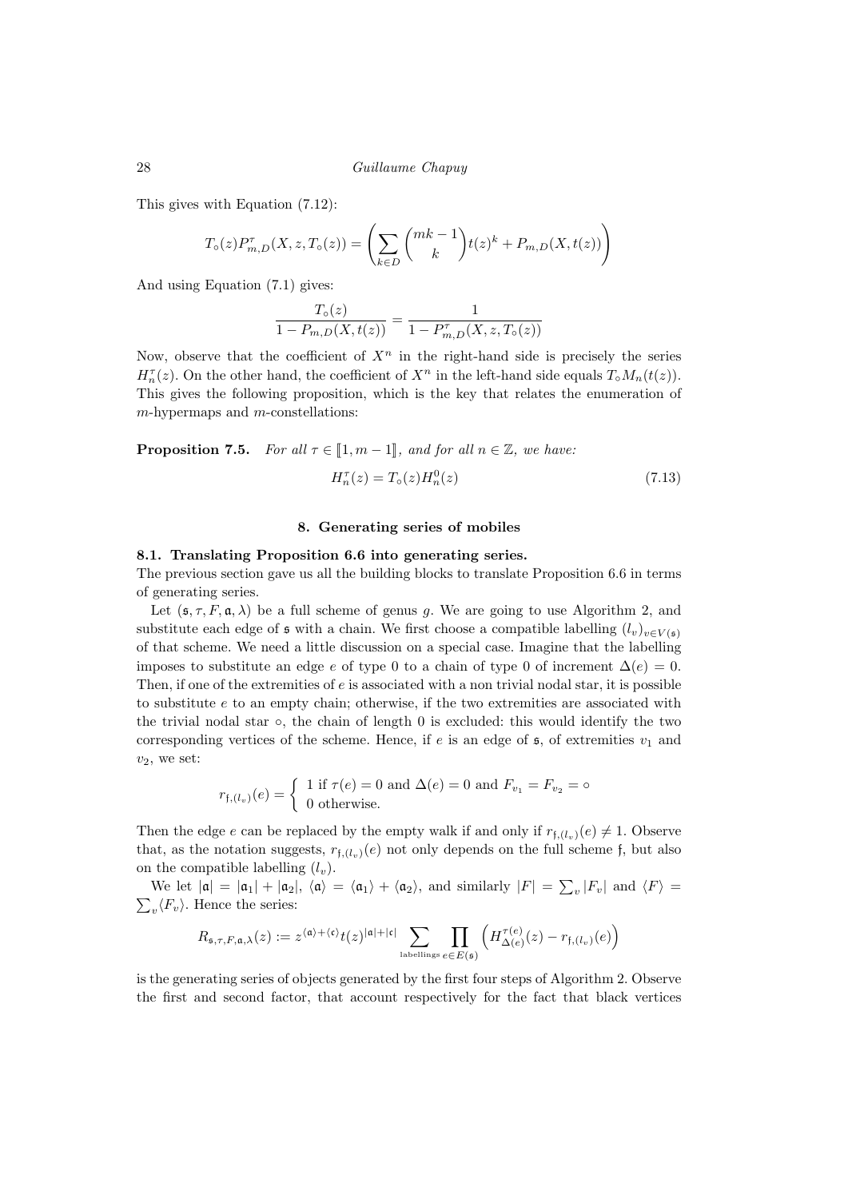This gives with Equation (7.12):

$$T_\circ(z) P^\tau_{m,D}(X, z, T_\circ(z)) = \left( \sum_{k \in D} \binom{mk-1}{k} t(z)^k + P_{m,D}(X, t(z)) \right)$$

And using Equation (7.1) gives:

$$\frac{T_\circ(z)}{1 - P_{m,D}(X, t(z))} = \frac{1}{1 - P^\tau_{m,D}(X, z, T_\circ(z))}$$

Now, observe that the coefficient of $X^n$ in the right-hand side is precisely the series $H^\tau_n(z)$. On the other hand, the coefficient of $X^n$ in the left-hand side equals $T_\circ M_n(t(z))$. This gives the following proposition, which is the key that relates the enumeration of $m$-hypermaps and $m$-constellations:

**Proposition 7.5.** *For all $\tau \in [\![1, m-1]\!]$, and for all $n \in \mathbb{Z}$, we have:*

$$H^\tau_n(z) = T_\circ(z) H^0_n(z) \tag{7.13}$$

## 8. Generating series of mobiles

### 8.1. Translating Proposition 6.6 into generating series.

The previous section gave us all the building blocks to translate Proposition 6.6 in terms of generating series.

Let $(\mathfrak{s}, \tau, F, \mathfrak{a}, \lambda)$ be a full scheme of genus $g$. We are going to use Algorithm 2, and substitute each edge of $\mathfrak{s}$ with a chain. We first choose a compatible labelling $(l_v)_{v \in V(\mathfrak{s})}$ of that scheme. We need a little discussion on a special case. Imagine that the labelling imposes to substitute an edge $e$ of type 0 to a chain of type 0 of increment $\Delta(e) = 0$. Then, if one of the extremities of $e$ is associated with a non trivial nodal star, it is possible to substitute $e$ to an empty chain; otherwise, if the two extremities are associated with the trivial nodal star $\circ$, the chain of length 0 is excluded: this would identify the two corresponding vertices of the scheme. Hence, if $e$ is an edge of $\mathfrak{s}$, of extremities $v_1$ and $v_2$, we set:

$$r_{\mathfrak{f},(l_v)}(e) = \begin{cases} 1 \text{ if } \tau(e) = 0 \text{ and } \Delta(e) = 0 \text{ and } F_{v_1} = F_{v_2} = \circ \\ 0 \text{ otherwise.} \end{cases}$$

Then the edge $e$ can be replaced by the empty walk if and only if $r_{\mathfrak{f},(l_v)}(e) \neq 1$. Observe that, as the notation suggests, $r_{\mathfrak{f},(l_v)}(e)$ not only depends on the full scheme $\mathfrak{f}$, but also on the compatible labelling $(l_v)$.

We let $|\mathfrak{a}| = |\mathfrak{a}_1| + |\mathfrak{a}_2|$, $\langle \mathfrak{a} \rangle = \langle \mathfrak{a}_1 \rangle + \langle \mathfrak{a}_2 \rangle$, and similarly $|F| = \sum_v |F_v|$ and $\langle F \rangle = \sum_v \langle F_v \rangle$. Hence the series:

$$R_{\mathfrak{s},\tau,F,\mathfrak{a},\lambda}(z) := z^{\langle \mathfrak{a} \rangle + \langle \mathfrak{c} \rangle} t(z)^{|\mathfrak{a}| + |\mathfrak{c}|} \sum_{\text{labellings}} \prod_{e \in E(\mathfrak{s})} \left( H^{\tau(e)}_{\Delta(e)}(z) - r_{\mathfrak{f},(l_v)}(e) \right)$$

is the generating series of objects generated by the first four steps of Algorithm 2. Observe the first and second factor, that account respectively for the fact that black vertices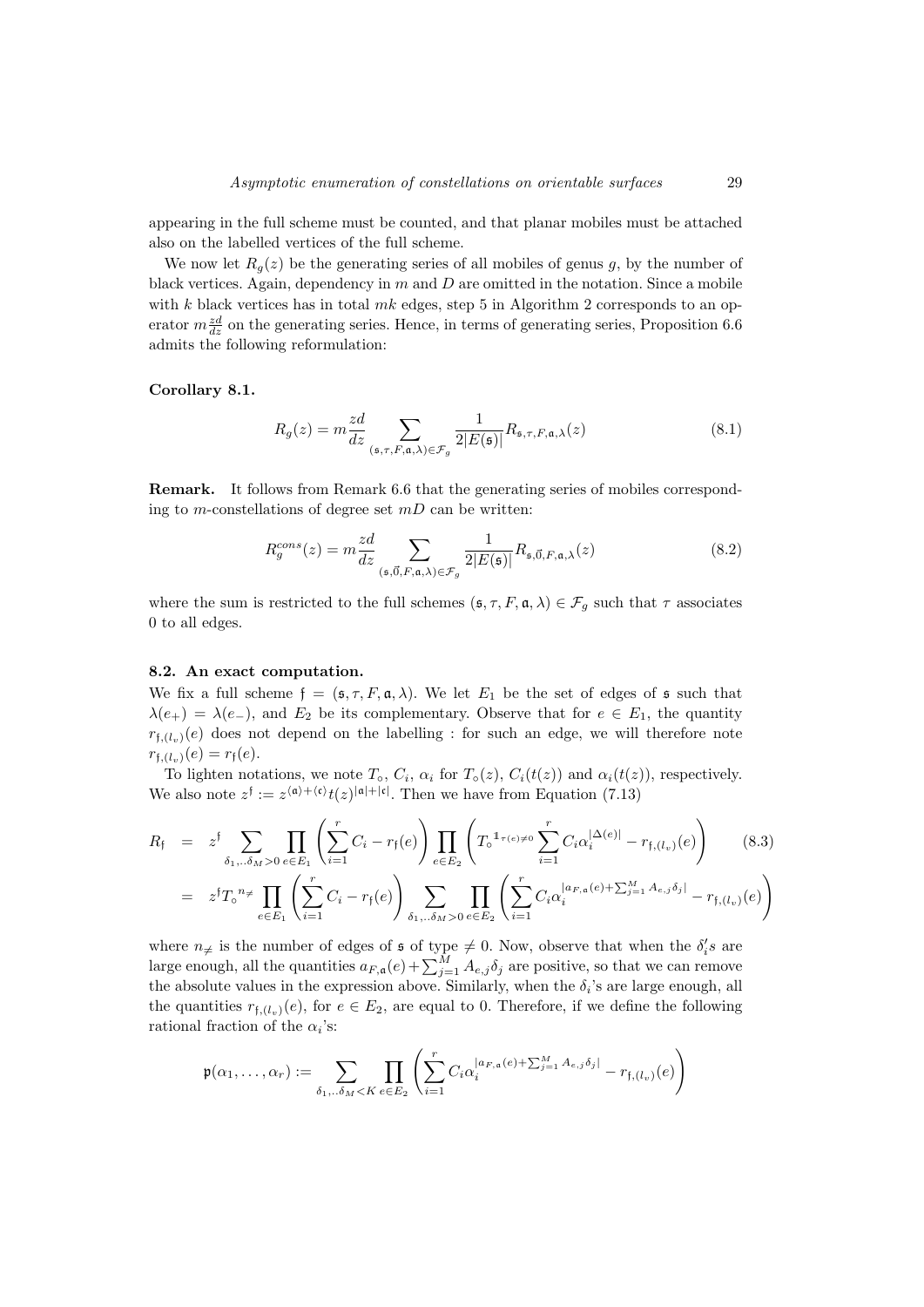appearing in the full scheme must be counted, and that planar mobiles must be attached also on the labelled vertices of the full scheme.

We now let $R_g(z)$ be the generating series of all mobiles of genus $g$, by the number of black vertices. Again, dependency in $m$ and $D$ are omitted in the notation. Since a mobile with $k$ black vertices has in total $mk$ edges, step 5 in Algorithm 2 corresponds to an operator $m\frac{zd}{dz}$ on the generating series. Hence, in terms of generating series, Proposition 6.6 admits the following reformulation:

**Corollary 8.1.**

$$R_g(z) = m\frac{zd}{dz} \sum_{(\mathfrak{s},\tau,F,\mathfrak{a},\lambda)\in\mathcal{F}_g} \frac{1}{2|E(\mathfrak{s})|} R_{\mathfrak{s},\tau,F,\mathfrak{a},\lambda}(z) \tag{8.1}$$

**Remark.** It follows from Remark 6.6 that the generating series of mobiles corresponding to $m$-constellations of degree set $mD$ can be written:

$$R_g^{cons}(z) = m\frac{zd}{dz} \sum_{(\mathfrak{s},\vec{0},F,\mathfrak{a},\lambda)\in\mathcal{F}_g} \frac{1}{2|E(\mathfrak{s})|} R_{\mathfrak{s},\vec{0},F,\mathfrak{a},\lambda}(z) \tag{8.2}$$

where the sum is restricted to the full schemes $(\mathfrak{s},\tau,F,\mathfrak{a},\lambda)\in\mathcal{F}_g$ such that $\tau$ associates 0 to all edges.

### 8.2. An exact computation.

We fix a full scheme $\mathfrak{f} = (\mathfrak{s},\tau,F,\mathfrak{a},\lambda)$. We let $E_1$ be the set of edges of $\mathfrak{s}$ such that $\lambda(e_+) = \lambda(e_-)$, and $E_2$ be its complementary. Observe that for $e \in E_1$, the quantity $r_{\mathfrak{f},(l_v)}(e)$ does not depend on the labelling : for such an edge, we will therefore note $r_{\mathfrak{f},(l_v)}(e) = r_{\mathfrak{f}}(e)$.

To lighten notations, we note $T_\circ$, $C_i$, $\alpha_i$ for $T_\circ(z)$, $C_i(t(z))$ and $\alpha_i(t(z))$, respectively. We also note $z^{\mathfrak{f}} := z^{\langle\mathfrak{a}\rangle+\langle\mathfrak{c}\rangle} t(z)^{|\mathfrak{a}|+|\mathfrak{c}|}$. Then we have from Equation (7.13)

$$\begin{aligned} R_{\mathfrak{f}} &= z^{\mathfrak{f}} \sum_{\delta_1,..\delta_M>0} \prod_{e\in E_1} \left(\sum_{i=1}^r C_i - r_{\mathfrak{f}}(e)\right) \prod_{e\in E_2} \left(T_\circ^{\mathbb{1}_{\tau(e)\neq 0}} \sum_{i=1}^r C_i \alpha_i^{|\Delta(e)|} - r_{\mathfrak{f},(l_v)}(e)\right) \qquad (8.3) \\ &= z^{\mathfrak{f}} T_\circ^{\,n_{\neq}} \prod_{e\in E_1} \left(\sum_{i=1}^r C_i - r_{\mathfrak{f}}(e)\right) \sum_{\delta_1,..\delta_M>0} \prod_{e\in E_2} \left(\sum_{i=1}^r C_i \alpha_i^{|a_{F,\mathfrak{a}}(e)+\sum_{j=1}^M A_{e,j}\delta_j|} - r_{\mathfrak{f},(l_v)}(e)\right) \end{aligned}$$

where $n_{\neq}$ is the number of edges of $\mathfrak{s}$ of type $\neq 0$. Now, observe that when the $\delta_i'$s are large enough, all the quantities $a_{F,\mathfrak{a}}(e)+\sum_{j=1}^M A_{e,j}\delta_j$ are positive, so that we can remove the absolute values in the expression above. Similarly, when the $\delta_i$'s are large enough, all the quantities $r_{\mathfrak{f},(l_v)}(e)$, for $e \in E_2$, are equal to 0. Therefore, if we define the following rational fraction of the $\alpha_i$'s:

$$\mathfrak{p}(\alpha_1,\ldots,\alpha_r) := \sum_{\delta_1,..\delta_M<K} \prod_{e\in E_2} \left(\sum_{i=1}^r C_i \alpha_i^{|a_{F,\mathfrak{a}}(e)+\sum_{j=1}^M A_{e,j}\delta_j|} - r_{\mathfrak{f},(l_v)}(e)\right)$$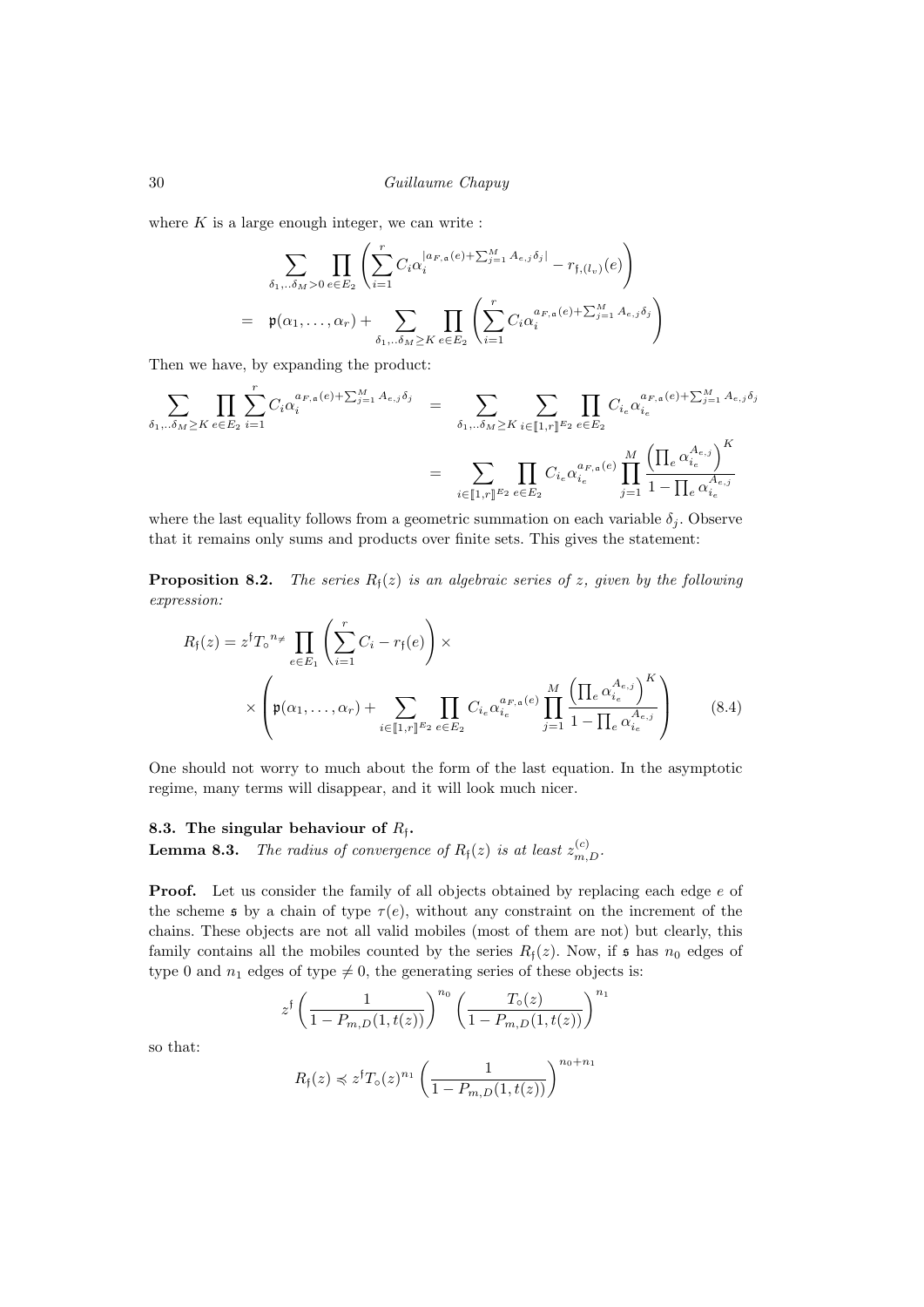where $K$ is a large enough integer, we can write :

$$\begin{aligned}
&\sum_{\delta_1,..\delta_M>0} \prod_{e\in E_2} \left( \sum_{i=1}^r C_i \alpha_i^{|a_{F,\mathfrak{a}}(e)+\sum_{j=1}^M A_{e,j}\delta_j|} - r_{\mathfrak{f},(l_v)}(e) \right) \\
= \quad &\mathfrak{p}(\alpha_1,\dots,\alpha_r) + \sum_{\delta_1,..\delta_M\geq K} \prod_{e\in E_2} \left( \sum_{i=1}^r C_i \alpha_i^{a_{F,\mathfrak{a}}(e)+\sum_{j=1}^M A_{e,j}\delta_j} \right)
\end{aligned}$$

Then we have, by expanding the product:

$$\begin{aligned}
\sum_{\delta_1,..\delta_M\geq K} \prod_{e\in E_2} \sum_{i=1}^r C_i \alpha_i^{a_{F,\mathfrak{a}}(e)+\sum_{j=1}^M A_{e,j}\delta_j} &= \sum_{\delta_1,..\delta_M\geq K} \sum_{i\in [\![1,r]\!]^{E_2}} \prod_{e\in E_2} C_{i_e} \alpha_{i_e}^{a_{F,\mathfrak{a}}(e)+\sum_{j=1}^M A_{e,j}\delta_j} \\
&= \sum_{i\in [\![1,r]\!]^{E_2}} \prod_{e\in E_2} C_{i_e} \alpha_{i_e}^{a_{F,\mathfrak{a}}(e)} \prod_{j=1}^M \frac{\left(\prod_e \alpha_{i_e}^{A_{e,j}}\right)^K}{1-\prod_e \alpha_{i_e}^{A_{e,j}}}
\end{aligned}$$

where the last equality follows from a geometric summation on each variable $\delta_j$. Observe that it remains only sums and products over finite sets. This gives the statement:

**Proposition 8.2.** *The series $R_{\mathfrak{f}}(z)$ is an algebraic series of $z$, given by the following expression:*

$$\begin{aligned}
R_{\mathfrak{f}}(z) = z^{\mathfrak{f}} {T_\circ}^{n_{\neq}} \prod_{e\in E_1} \left( \sum_{i=1}^r C_i - r_{\mathfrak{f}}(e) \right) \times \\
\times \left( \mathfrak{p}(\alpha_1,\dots,\alpha_r) + \sum_{i\in [\![1,r]\!]^{E_2}} \prod_{e\in E_2} C_{i_e} \alpha_{i_e}^{a_{F,\mathfrak{a}}(e)} \prod_{j=1}^M \frac{\left(\prod_e \alpha_{i_e}^{A_{e,j}}\right)^K}{1-\prod_e \alpha_{i_e}^{A_{e,j}}} \right) \qquad (8.4)
\end{aligned}$$

One should not worry to much about the form of the last equation. In the asymptotic regime, many terms will disappear, and it will look much nicer.

### 8.3. The singular behaviour of $R_{\mathfrak{f}}$.

**Lemma 8.3.** *The radius of convergence of $R_{\mathfrak{f}}(z)$ is at least $z_{m,D}^{(c)}$.*

**Proof.** Let us consider the family of all objects obtained by replacing each edge $e$ of the scheme $\mathfrak{s}$ by a chain of type $\tau(e)$, without any constraint on the increment of the chains. These objects are not all valid mobiles (most of them are not) but clearly, this family contains all the mobiles counted by the series $R_{\mathfrak{f}}(z)$. Now, if $\mathfrak{s}$ has $n_0$ edges of type 0 and $n_1$ edges of type $\neq 0$, the generating series of these objects is:

$$z^{\mathfrak{f}} \left( \frac{1}{1-P_{m,D}(1,t(z))} \right)^{n_0} \left( \frac{T_\circ(z)}{1-P_{m,D}(1,t(z))} \right)^{n_1}$$

so that:

$$R_{\mathfrak{f}}(z) \preccurlyeq z^{\mathfrak{f}} T_\circ(z)^{n_1} \left( \frac{1}{1-P_{m,D}(1,t(z))} \right)^{n_0+n_1}$$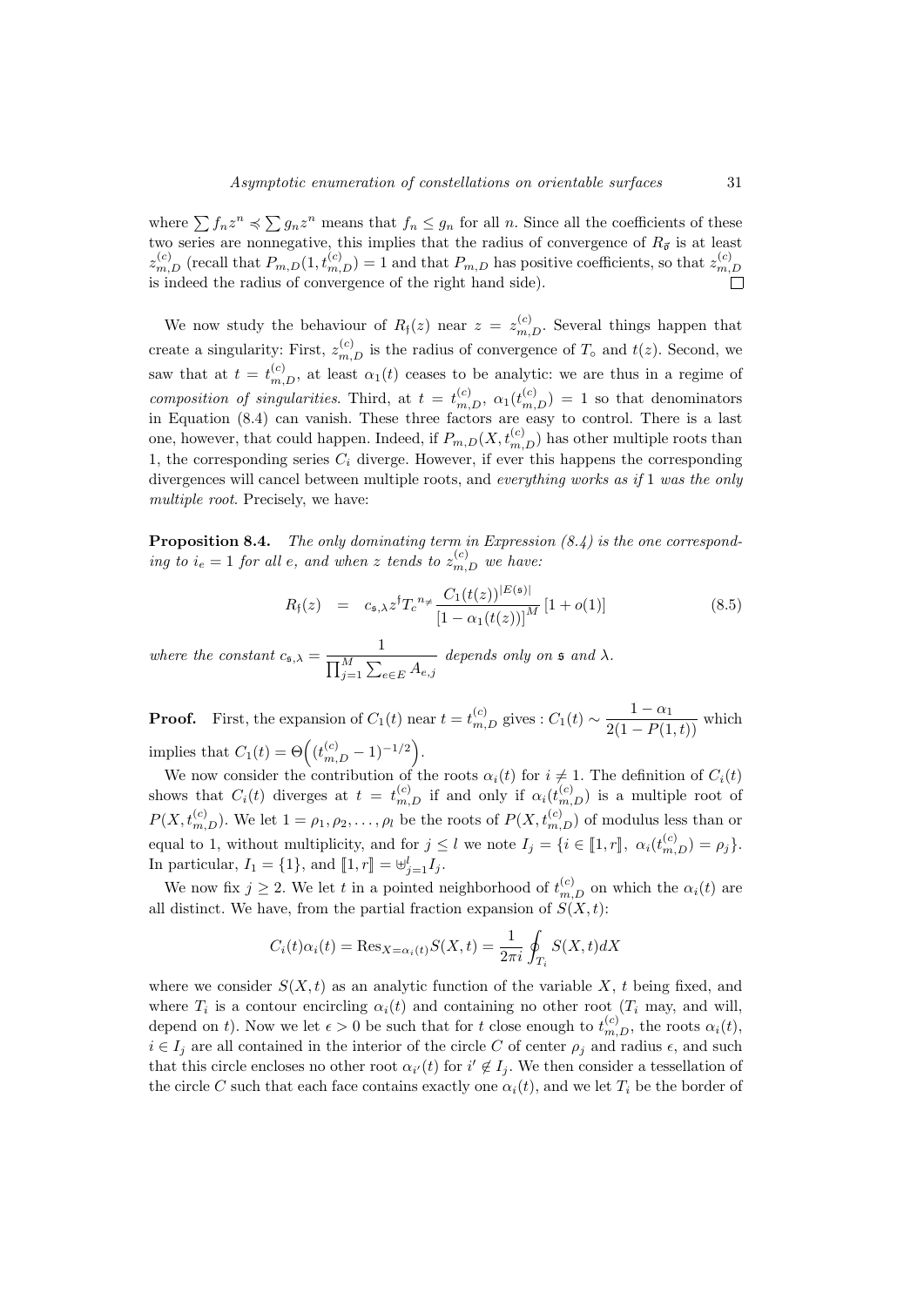where $\sum f_n z^n \preccurlyeq \sum g_n z^n$ means that $f_n \leq g_n$ for all $n$. Since all the coefficients of these two series are nonnegative, this implies that the radius of convergence of $R_{\vec{\mathfrak{s}}}$ is at least $z_{m,D}^{(c)}$ (recall that $P_{m,D}(1, t_{m,D}^{(c)}) = 1$ and that $P_{m,D}$ has positive coefficients, so that $z_{m,D}^{(c)}$ is indeed the radius of convergence of the right hand side). ☐

We now study the behaviour of $R_{\mathfrak{f}}(z)$ near $z = z_{m,D}^{(c)}$. Several things happen that create a singularity: First, $z_{m,D}^{(c)}$ is the radius of convergence of $T_\circ$ and $t(z)$. Second, we saw that at $t = t_{m,D}^{(c)}$, at least $\alpha_1(t)$ ceases to be analytic: we are thus in a regime of *composition of singularities*. Third, at $t = t_{m,D}^{(c)}$, $\alpha_1(t_{m,D}^{(c)}) = 1$ so that denominators in Equation (8.4) can vanish. These three factors are easy to control. There is a last one, however, that could happen. Indeed, if $P_{m,D}(X, t_{m,D}^{(c)})$ has other multiple roots than 1, the corresponding series $C_i$ diverge. However, if ever this happens the corresponding divergences will cancel between multiple roots, and *everything works as if* 1 *was the only multiple root*. Precisely, we have:

**Proposition 8.4.** *The only dominating term in Expression (8.4) is the one corresponding to $i_e = 1$ for all $e$, and when $z$ tends to $z_{m,D}^{(c)}$ we have:*

$$R_{\mathfrak{f}}(z) \quad = \quad c_{\mathfrak{s},\lambda} z^{\mathfrak{f}} T_c^{\,n_{\neq}} \frac{C_1(t(z))^{|E(\mathfrak{s})|}}{[1-\alpha_1(t(z))]^M} \left[1+o(1)\right] \tag{8.5}$$

*where the constant $c_{\mathfrak{s},\lambda} = \dfrac{1}{\prod_{j=1}^M \sum_{e \in E} A_{e,j}}$ depends only on $\mathfrak{s}$ and $\lambda$.*

**Proof.** First, the expansion of $C_1(t)$ near $t = t_{m,D}^{(c)}$ gives : $C_1(t) \sim \dfrac{1-\alpha_1}{2(1-P(1,t))}$ which implies that $C_1(t) = \Theta\Big((t_{m,D}^{(c)} - 1)^{-1/2}\Big)$.

We now consider the contribution of the roots $\alpha_i(t)$ for $i \neq 1$. The definition of $C_i(t)$ shows that $C_i(t)$ diverges at $t = t_{m,D}^{(c)}$ if and only if $\alpha_i(t_{m,D}^{(c)})$ is a multiple root of $P(X, t_{m,D}^{(c)})$. We let $1 = \rho_1, \rho_2, \ldots, \rho_l$ be the roots of $P(X, t_{m,D}^{(c)})$ of modulus less than or equal to 1, without multiplicity, and for $j \leq l$ we note $I_j = \{i \in [\![1, r]\!],\ \alpha_i(t_{m,D}^{(c)}) = \rho_j\}$. In particular, $I_1 = \{1\}$, and $[\![1, r]\!] = \uplus_{j=1}^{l} I_j$.

We now fix $j \geq 2$. We let $t$ in a pointed neighborhood of $t_{m,D}^{(c)}$ on which the $\alpha_i(t)$ are all distinct. We have, from the partial fraction expansion of $S(X,t)$:

$$C_i(t)\alpha_i(t) = \mathrm{Res}_{X=\alpha_i(t)} S(X,t) = \frac{1}{2\pi i} \oint_{T_i} S(X,t) dX$$

where we consider $S(X,t)$ as an analytic function of the variable $X$, $t$ being fixed, and where $T_i$ is a contour encircling $\alpha_i(t)$ and containing no other root ($T_i$ may, and will, depend on $t$). Now we let $\epsilon > 0$ be such that for $t$ close enough to $t_{m,D}^{(c)}$, the roots $\alpha_i(t)$, $i \in I_j$ are all contained in the interior of the circle $C$ of center $\rho_j$ and radius $\epsilon$, and such that this circle encloses no other root $\alpha_{i'}(t)$ for $i' \notin I_j$. We then consider a tessellation of the circle $C$ such that each face contains exactly one $\alpha_i(t)$, and we let $T_i$ be the border of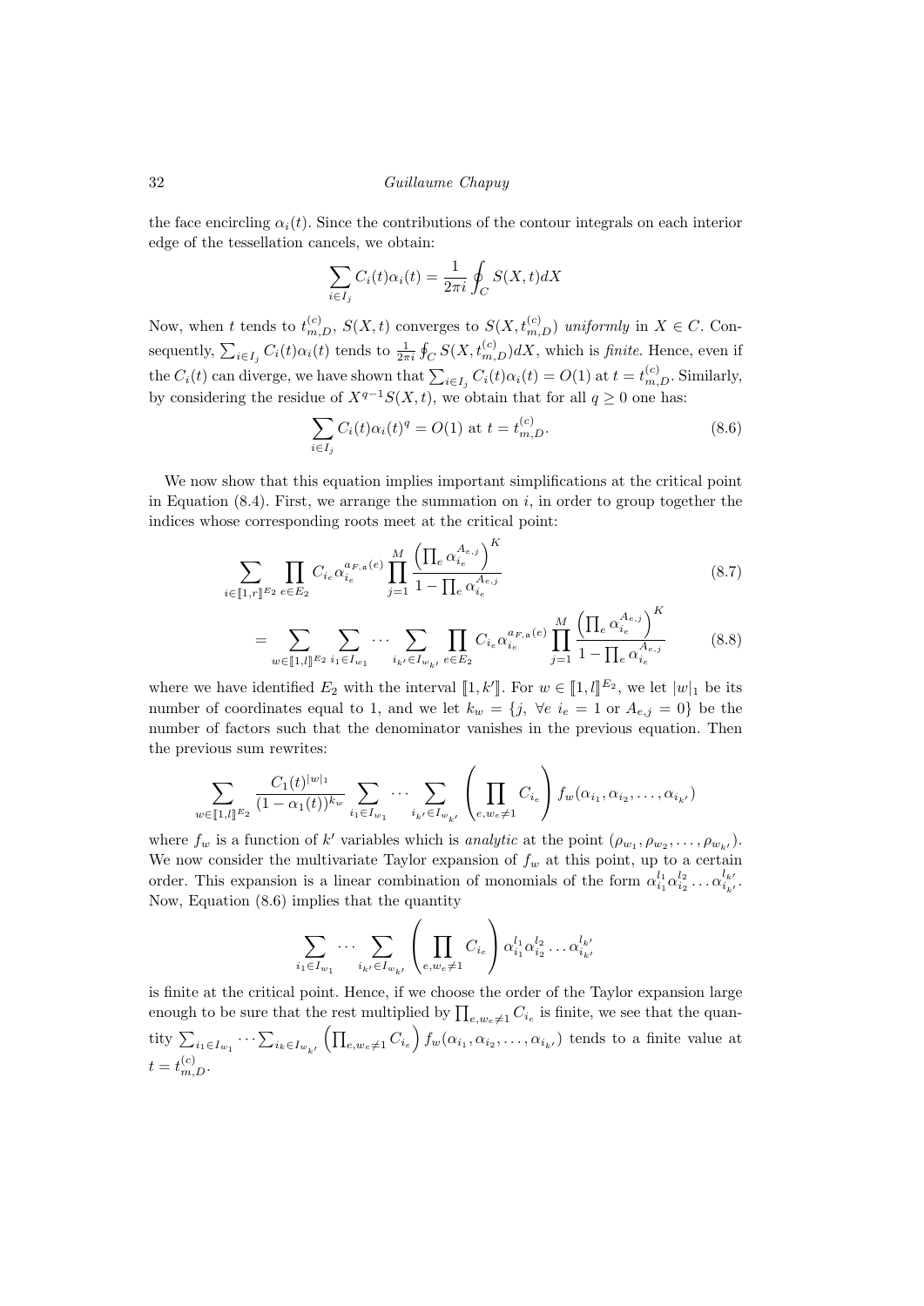the face encircling $\alpha_i(t)$. Since the contributions of the contour integrals on each interior edge of the tessellation cancels, we obtain:

$$\sum_{i\in I_j} C_i(t)\alpha_i(t) = \frac{1}{2\pi i}\oint_C S(X,t)dX$$

Now, when $t$ tends to $t^{(c)}_{m,D}$, $S(X,t)$ converges to $S(X,t^{(c)}_{m,D})$ *uniformly* in $X\in C$. Consequently, $\sum_{i\in I_j} C_i(t)\alpha_i(t)$ tends to $\frac{1}{2\pi i}\oint_C S(X,t^{(c)}_{m,D})dX$, which is *finite*. Hence, even if the $C_i(t)$ can diverge, we have shown that $\sum_{i\in I_j} C_i(t)\alpha_i(t) = O(1)$ at $t=t^{(c)}_{m,D}$. Similarly, by considering the residue of $X^{q-1}S(X,t)$, we obtain that for all $q\geq 0$ one has:

$$\sum_{i\in I_j} C_i(t)\alpha_i(t)^q = O(1) \text{ at } t=t^{(c)}_{m,D}. \tag{8.6}$$

We now show that this equation implies important simplifications at the critical point in Equation (8.4). First, we arrange the summation on $i$, in order to group together the indices whose corresponding roots meet at the critical point:

$$\sum_{i\in[\![1,r]\!]^{E_2}} \prod_{e\in E_2} C_{i_e}\alpha_{i_e}^{a_{F,\mathfrak{a}}(e)} \prod_{j=1}^{M}\frac{\left(\prod_e \alpha_{i_e}^{A_{e,j}}\right)^K}{1-\prod_e \alpha_{i_e}^{A_{e,j}}} \tag{8.7}$$

$$= \sum_{w\in[\![1,l]\!]^{E_2}} \sum_{i_1\in I_{w_1}} \cdots \sum_{i_{k'}\in I_{w_{k'}}} \prod_{e\in E_2} C_{i_e}\alpha_{i_e}^{a_{F,\mathfrak{a}}(e)} \prod_{j=1}^{M}\frac{\left(\prod_e \alpha_{i_e}^{A_{e,j}}\right)^K}{1-\prod_e \alpha_{i_e}^{A_{e,j}}} \tag{8.8}$$

where we have identified $E_2$ with the interval $[\![1,k']\!]$. For $w\in[\![1,l]\!]^{E_2}$, we let $|w|_1$ be its number of coordinates equal to 1, and we let $k_w = \{j,\ \forall e\ i_e = 1 \text{ or } A_{e,j}=0\}$ be the number of factors such that the denominator vanishes in the previous equation. Then the previous sum rewrites:

$$\sum_{w\in[\![1,l]\!]^{E_2}} \frac{C_1(t)^{|w|_1}}{(1-\alpha_1(t))^{k_w}} \sum_{i_1\in I_{w_1}} \cdots \sum_{i_{k'}\in I_{w_{k'}}} \left(\prod_{e,w_e\neq 1} C_{i_e}\right) f_w(\alpha_{i_1},\alpha_{i_2},\ldots,\alpha_{i_{k'}})$$

where $f_w$ is a function of $k'$ variables which is *analytic* at the point $(\rho_{w_1},\rho_{w_2},\ldots,\rho_{w_{k'}})$. We now consider the multivariate Taylor expansion of $f_w$ at this point, up to a certain order. This expansion is a linear combination of monomials of the form $\alpha_{i_1}^{l_1}\alpha_{i_2}^{l_2}\ldots\alpha_{i_{k'}}^{l_{k'}}$. Now, Equation (8.6) implies that the quantity

$$\sum_{i_1\in I_{w_1}} \cdots \sum_{i_{k'}\in I_{w_{k'}}} \left(\prod_{e,w_e\neq 1} C_{i_e}\right) \alpha_{i_1}^{l_1}\alpha_{i_2}^{l_2}\ldots\alpha_{i_{k'}}^{l_{k'}}$$

is finite at the critical point. Hence, if we choose the order of the Taylor expansion large enough to be sure that the rest multiplied by $\prod_{e,w_e\neq 1} C_{i_e}$ is finite, we see that the quantity $\sum_{i_1\in I_{w_1}}\cdots\sum_{i_k\in I_{w_{k'}}}\left(\prod_{e,w_e\neq 1} C_{i_e}\right) f_w(\alpha_{i_1},\alpha_{i_2},\ldots,\alpha_{i_{k'}})$ tends to a finite value at $t=t^{(c)}_{m,D}$.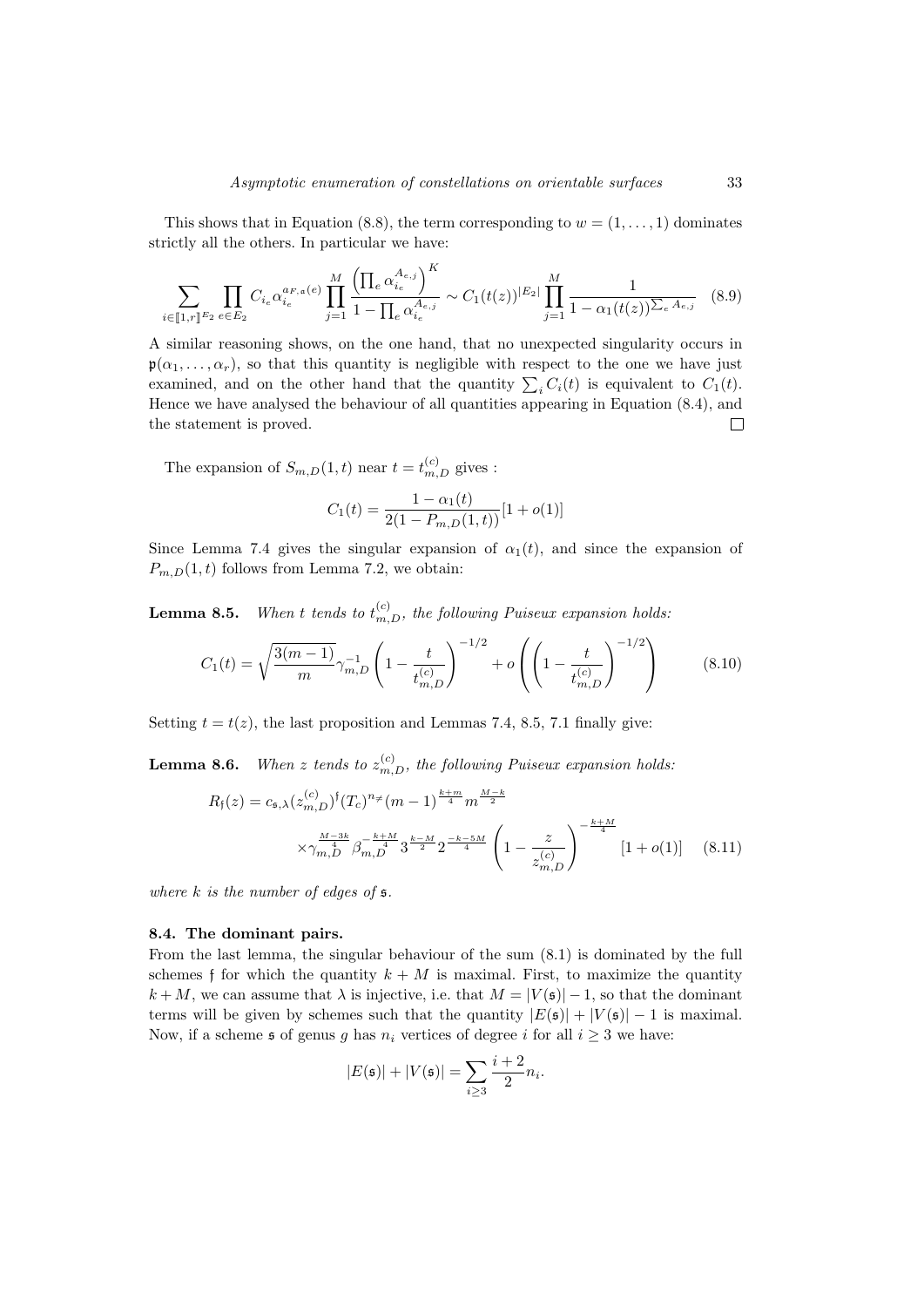This shows that in Equation (8.8), the term corresponding to $w = (1, \ldots, 1)$ dominates strictly all the others. In particular we have:

$$\sum_{i \in [\![1,r]\!]^{E_2}} \prod_{e \in E_2} C_{i_e} \alpha_{i_e}^{a_{F,\mathfrak{a}}(e)} \prod_{j=1}^{M} \frac{\left(\prod_e \alpha_{i_e}^{A_{e,j}}\right)^K}{1 - \prod_e \alpha_{i_e}^{A_{e,j}}} \sim C_1(t(z))^{|E_2|} \prod_{j=1}^{M} \frac{1}{1 - \alpha_1(t(z))^{\sum_e A_{e,j}}} \quad (8.9)$$

A similar reasoning shows, on the one hand, that no unexpected singularity occurs in $\mathfrak{p}(\alpha_1, \ldots, \alpha_r)$, so that this quantity is negligible with respect to the one we have just examined, and on the other hand that the quantity $\sum_i C_i(t)$ is equivalent to $C_1(t)$. Hence we have analysed the behaviour of all quantities appearing in Equation (8.4), and the statement is proved. $\square$

The expansion of $S_{m,D}(1,t)$ near $t = t_{m,D}^{(c)}$ gives :

$$C_1(t) = \frac{1 - \alpha_1(t)}{2(1 - P_{m,D}(1,t))}[1 + o(1)]$$

Since Lemma 7.4 gives the singular expansion of $\alpha_1(t)$, and since the expansion of $P_{m,D}(1,t)$ follows from Lemma 7.2, we obtain:

**Lemma 8.5.** *When $t$ tends to $t_{m,D}^{(c)}$, the following Puiseux expansion holds:*

$$C_1(t) = \sqrt{\frac{3(m-1)}{m}} \gamma_{m,D}^{-1} \left(1 - \frac{t}{t_{m,D}^{(c)}}\right)^{-1/2} + o\left(\left(1 - \frac{t}{t_{m,D}^{(c)}}\right)^{-1/2}\right) \quad (8.10)$$

Setting $t = t(z)$, the last proposition and Lemmas 7.4, 8.5, 7.1 finally give:

**Lemma 8.6.** *When $z$ tends to $z_{m,D}^{(c)}$, the following Puiseux expansion holds:*

$$R_{\mathfrak{f}}(z) = c_{\mathfrak{s},\lambda} (z_{m,D}^{(c)})^{\mathfrak{f}} (T_c)^{n_{\neq}} (m-1)^{\frac{k+m}{4}} m^{\frac{M-k}{2}} \times \gamma_{m,D}^{\frac{M-3k}{4}} \beta_{m,D}^{-\frac{k+M}{4}} 3^{\frac{k-M}{2}} 2^{\frac{-k-5M}{4}} \left(1 - \frac{z}{z_{m,D}^{(c)}}\right)^{-\frac{k+M}{4}} [1 + o(1)] \quad (8.11)$$

*where $k$ is the number of edges of $\mathfrak{s}$.*

### 8.4. The dominant pairs.

From the last lemma, the singular behaviour of the sum (8.1) is dominated by the full schemes $\mathfrak{f}$ for which the quantity $k + M$ is maximal. First, to maximize the quantity $k + M$, we can assume that $\lambda$ is injective, i.e. that $M = |V(\mathfrak{s})| - 1$, so that the dominant terms will be given by schemes such that the quantity $|E(\mathfrak{s})| + |V(\mathfrak{s})| - 1$ is maximal. Now, if a scheme $\mathfrak{s}$ of genus $g$ has $n_i$ vertices of degree $i$ for all $i \geq 3$ we have:

$$|E(\mathfrak{s})| + |V(\mathfrak{s})| = \sum_{i \geq 3} \frac{i+2}{2} n_i.$$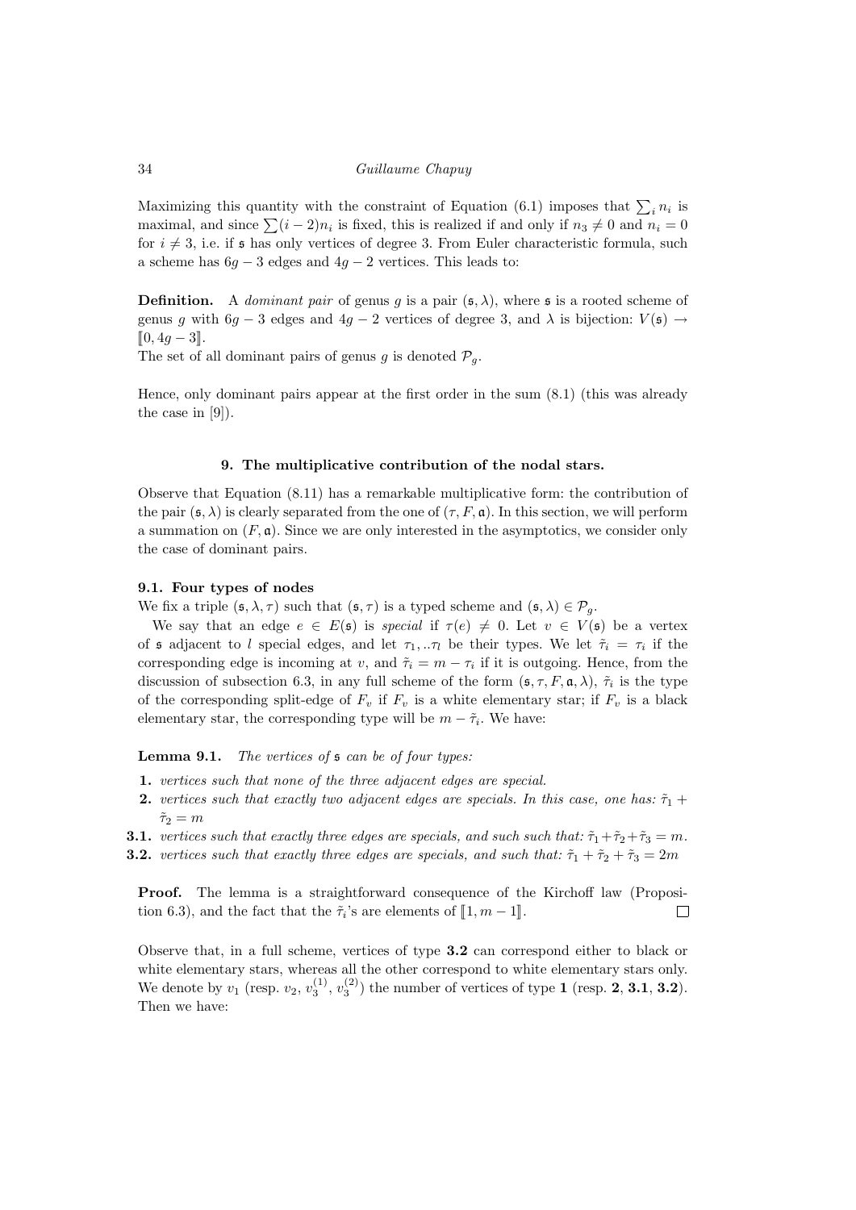Maximizing this quantity with the constraint of Equation (6.1) imposes that $\sum_i n_i$ is maximal, and since $\sum (i-2)n_i$ is fixed, this is realized if and only if $n_3 \neq 0$ and $n_i = 0$ for $i \neq 3$, i.e. if $\mathfrak{s}$ has only vertices of degree 3. From Euler characteristic formula, such a scheme has $6g-3$ edges and $4g-2$ vertices. This leads to:

**Definition.** A *dominant pair* of genus $g$ is a pair $(\mathfrak{s}, \lambda)$, where $\mathfrak{s}$ is a rooted scheme of genus $g$ with $6g-3$ edges and $4g-2$ vertices of degree 3, and $\lambda$ is bijection: $V(\mathfrak{s}) \to [\![0, 4g-3]\!]$.

The set of all dominant pairs of genus $g$ is denoted $\mathcal{P}_g$.

Hence, only dominant pairs appear at the first order in the sum (8.1) (this was already the case in [9]).

## 9. The multiplicative contribution of the nodal stars.

Observe that Equation (8.11) has a remarkable multiplicative form: the contribution of the pair $(\mathfrak{s}, \lambda)$ is clearly separated from the one of $(\tau, F, \mathfrak{a})$. In this section, we will perform a summation on $(F, \mathfrak{a})$. Since we are only interested in the asymptotics, we consider only the case of dominant pairs.

### 9.1. Four types of nodes

We fix a triple $(\mathfrak{s}, \lambda, \tau)$ such that $(\mathfrak{s}, \tau)$ is a typed scheme and $(\mathfrak{s}, \lambda) \in \mathcal{P}_g$.

We say that an edge $e \in E(\mathfrak{s})$ is *special* if $\tau(e) \neq 0$. Let $v \in V(\mathfrak{s})$ be a vertex of $\mathfrak{s}$ adjacent to $l$ special edges, and let $\tau_1, ..\tau_l$ be their types. We let $\tilde{\tau}_i = \tau_i$ if the corresponding edge is incoming at $v$, and $\tilde{\tau}_i = m - \tau_i$ if it is outgoing. Hence, from the discussion of subsection 6.3, in any full scheme of the form $(\mathfrak{s}, \tau, F, \mathfrak{a}, \lambda)$, $\tilde{\tau}_i$ is the type of the corresponding split-edge of $F_v$ if $F_v$ is a white elementary star; if $F_v$ is a black elementary star, the corresponding type will be $m - \tilde{\tau}_i$. We have:

**Lemma 9.1.** *The vertices of $\mathfrak{s}$ can be of four types:*

**1.** *vertices such that none of the three adjacent edges are special.*

**2.** *vertices such that exactly two adjacent edges are specials. In this case, one has: $\tilde{\tau}_1 + \tilde{\tau}_2 = m$*

**3.1.** *vertices such that exactly three edges are specials, and such such that: $\tilde{\tau}_1 + \tilde{\tau}_2 + \tilde{\tau}_3 = m$.*

**3.2.** *vertices such that exactly three edges are specials, and such that: $\tilde{\tau}_1 + \tilde{\tau}_2 + \tilde{\tau}_3 = 2m$*

**Proof.** The lemma is a straightforward consequence of the Kirchoff law (Proposition 6.3), and the fact that the $\tilde{\tau}_i$'s are elements of $[\![1, m-1]\!]$. $\square$

Observe that, in a full scheme, vertices of type **3.2** can correspond either to black or white elementary stars, whereas all the other correspond to white elementary stars only. We denote by $v_1$ (resp. $v_2$, $v_3^{(1)}$, $v_3^{(2)}$) the number of vertices of type **1** (resp. **2**, **3.1**, **3.2**). Then we have: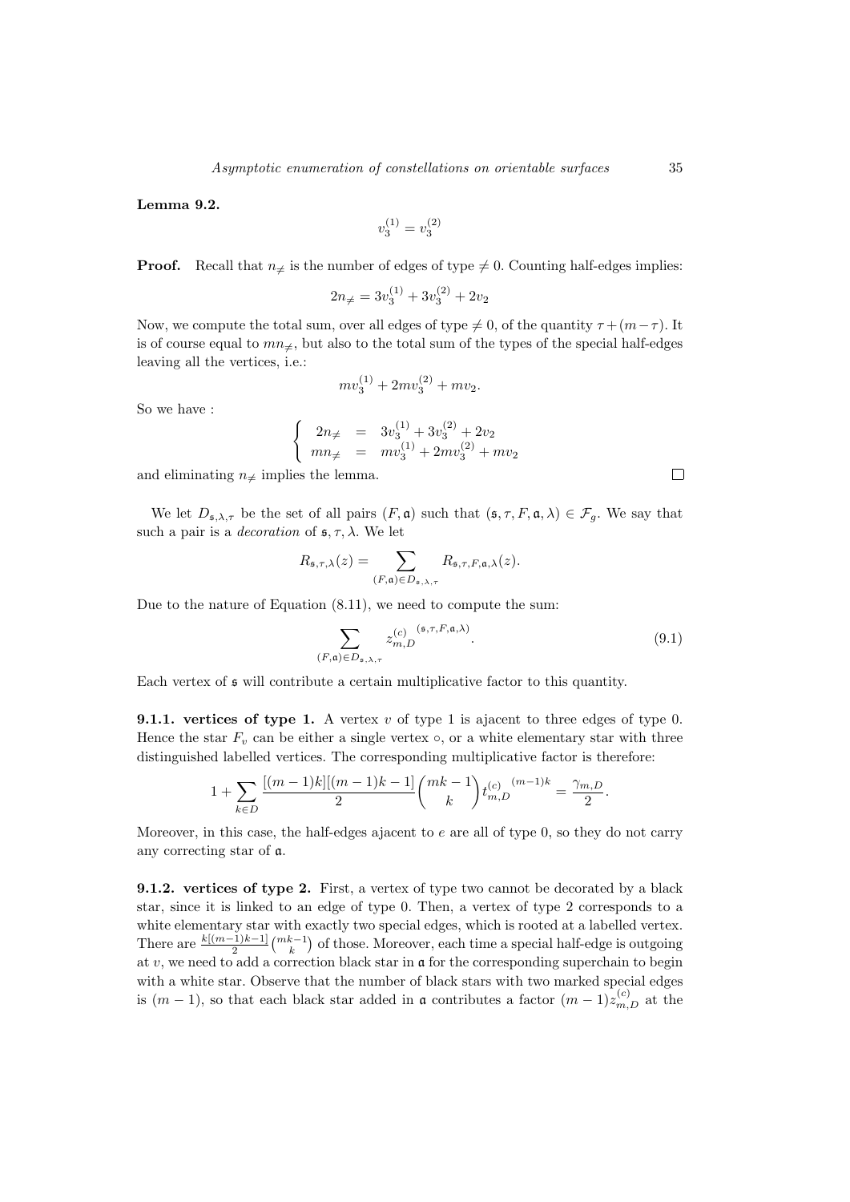**Lemma 9.2.**

$$v_3^{(1)} = v_3^{(2)}$$

**Proof.** Recall that $n_{\neq}$ is the number of edges of type $\neq 0$. Counting half-edges implies:

$$2n_{\neq} = 3v_3^{(1)} + 3v_3^{(2)} + 2v_2$$

Now, we compute the total sum, over all edges of type $\neq 0$, of the quantity $\tau + (m - \tau)$. It is of course equal to $mn_{\neq}$, but also to the total sum of the types of the special half-edges leaving all the vertices, i.e.:

$$mv_3^{(1)} + 2mv_3^{(2)} + mv_2.$$

So we have :

$$\left\{ \begin{array}{rcl} 2n_{\neq} & = & 3v_3^{(1)} + 3v_3^{(2)} + 2v_2 \\ mn_{\neq} & = & mv_3^{(1)} + 2mv_3^{(2)} + mv_2 \end{array} \right.$$

and eliminating $n_{\neq}$ implies the lemma. $\square$

We let $D_{\mathfrak{s},\lambda,\tau}$ be the set of all pairs $(F, \mathfrak{a})$ such that $(\mathfrak{s}, \tau, F, \mathfrak{a}, \lambda) \in \mathcal{F}_g$. We say that such a pair is a *decoration* of $\mathfrak{s}, \tau, \lambda$. We let

$$R_{\mathfrak{s},\tau,\lambda}(z) = \sum_{(F,\mathfrak{a}) \in D_{\mathfrak{s},\lambda,\tau}} R_{\mathfrak{s},\tau,F,\mathfrak{a},\lambda}(z).$$

Due to the nature of Equation (8.11), we need to compute the sum:

$$\sum_{(F,\mathfrak{a}) \in D_{\mathfrak{s},\lambda,\tau}} {z_{m,D}^{(c)}}^{(\mathfrak{s},\tau,F,\mathfrak{a},\lambda)}. \tag{9.1}$$

Each vertex of $\mathfrak{s}$ will contribute a certain multiplicative factor to this quantity.

**9.1.1. vertices of type 1.** A vertex $v$ of type 1 is ajacent to three edges of type 0. Hence the star $F_v$ can be either a single vertex $\circ$, or a white elementary star with three distinguished labelled vertices. The corresponding multiplicative factor is therefore:

$$1 + \sum_{k \in D} \frac{[(m-1)k][(m-1)k-1]}{2} \binom{mk-1}{k} {t_{m,D}^{(c)}}^{(m-1)k} = \frac{\gamma_{m,D}}{2}.$$

Moreover, in this case, the half-edges ajacent to $e$ are all of type 0, so they do not carry any correcting star of $\mathfrak{a}$.

**9.1.2. vertices of type 2.** First, a vertex of type two cannot be decorated by a black star, since it is linked to an edge of type 0. Then, a vertex of type 2 corresponds to a white elementary star with exactly two special edges, which is rooted at a labelled vertex. There are $\frac{k[(m-1)k-1]}{2}\binom{mk-1}{k}$ of those. Moreover, each time a special half-edge is outgoing at $v$, we need to add a correction black star in $\mathfrak{a}$ for the corresponding superchain to begin with a white star. Observe that the number of black stars with two marked special edges is $(m-1)$, so that each black star added in $\mathfrak{a}$ contributes a factor $(m-1)z_{m,D}^{(c)}$ at the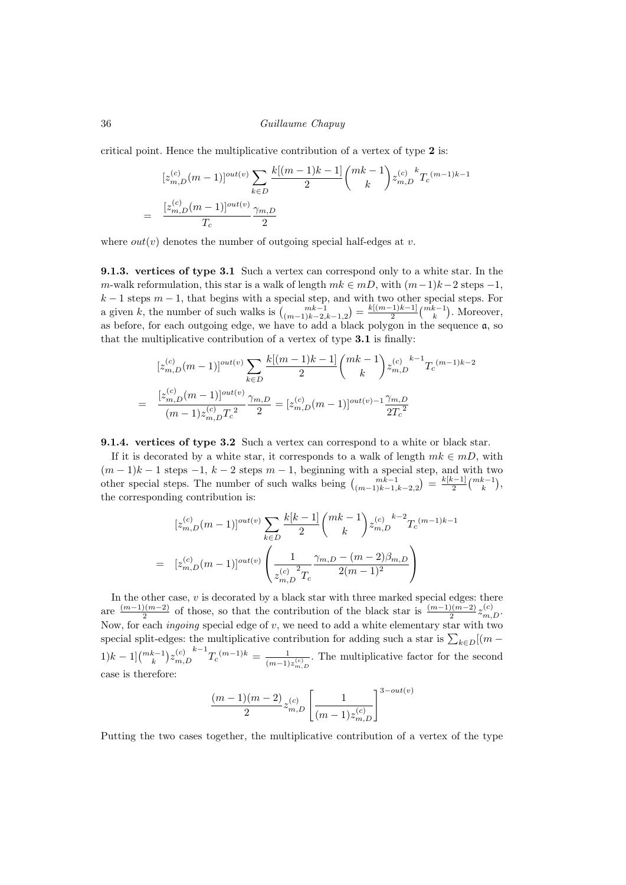critical point. Hence the multiplicative contribution of a vertex of type **2** is:

$$
\begin{aligned}
& [z^{(c)}_{m,D}(m-1)]^{out(v)} \sum_{k\in D} \frac{k[(m-1)k-1]}{2}\binom{mk-1}{k} {z^{(c)}_{m,D}}^{k} {T_c}^{(m-1)k-1} \\
= \quad & \frac{[z^{(c)}_{m,D}(m-1)]^{out(v)}}{T_c}\frac{\gamma_{m,D}}{2}
\end{aligned}
$$

where $out(v)$ denotes the number of outgoing special half-edges at $v$.

**9.1.3. vertices of type 3.1** Such a vertex can correspond only to a white star. In the $m$-walk reformulation, this star is a walk of length $mk \in mD$, with $(m-1)k-2$ steps $-1$, $k-1$ steps $m-1$, that begins with a special step, and with two other special steps. For a given $k$, the number of such walks is $\binom{mk-1}{(m-1)k-2,k-1,2} = \frac{k[(m-1)k-1]}{2}\binom{mk-1}{k}$. Moreover, as before, for each outgoing edge, we have to add a black polygon in the sequence $\mathfrak{a}$, so that the multiplicative contribution of a vertex of type **3.1** is finally:

$$
\begin{aligned}
& [z^{(c)}_{m,D}(m-1)]^{out(v)} \sum_{k\in D} \frac{k[(m-1)k-1]}{2}\binom{mk-1}{k} {z^{(c)}_{m,D}}^{k-1} {T_c}^{(m-1)k-2} \\
= \quad & \frac{[z^{(c)}_{m,D}(m-1)]^{out(v)}}{(m-1)z^{(c)}_{m,D}{T_c}^2}\frac{\gamma_{m,D}}{2} = [z^{(c)}_{m,D}(m-1)]^{out(v)-1}\frac{\gamma_{m,D}}{2{T_c}^2}
\end{aligned}
$$

**9.1.4. vertices of type 3.2** Such a vertex can correspond to a white or black star.

If it is decorated by a white star, it corresponds to a walk of length $mk \in mD$, with $(m-1)k-1$ steps $-1$, $k-2$ steps $m-1$, beginning with a special step, and with two other special steps. The number of such walks being $\binom{mk-1}{(m-1)k-1,k-2,2} = \frac{k[k-1]}{2}\binom{mk-1}{k}$, the corresponding contribution is:

$$
\begin{aligned}
& [z^{(c)}_{m,D}(m-1)]^{out(v)} \sum_{k\in D} \frac{k[k-1]}{2}\binom{mk-1}{k} {z^{(c)}_{m,D}}^{k-2} {T_c}^{(m-1)k-1} \\
= \quad & [z^{(c)}_{m,D}(m-1)]^{out(v)} \left( \frac{1}{{z^{(c)}_{m,D}}^2 T_c} \frac{\gamma_{m,D}-(m-2)\beta_{m,D}}{2(m-1)^2} \right)
\end{aligned}
$$

In the other case, $v$ is decorated by a black star with three marked special edges: there are $\frac{(m-1)(m-2)}{2}$ of those, so that the contribution of the black star is $\frac{(m-1)(m-2)}{2}z^{(c)}_{m,D}$. Now, for each *ingoing* special edge of $v$, we need to add a white elementary star with two special split-edges: the multiplicative contribution for adding such a star is $\sum_{k\in D}[(m-1)k-1]\binom{mk-1}{k}{z^{(c)}_{m,D}}^{k-1}{T_c}^{(m-1)k} = \frac{1}{(m-1)z^{(c)}_{m,D}}$. The multiplicative factor for the second case is therefore:

$$
\frac{(m-1)(m-2)}{2}z^{(c)}_{m,D}\left[\frac{1}{(m-1)z^{(c)}_{m,D}}\right]^{3-out(v)}
$$

Putting the two cases together, the multiplicative contribution of a vertex of the type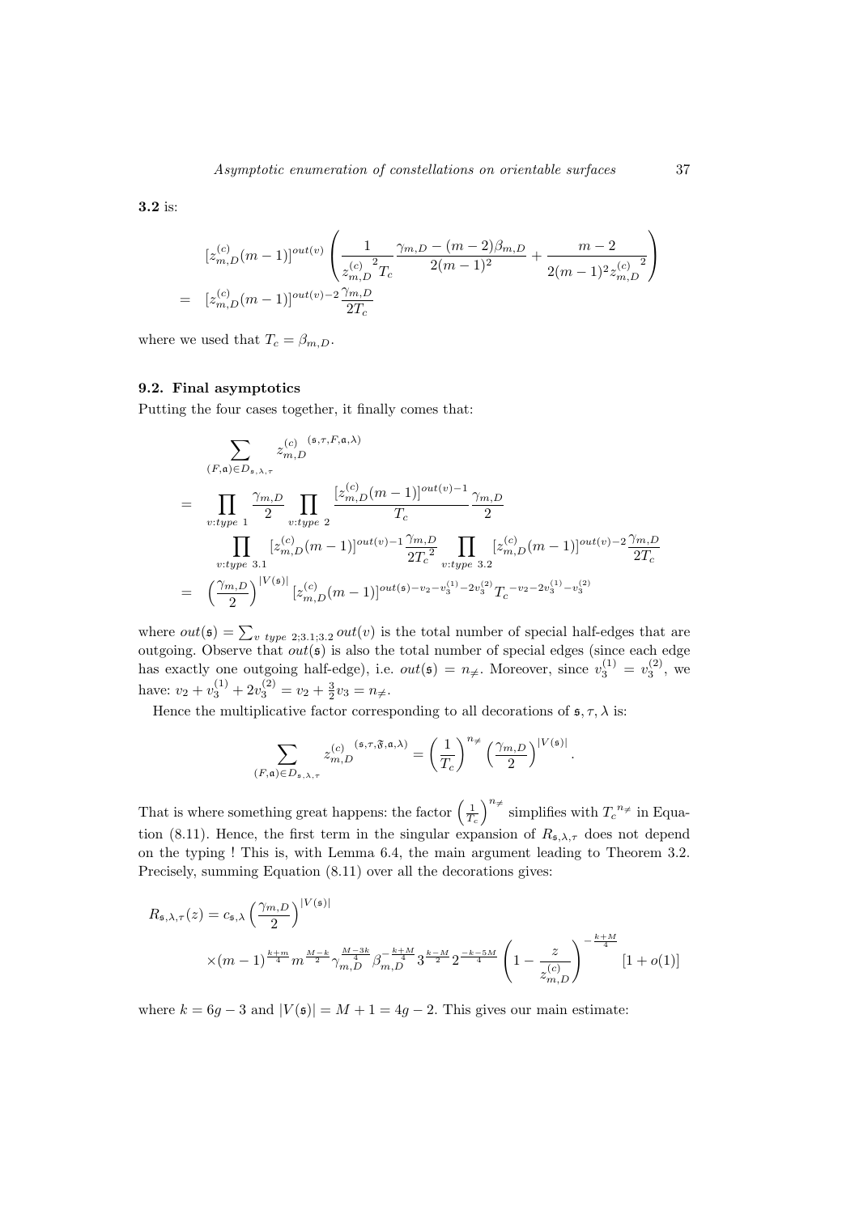**3.2** is:

$$
\begin{aligned}
& [z_{m,D}^{(c)}(m-1)]^{out(v)} \left( \frac{1}{{z_{m,D}^{(c)}}^2 T_c} \frac{\gamma_{m,D} - (m-2)\beta_{m,D}}{2(m-1)^2} + \frac{m-2}{2(m-1)^2 {z_{m,D}^{(c)}}^2} \right) \\
= \; & [z_{m,D}^{(c)}(m-1)]^{out(v)-2} \frac{\gamma_{m,D}}{2T_c}
\end{aligned}
$$

where we used that $T_c = \beta_{m,D}$.

### 9.2. Final asymptotics

Putting the four cases together, it finally comes that:

$$
\begin{aligned}
& \sum_{(F,\mathfrak{a}) \in D_{\mathfrak{s},\lambda,\tau}} {z_{m,D}^{(c)}}^{(\mathfrak{s},\tau,F,\mathfrak{a},\lambda)} \\
= \; & \prod_{v:type\ 1} \frac{\gamma_{m,D}}{2} \prod_{v:type\ 2} \frac{[z_{m,D}^{(c)}(m-1)]^{out(v)-1}}{T_c} \frac{\gamma_{m,D}}{2} \\
& \prod_{v:type\ 3.1} [z_{m,D}^{(c)}(m-1)]^{out(v)-1} \frac{\gamma_{m,D}}{2{T_c}^2} \prod_{v:type\ 3.2} [z_{m,D}^{(c)}(m-1)]^{out(v)-2} \frac{\gamma_{m,D}}{2T_c} \\
= \; & \left(\frac{\gamma_{m,D}}{2}\right)^{|V(\mathfrak{s})|} [z_{m,D}^{(c)}(m-1)]^{out(\mathfrak{s}) - v_2 - v_3^{(1)} - 2v_3^{(2)}} {T_c}^{-v_2 - 2v_3^{(1)} - v_3^{(2)}}
\end{aligned}
$$

where $out(\mathfrak{s}) = \sum_{v\ type\ 2;3.1;3.2} out(v)$ is the total number of special half-edges that are outgoing. Observe that $out(\mathfrak{s})$ is also the total number of special edges (since each edge has exactly one outgoing half-edge), i.e. $out(\mathfrak{s}) = n_{\neq}$. Moreover, since $v_3^{(1)} = v_3^{(2)}$, we have: $v_2 + v_3^{(1)} + 2v_3^{(2)} = v_2 + \frac{3}{2}v_3 = n_{\neq}$.

Hence the multiplicative factor corresponding to all decorations of $\mathfrak{s}, \tau, \lambda$ is:

$$
\sum_{(F,\mathfrak{a}) \in D_{\mathfrak{s},\lambda,\tau}} {z_{m,D}^{(c)}}^{(\mathfrak{s},\tau,\mathfrak{F},\mathfrak{a},\lambda)} = \left(\frac{1}{T_c}\right)^{n_{\neq}} \left(\frac{\gamma_{m,D}}{2}\right)^{|V(\mathfrak{s})|}.
$$

That is where something great happens: the factor $\left(\frac{1}{T_c}\right)^{n_{\neq}}$ simplifies with ${T_c}^{n_{\neq}}$ in Equation (8.11). Hence, the first term in the singular expansion of $R_{\mathfrak{s},\lambda,\tau}$ does not depend on the typing ! This is, with Lemma 6.4, the main argument leading to Theorem 3.2. Precisely, summing Equation (8.11) over all the decorations gives:

$$
\begin{aligned}
R_{\mathfrak{s},\lambda,\tau}(z) = \; & c_{\mathfrak{s},\lambda} \left(\frac{\gamma_{m,D}}{2}\right)^{|V(\mathfrak{s})|} \\
& \times (m-1)^{\frac{k+m}{4}} m^{\frac{M-k}{2}} \gamma_{m,D}^{\frac{M-3k}{4}} \beta_{m,D}^{-\frac{k+M}{4}} 3^{\frac{k-M}{2}} 2^{\frac{-k-5M}{4}} \left(1 - \frac{z}{z_{m,D}^{(c)}}\right)^{-\frac{k+M}{4}} [1 + o(1)]
\end{aligned}
$$

where $k = 6g - 3$ and $|V(\mathfrak{s})| = M + 1 = 4g - 2$. This gives our main estimate: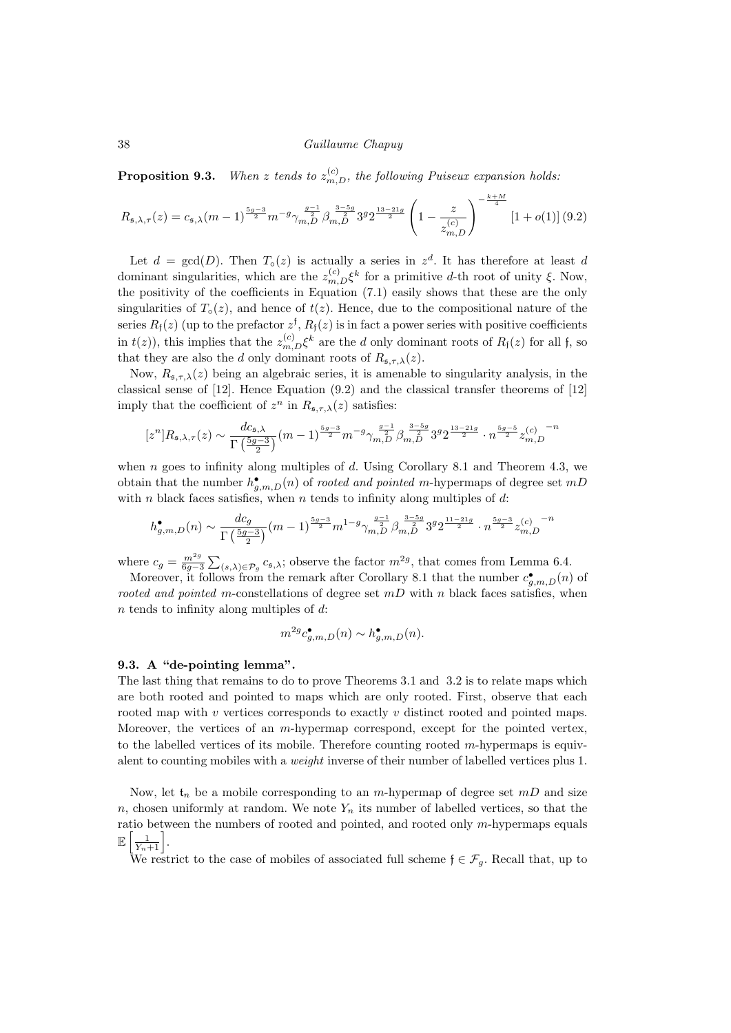**Proposition 9.3.** *When $z$ tends to $z^{(c)}_{m,D}$, the following Puiseux expansion holds:*

$$R_{\mathfrak{s},\lambda,\tau}(z) = c_{\mathfrak{s},\lambda}(m-1)^{\frac{5g-3}{2}} m^{-g} \gamma_{m,D}^{\frac{g-1}{2}} \beta_{m,D}^{\frac{3-5g}{2}} 3^g 2^{\frac{13-21g}{2}} \left(1 - \frac{z}{z^{(c)}_{m,D}}\right)^{-\frac{k+M}{4}} [1+o(1)] \quad (9.2)$$

Let $d = \gcd(D)$. Then $T_\circ(z)$ is actually a series in $z^d$. It has therefore at least $d$ dominant singularities, which are the $z^{(c)}_{m,D}\xi^k$ for a primitive $d$-th root of unity $\xi$. Now, the positivity of the coefficients in Equation (7.1) easily shows that these are the only singularities of $T_\circ(z)$, and hence of $t(z)$. Hence, due to the compositional nature of the series $R_{\mathfrak{f}}(z)$ (up to the prefactor $z^{\mathfrak{f}}$, $R_{\mathfrak{f}}(z)$ is in fact a power series with positive coefficients in $t(z)$), this implies that the $z^{(c)}_{m,D}\xi^k$ are the $d$ only dominant roots of $R_{\mathfrak{f}}(z)$ for all $\mathfrak{f}$, so that they are also the $d$ only dominant roots of $R_{\mathfrak{s},\tau,\lambda}(z)$.

Now, $R_{\mathfrak{s},\tau,\lambda}(z)$ being an algebraic series, it is amenable to singularity analysis, in the classical sense of [12]. Hence Equation (9.2) and the classical transfer theorems of [12] imply that the coefficient of $z^n$ in $R_{\mathfrak{s},\tau,\lambda}(z)$ satisfies:

$$[z^n]R_{\mathfrak{s},\lambda,\tau}(z) \sim \frac{dc_{\mathfrak{s},\lambda}}{\Gamma\left(\frac{5g-3}{2}\right)}(m-1)^{\frac{5g-3}{2}} m^{-g} \gamma_{m,D}^{\frac{g-1}{2}} \beta_{m,D}^{\frac{3-5g}{2}} 3^g 2^{\frac{13-21g}{2}} \cdot n^{\frac{5g-5}{2}} {z^{(c)}_{m,D}}^{-n}$$

when $n$ goes to infinity along multiples of $d$. Using Corollary 8.1 and Theorem 4.3, we obtain that the number $h^\bullet_{g,m,D}(n)$ of *rooted and pointed* $m$-hypermaps of degree set $mD$ with $n$ black faces satisfies, when $n$ tends to infinity along multiples of $d$:

$$h^\bullet_{g,m,D}(n) \sim \frac{dc_g}{\Gamma\left(\frac{5g-3}{2}\right)}(m-1)^{\frac{5g-3}{2}} m^{1-g} \gamma_{m,D}^{\frac{g-1}{2}} \beta_{m,D}^{\frac{3-5g}{2}} 3^g 2^{\frac{11-21g}{2}} \cdot n^{\frac{5g-3}{2}} {z^{(c)}_{m,D}}^{-n}$$

where $c_g = \frac{m^{2g}}{6g-3}\sum_{(s,\lambda)\in\mathcal{P}_g} c_{\mathfrak{s},\lambda}$; observe the factor $m^{2g}$, that comes from Lemma 6.4.

Moreover, it follows from the remark after Corollary 8.1 that the number $c^\bullet_{g,m,D}(n)$ of *rooted and pointed* $m$-constellations of degree set $mD$ with $n$ black faces satisfies, when $n$ tends to infinity along multiples of $d$:

$$m^{2g}c^\bullet_{g,m,D}(n) \sim h^\bullet_{g,m,D}(n).$$

### 9.3. A "de-pointing lemma".

The last thing that remains to do to prove Theorems 3.1 and 3.2 is to relate maps which are both rooted and pointed to maps which are only rooted. First, observe that each rooted map with $v$ vertices corresponds to exactly $v$ distinct rooted and pointed maps. Moreover, the vertices of an $m$-hypermap correspond, except for the pointed vertex, to the labelled vertices of its mobile. Therefore counting rooted $m$-hypermaps is equivalent to counting mobiles with a *weight* inverse of their number of labelled vertices plus 1.

Now, let $\mathfrak{t}_n$ be a mobile corresponding to an $m$-hypermap of degree set $mD$ and size $n$, chosen uniformly at random. We note $Y_n$ its number of labelled vertices, so that the ratio between the numbers of rooted and pointed, and rooted only $m$-hypermaps equals $\mathbb{E}\left[\frac{1}{Y_n+1}\right]$.

We restrict to the case of mobiles of associated full scheme $\mathfrak{f} \in \mathcal{F}_g$. Recall that, up to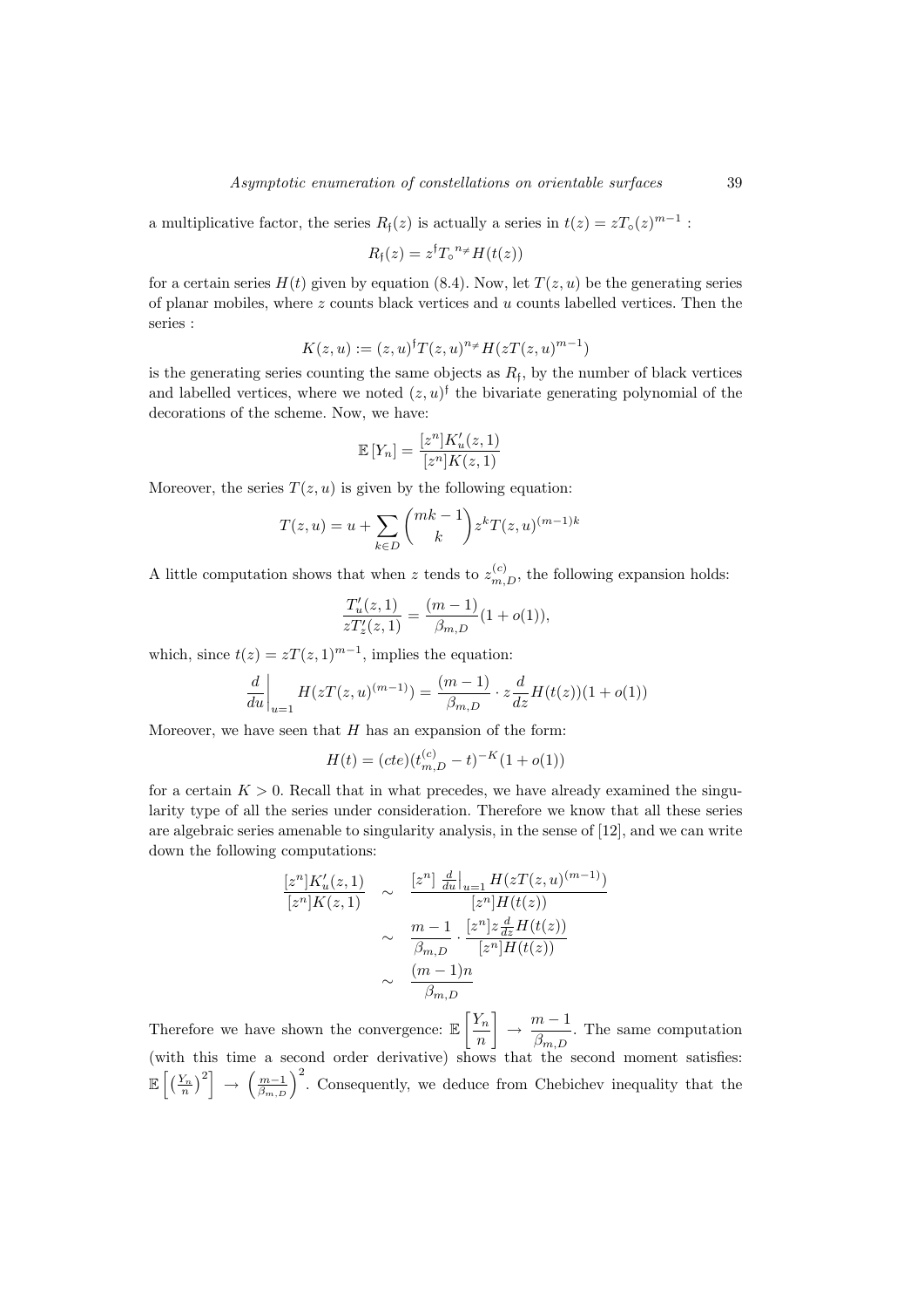a multiplicative factor, the series $R_{\mathfrak{f}}(z)$ is actually a series in $t(z) = zT_{\circ}(z)^{m-1}$ :

$$R_{\mathfrak{f}}(z) = z^{\mathfrak{f}} T_{\circ}{}^{n_{\neq}} H(t(z))$$

for a certain series $H(t)$ given by equation (8.4). Now, let $T(z,u)$ be the generating series of planar mobiles, where $z$ counts black vertices and $u$ counts labelled vertices. Then the series :

$$K(z,u) := (z,u)^{\mathfrak{f}} T(z,u)^{n_{\neq}} H(zT(z,u)^{m-1})$$

is the generating series counting the same objects as $R_{\mathfrak{f}}$, by the number of black vertices and labelled vertices, where we noted $(z,u)^{\mathfrak{f}}$ the bivariate generating polynomial of the decorations of the scheme. Now, we have:

$$\mathbb{E}\left[Y_n\right] = \frac{[z^n]K'_u(z,1)}{[z^n]K(z,1)}$$

Moreover, the series $T(z,u)$ is given by the following equation:

$$T(z,u) = u + \sum_{k \in D} \binom{mk-1}{k} z^k T(z,u)^{(m-1)k}$$

A little computation shows that when $z$ tends to $z^{(c)}_{m,D}$, the following expansion holds:

$$\frac{T'_u(z,1)}{zT'_z(z,1)} = \frac{(m-1)}{\beta_{m,D}}(1+o(1)),$$

which, since $t(z) = zT(z,1)^{m-1}$, implies the equation:

$$\left.\frac{d}{du}\right|_{u=1} H(zT(z,u)^{(m-1)}) = \frac{(m-1)}{\beta_{m,D}} \cdot z\frac{d}{dz}H(t(z))(1+o(1))$$

Moreover, we have seen that $H$ has an expansion of the form:

$$H(t) = (cte)(t^{(c)}_{m,D} - t)^{-K}(1+o(1))$$

for a certain $K > 0$. Recall that in what precedes, we have already examined the singularity type of all the series under consideration. Therefore we know that all these series are algebraic series amenable to singularity analysis, in the sense of [12], and we can write down the following computations:

$$\begin{aligned}
\frac{[z^n]K'_u(z,1)}{[z^n]K(z,1)} &\sim \frac{[z^n]\left.\frac{d}{du}\right|_{u=1} H(zT(z,u)^{(m-1)})}{[z^n]H(t(z))} \\
&\sim \frac{m-1}{\beta_{m,D}} \cdot \frac{[z^n]z\frac{d}{dz}H(t(z))}{[z^n]H(t(z))} \\
&\sim \frac{(m-1)n}{\beta_{m,D}}
\end{aligned}$$

Therefore we have shown the convergence: $\mathbb{E}\left[\frac{Y_n}{n}\right] \rightarrow \frac{m-1}{\beta_{m,D}}$. The same computation (with this time a second order derivative) shows that the second moment satisfies: $\mathbb{E}\left[\left(\frac{Y_n}{n}\right)^2\right] \rightarrow \left(\frac{m-1}{\beta_{m,D}}\right)^2$. Consequently, we deduce from Chebichev inequality that the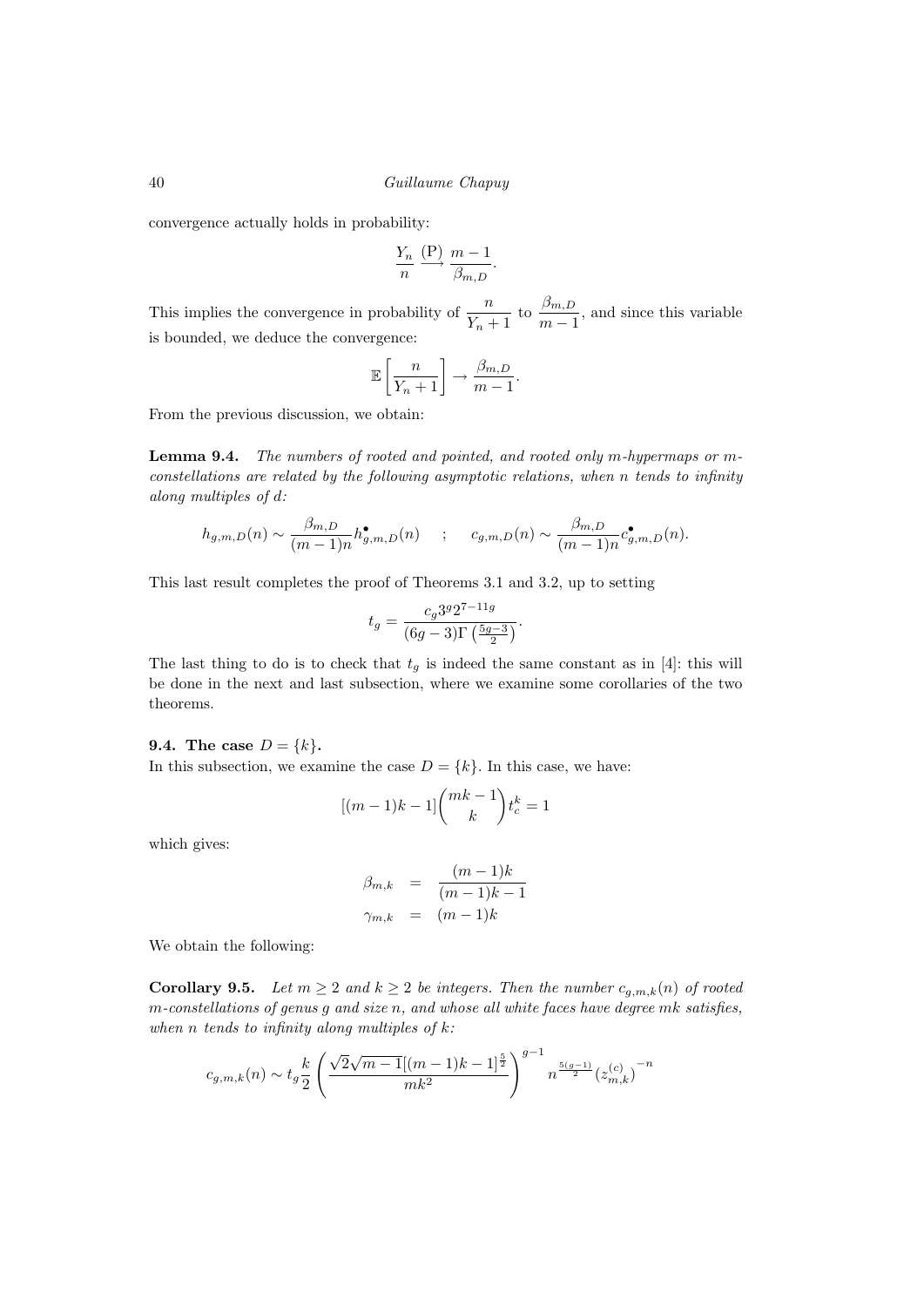convergence actually holds in probability:

$$\frac{Y_n}{n} \xrightarrow{(\mathrm{P})} \frac{m-1}{\beta_{m,D}}.$$

This implies the convergence in probability of $\dfrac{n}{Y_n+1}$ to $\dfrac{\beta_{m,D}}{m-1}$, and since this variable is bounded, we deduce the convergence:

$$\mathbb{E}\left[\frac{n}{Y_n+1}\right] \to \frac{\beta_{m,D}}{m-1}.$$

From the previous discussion, we obtain:

**Lemma 9.4.** *The numbers of rooted and pointed, and rooted only $m$-hypermaps or $m$-constellations are related by the following asymptotic relations, when $n$ tends to infinity along multiples of $d$:*

$$h_{g,m,D}(n) \sim \frac{\beta_{m,D}}{(m-1)n} h^{\bullet}_{g,m,D}(n) \quad ; \quad c_{g,m,D}(n) \sim \frac{\beta_{m,D}}{(m-1)n} c^{\bullet}_{g,m,D}(n).$$

This last result completes the proof of Theorems 3.1 and 3.2, up to setting

$$t_g = \frac{c_g 3^g 2^{7-11g}}{(6g-3)\Gamma\left(\frac{5g-3}{2}\right)}.$$

The last thing to do is to check that $t_g$ is indeed the same constant as in [4]: this will be done in the next and last subsection, where we examine some corollaries of the two theorems.

### 9.4. The case $D = \{k\}$.

In this subsection, we examine the case $D = \{k\}$. In this case, we have:

$$[(m-1)k-1]\binom{mk-1}{k} t_c^k = 1$$

which gives:

$$\begin{aligned} \beta_{m,k} &= \frac{(m-1)k}{(m-1)k-1} \\ \gamma_{m,k} &= (m-1)k \end{aligned}$$

We obtain the following:

**Corollary 9.5.** *Let $m \geq 2$ and $k \geq 2$ be integers. Then the number $c_{g,m,k}(n)$ of rooted $m$-constellations of genus $g$ and size $n$, and whose all white faces have degree $mk$ satisfies, when $n$ tends to infinity along multiples of $k$:*

$$c_{g,m,k}(n) \sim t_g \frac{k}{2} \left( \frac{\sqrt{2}\sqrt{m-1}[(m-1)k-1]^{\frac{5}{2}}}{mk^2} \right)^{g-1} n^{\frac{5(g-1)}{2}} \left(z^{(c)}_{m,k}\right)^{-n}$$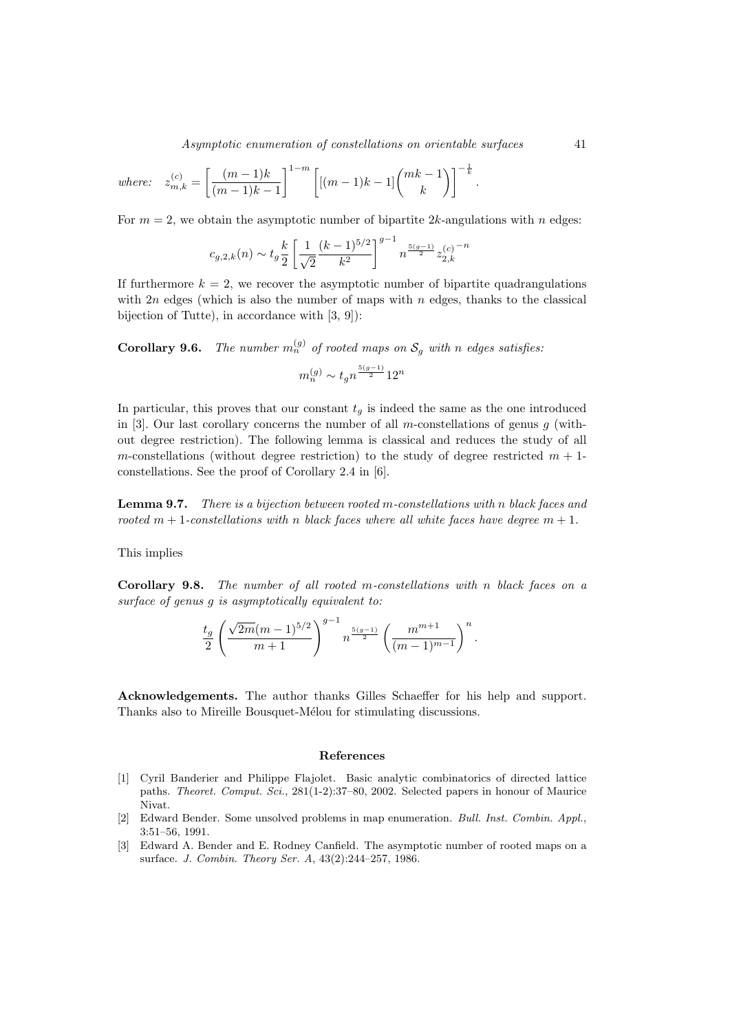*where:* $$z^{(c)}_{m,k} = \left[\frac{(m-1)k}{(m-1)k-1}\right]^{1-m}\left[[(m-1)k-1]\binom{mk-1}{k}\right]^{-\frac{1}{k}}.$$

For $m = 2$, we obtain the asymptotic number of bipartite $2k$-angulations with $n$ edges:

$$c_{g,2,k}(n) \sim t_g \frac{k}{2}\left[\frac{1}{\sqrt{2}}\frac{(k-1)^{5/2}}{k^2}\right]^{g-1} n^{\frac{5(g-1)}{2}} {z^{(c)}_{2,k}}^{-n}$$

If furthermore $k = 2$, we recover the asymptotic number of bipartite quadrangulations with $2n$ edges (which is also the number of maps with $n$ edges, thanks to the classical bijection of Tutte), in accordance with [3, 9]):

**Corollary 9.6.** *The number $m^{(g)}_n$ of rooted maps on $\mathcal{S}_g$ with $n$ edges satisfies:*

$$m^{(g)}_n \sim t_g n^{\frac{5(g-1)}{2}} 12^n$$

In particular, this proves that our constant $t_g$ is indeed the same as the one introduced in [3]. Our last corollary concerns the number of all $m$-constellations of genus $g$ (without degree restriction). The following lemma is classical and reduces the study of all $m$-constellations (without degree restriction) to the study of degree restricted $m+1$-constellations. See the proof of Corollary 2.4 in [6].

**Lemma 9.7.** *There is a bijection between rooted $m$-constellations with $n$ black faces and rooted $m+1$-constellations with $n$ black faces where all white faces have degree $m+1$.*

This implies

**Corollary 9.8.** *The number of all rooted $m$-constellations with $n$ black faces on a surface of genus $g$ is asymptotically equivalent to:*

$$\frac{t_g}{2}\left(\frac{\sqrt{2m}(m-1)^{5/2}}{m+1}\right)^{g-1} n^{\frac{5(g-1)}{2}}\left(\frac{m^{m+1}}{(m-1)^{m-1}}\right)^n.$$

**Acknowledgements.** The author thanks Gilles Schaeffer for his help and support. Thanks also to Mireille Bousquet-Mélou for stimulating discussions.

## References

[1] Cyril Banderier and Philippe Flajolet. Basic analytic combinatorics of directed lattice paths. *Theoret. Comput. Sci.*, 281(1-2):37–80, 2002. Selected papers in honour of Maurice Nivat.

[2] Edward Bender. Some unsolved problems in map enumeration. *Bull. Inst. Combin. Appl.*, 3:51–56, 1991.

[3] Edward A. Bender and E. Rodney Canfield. The asymptotic number of rooted maps on a surface. *J. Combin. Theory Ser. A*, 43(2):244–257, 1986.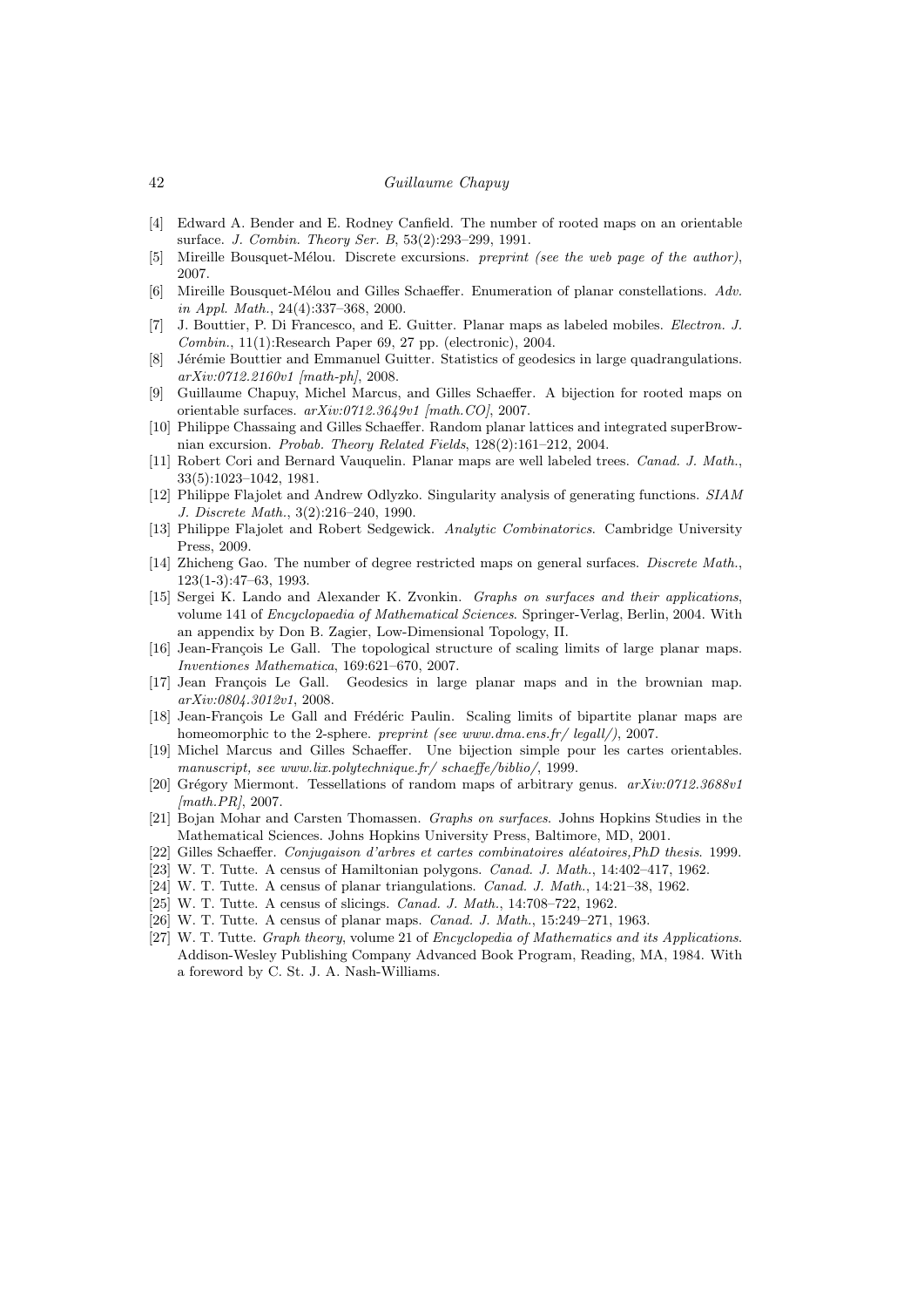[4] Edward A. Bender and E. Rodney Canfield. The number of rooted maps on an orientable surface. *J. Combin. Theory Ser. B*, 53(2):293–299, 1991.

[5] Mireille Bousquet-Mélou. Discrete excursions. *preprint (see the web page of the author)*, 2007.

[6] Mireille Bousquet-Mélou and Gilles Schaeffer. Enumeration of planar constellations. *Adv. in Appl. Math.*, 24(4):337–368, 2000.

[7] J. Bouttier, P. Di Francesco, and E. Guitter. Planar maps as labeled mobiles. *Electron. J. Combin.*, 11(1):Research Paper 69, 27 pp. (electronic), 2004.

[8] Jérémie Bouttier and Emmanuel Guitter. Statistics of geodesics in large quadrangulations. *arXiv:0712.2160v1 [math-ph]*, 2008.

[9] Guillaume Chapuy, Michel Marcus, and Gilles Schaeffer. A bijection for rooted maps on orientable surfaces. *arXiv:0712.3649v1 [math.CO]*, 2007.

[10] Philippe Chassaing and Gilles Schaeffer. Random planar lattices and integrated superBrownian excursion. *Probab. Theory Related Fields*, 128(2):161–212, 2004.

[11] Robert Cori and Bernard Vauquelin. Planar maps are well labeled trees. *Canad. J. Math.*, 33(5):1023–1042, 1981.

[12] Philippe Flajolet and Andrew Odlyzko. Singularity analysis of generating functions. *SIAM J. Discrete Math.*, 3(2):216–240, 1990.

[13] Philippe Flajolet and Robert Sedgewick. *Analytic Combinatorics*. Cambridge University Press, 2009.

[14] Zhicheng Gao. The number of degree restricted maps on general surfaces. *Discrete Math.*, 123(1-3):47–63, 1993.

[15] Sergei K. Lando and Alexander K. Zvonkin. *Graphs on surfaces and their applications*, volume 141 of *Encyclopaedia of Mathematical Sciences*. Springer-Verlag, Berlin, 2004. With an appendix by Don B. Zagier, Low-Dimensional Topology, II.

[16] Jean-François Le Gall. The topological structure of scaling limits of large planar maps. *Inventiones Mathematica*, 169:621–670, 2007.

[17] Jean François Le Gall. Geodesics in large planar maps and in the brownian map. *arXiv:0804.3012v1*, 2008.

[18] Jean-François Le Gall and Frédéric Paulin. Scaling limits of bipartite planar maps are homeomorphic to the 2-sphere. *preprint (see www.dma.ens.fr/ legall/)*, 2007.

[19] Michel Marcus and Gilles Schaeffer. Une bijection simple pour les cartes orientables. *manuscript, see www.lix.polytechnique.fr/ schaeffe/biblio/*, 1999.

[20] Grégory Miermont. Tessellations of random maps of arbitrary genus. *arXiv:0712.3688v1 [math.PR]*, 2007.

[21] Bojan Mohar and Carsten Thomassen. *Graphs on surfaces*. Johns Hopkins Studies in the Mathematical Sciences. Johns Hopkins University Press, Baltimore, MD, 2001.

[22] Gilles Schaeffer. *Conjugaison d'arbres et cartes combinatoires aléatoires,PhD thesis*. 1999.

[23] W. T. Tutte. A census of Hamiltonian polygons. *Canad. J. Math.*, 14:402–417, 1962.

[24] W. T. Tutte. A census of planar triangulations. *Canad. J. Math.*, 14:21–38, 1962.

[25] W. T. Tutte. A census of slicings. *Canad. J. Math.*, 14:708–722, 1962.

[26] W. T. Tutte. A census of planar maps. *Canad. J. Math.*, 15:249–271, 1963.

[27] W. T. Tutte. *Graph theory*, volume 21 of *Encyclopedia of Mathematics and its Applications*. Addison-Wesley Publishing Company Advanced Book Program, Reading, MA, 1984. With a foreword by C. St. J. A. Nash-Williams.